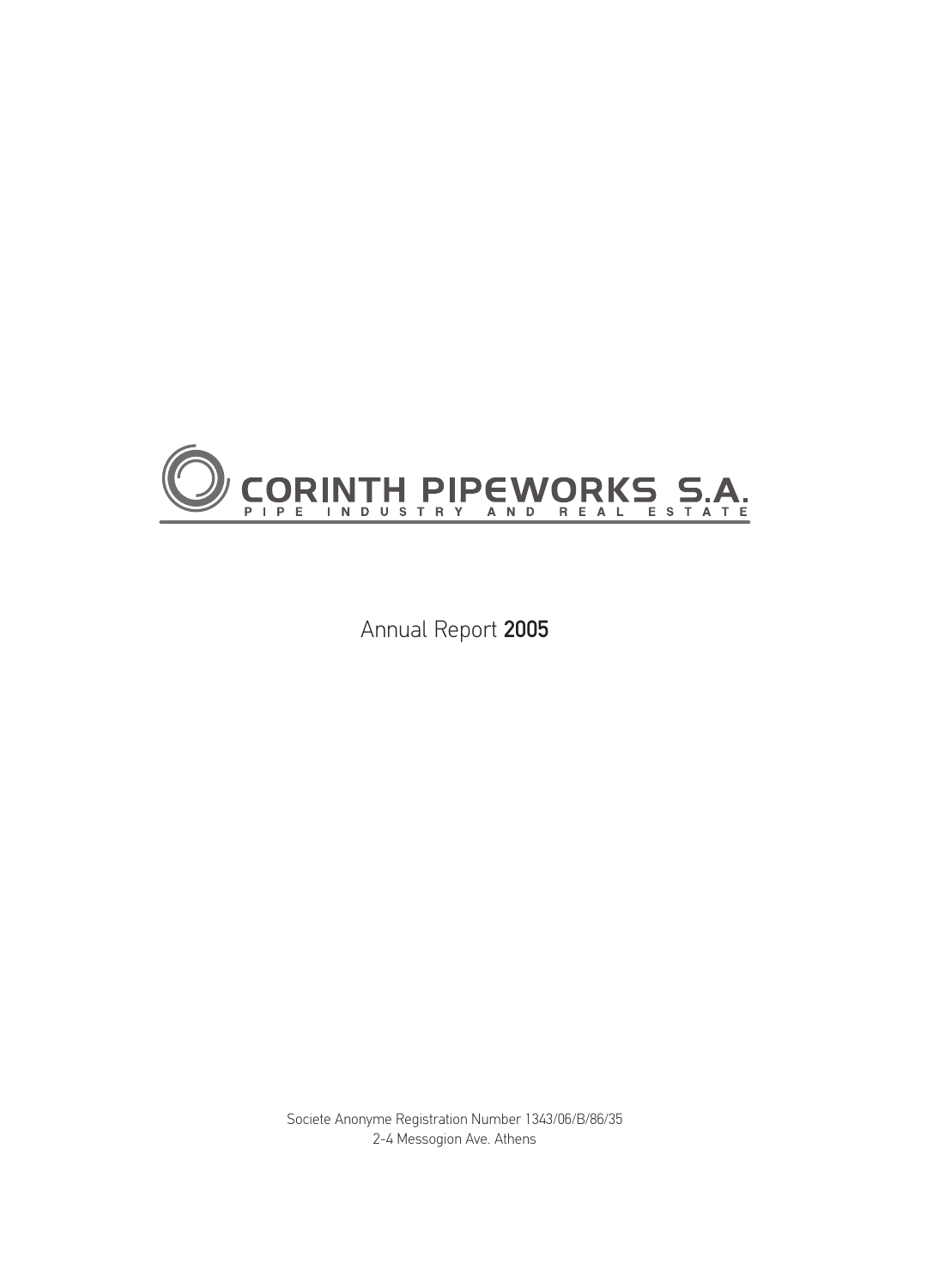# CORINTH PIPEWORKS S.A.

PIPE INDUSTRY AND REAL ESTATE

Annual Report **2005**

Societe Anonyme Registration Number 1343/06/B/86/35
2-4 Messogion Ave. Athens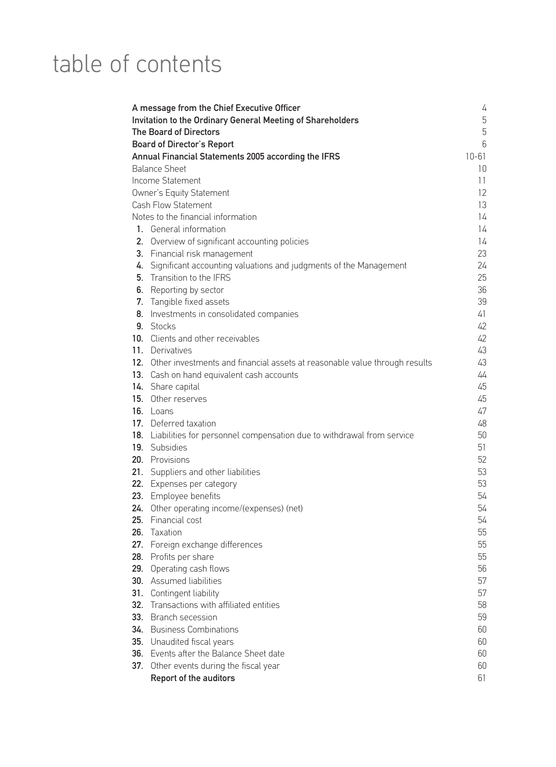# table of contents

| | | |
|---|---|---|
| **A message from the Chief Executive Officer** | | 4 |
| **Invitation to the Ordinary General Meeting of Shareholders** | | 5 |
| **The Board of Directors** | | 5 |
| **Board of Director's Report** | | 6 |
| **Annual Financial Statements 2005 according the IFRS** | | 10-61 |
| Balance Sheet | | 10 |
| Income Statement | | 11 |
| Owner's Equity Statement | | 12 |
| Cash Flow Statement | | 13 |
| Notes to the financial information | | 14 |
| **1.** | General information | 14 |
| **2.** | Overview of significant accounting policies | 14 |
| **3.** | Financial risk management | 23 |
| **4.** | Significant accounting valuations and judgments of the Management | 24 |
| **5.** | Transition to the IFRS | 25 |
| **6.** | Reporting by sector | 36 |
| **7.** | Tangible fixed assets | 39 |
| **8.** | Investments in consolidated companies | 41 |
| **9.** | Stocks | 42 |
| **10.** | Clients and other receivables | 42 |
| **11.** | Derivatives | 43 |
| **12.** | Other investments and financial assets at reasonable value through results | 43 |
| **13.** | Cash on hand equivalent cash accounts | 44 |
| **14.** | Share capital | 45 |
| **15.** | Other reserves | 45 |
| **16.** | Loans | 47 |
| **17.** | Deferred taxation | 48 |
| **18.** | Liabilities for personnel compensation due to withdrawal from service | 50 |
| **19.** | Subsidies | 51 |
| **20.** | Provisions | 52 |
| **21.** | Suppliers and other liabilities | 53 |
| **22.** | Expenses per category | 53 |
| **23.** | Employee benefits | 54 |
| **24.** | Other operating income/(expenses) (net) | 54 |
| **25.** | Financial cost | 54 |
| **26.** | Taxation | 55 |
| **27.** | Foreign exchange differences | 55 |
| **28.** | Profits per share | 55 |
| **29.** | Operating cash flows | 56 |
| **30.** | Assumed liabilities | 57 |
| **31.** | Contingent liability | 57 |
| **32.** | Transactions with affiliated entities | 58 |
| **33.** | Branch secession | 59 |
| **34.** | Business Combinations | 60 |
| **35.** | Unaudited fiscal years | 60 |
| **36.** | Events after the Balance Sheet date | 60 |
| **37.** | Other events during the fiscal year | 60 |
| | **Report of the auditors** | 61 |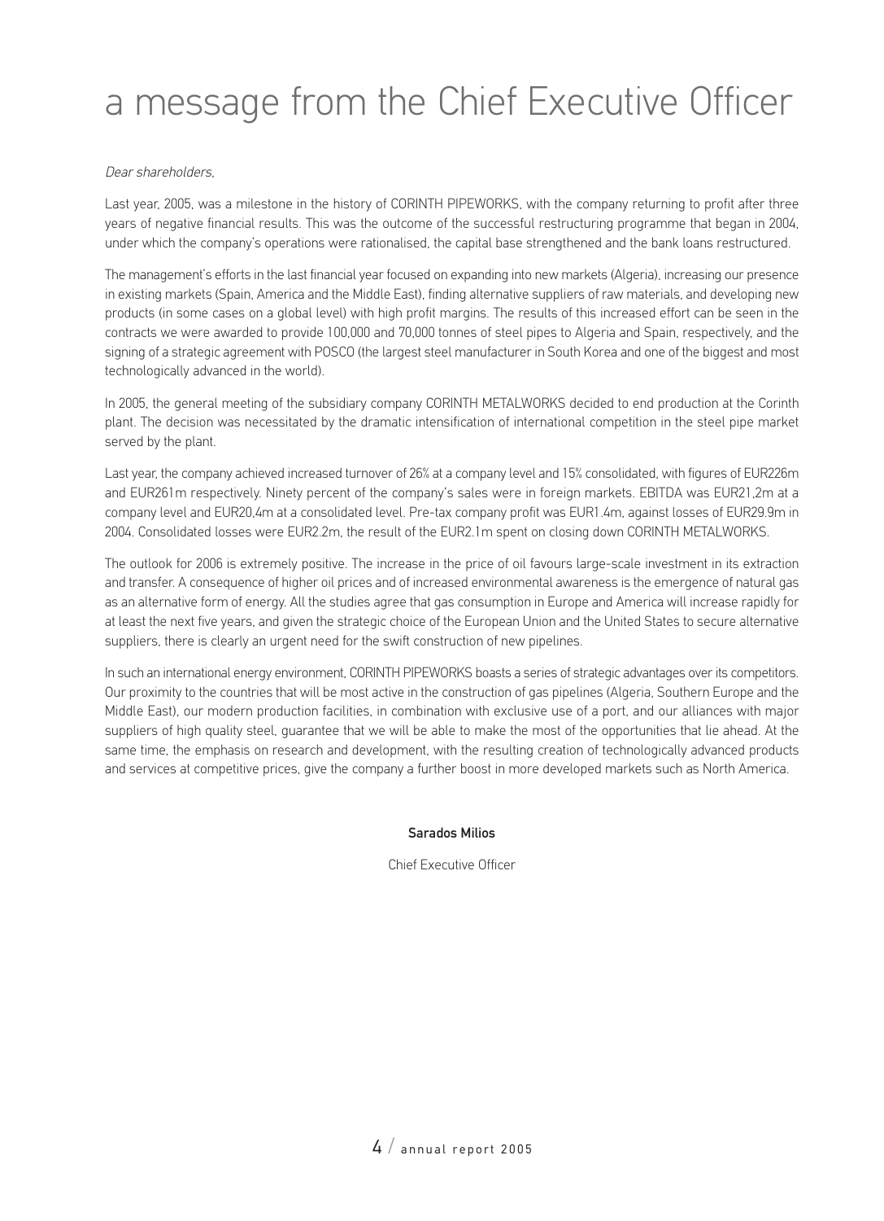# a message from the Chief Executive Officer

*Dear shareholders,*

Last year, 2005, was a milestone in the history of CORINTH PIPEWORKS, with the company returning to profit after three years of negative financial results. This was the outcome of the successful restructuring programme that began in 2004, under which the company's operations were rationalised, the capital base strengthened and the bank loans restructured.

The management's efforts in the last financial year focused on expanding into new markets (Algeria), increasing our presence in existing markets (Spain, America and the Middle East), finding alternative suppliers of raw materials, and developing new products (in some cases on a global level) with high profit margins. The results of this increased effort can be seen in the contracts we were awarded to provide 100,000 and 70,000 tonnes of steel pipes to Algeria and Spain, respectively, and the signing of a strategic agreement with POSCO (the largest steel manufacturer in South Korea and one of the biggest and most technologically advanced in the world).

In 2005, the general meeting of the subsidiary company CORINTH METALWORKS decided to end production at the Corinth plant. The decision was necessitated by the dramatic intensification of international competition in the steel pipe market served by the plant.

Last year, the company achieved increased turnover of 26% at a company level and 15% consolidated, with figures of EUR226m and EUR261m respectively. Ninety percent of the company's sales were in foreign markets. EBITDA was EUR21,2m at a company level and EUR20,4m at a consolidated level. Pre-tax company profit was EUR1.4m, against losses of EUR29.9m in 2004. Consolidated losses were EUR2.2m, the result of the EUR2.1m spent on closing down CORINTH METALWORKS.

The outlook for 2006 is extremely positive. The increase in the price of oil favours large-scale investment in its extraction and transfer. A consequence of higher oil prices and of increased environmental awareness is the emergence of natural gas as an alternative form of energy. All the studies agree that gas consumption in Europe and America will increase rapidly for at least the next five years, and given the strategic choice of the European Union and the United States to secure alternative suppliers, there is clearly an urgent need for the swift construction of new pipelines.

In such an international energy environment, CORINTH PIPEWORKS boasts a series of strategic advantages over its competitors. Our proximity to the countries that will be most active in the construction of gas pipelines (Algeria, Southern Europe and the Middle East), our modern production facilities, in combination with exclusive use of a port, and our alliances with major suppliers of high quality steel, guarantee that we will be able to make the most of the opportunities that lie ahead. At the same time, the emphasis on research and development, with the resulting creation of technologically advanced products and services at competitive prices, give the company a further boost in more developed markets such as North America.

**Sarados Milios**

Chief Executive Officer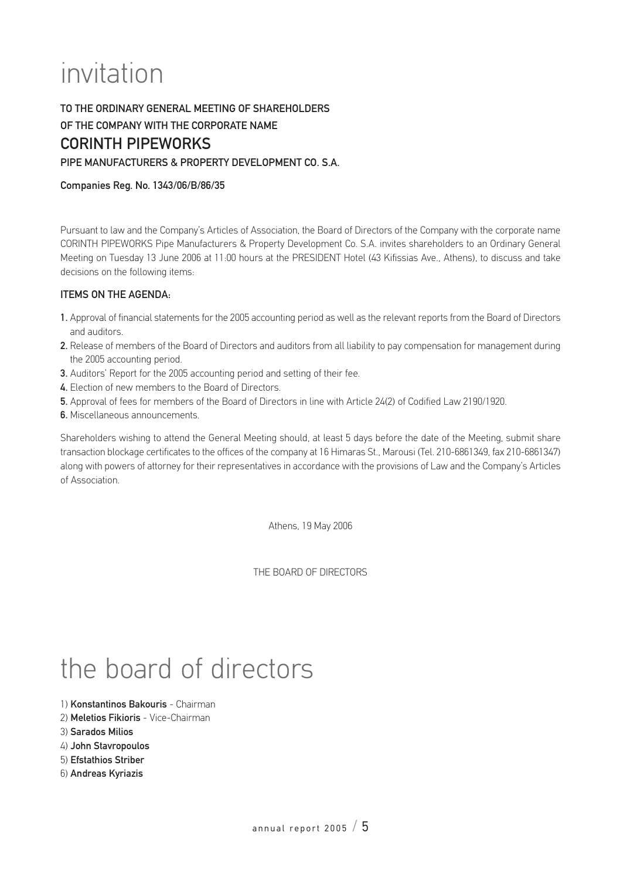# invitation

**TO THE ORDINARY GENERAL MEETING OF SHAREHOLDERS**
**OF THE COMPANY WITH THE CORPORATE NAME**

## CORINTH PIPEWORKS

**PIPE MANUFACTURERS & PROPERTY DEVELOPMENT CO. S.A.**

**Companies Reg. No. 1343/06/B/86/35**

Pursuant to law and the Company's Articles of Association, the Board of Directors of the Company with the corporate name CORINTH PIPEWORKS Pipe Manufacturers & Property Development Co. S.A. invites shareholders to an Ordinary General Meeting on Tuesday 13 June 2006 at 11:00 hours at the PRESIDENT Hotel (43 Kifissias Ave., Athens), to discuss and take decisions on the following items:

**ITEMS ON THE AGENDA:**

1. Approval of financial statements for the 2005 accounting period as well as the relevant reports from the Board of Directors and auditors.
2. Release of members of the Board of Directors and auditors from all liability to pay compensation for management during the 2005 accounting period.
3. Auditors' Report for the 2005 accounting period and setting of their fee.
4. Election of new members to the Board of Directors.
5. Approval of fees for members of the Board of Directors in line with Article 24(2) of Codified Law 2190/1920.
6. Miscellaneous announcements.

Shareholders wishing to attend the General Meeting should, at least 5 days before the date of the Meeting, submit share transaction blockage certificates to the offices of the company at 16 Himaras St., Marousi (Tel. 210-6861349, fax 210-6861347) along with powers of attorney for their representatives in accordance with the provisions of Law and the Company's Articles of Association.

Athens, 19 May 2006

THE BOARD OF DIRECTORS

# the board of directors

1) **Konstantinos Bakouris** - Chairman
2) **Meletios Fikioris** - Vice-Chairman
3) **Sarados Milios**
4) **John Stavropoulos**
5) **Efstathios Striber**
6) **Andreas Kyriazis**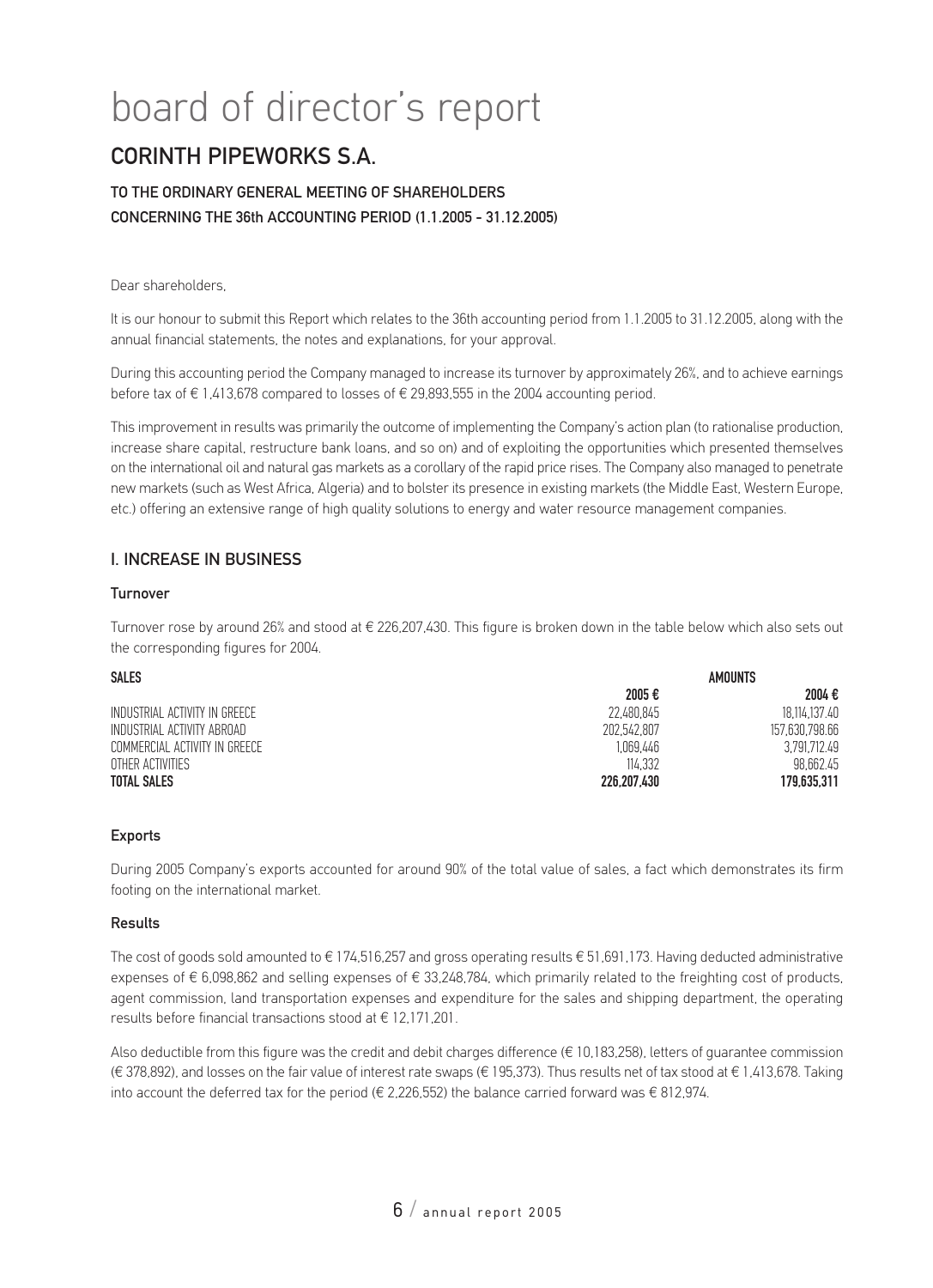# board of director's report

## CORINTH PIPEWORKS S.A.

### TO THE ORDINARY GENERAL MEETING OF SHAREHOLDERS
### CONCERNING THE 36th ACCOUNTING PERIOD (1.1.2005 - 31.12.2005)

Dear shareholders,

It is our honour to submit this Report which relates to the 36th accounting period from 1.1.2005 to 31.12.2005, along with the annual financial statements, the notes and explanations, for your approval.

During this accounting period the Company managed to increase its turnover by approximately 26%, and to achieve earnings before tax of € 1,413,678 compared to losses of € 29,893,555 in the 2004 accounting period.

This improvement in results was primarily the outcome of implementing the Company's action plan (to rationalise production, increase share capital, restructure bank loans, and so on) and of exploiting the opportunities which presented themselves on the international oil and natural gas markets as a corollary of the rapid price rises. The Company also managed to penetrate new markets (such as West Africa, Algeria) and to bolster its presence in existing markets (the Middle East, Western Europe, etc.) offering an extensive range of high quality solutions to energy and water resource management companies.

## I. INCREASE IN BUSINESS

### Turnover

Turnover rose by around 26% and stood at € 226,207,430. This figure is broken down in the table below which also sets out the corresponding figures for 2004.

| SALES | AMOUNTS | |
|---|---|---|
| | 2005 € | 2004 € |
| INDUSTRIAL ACTIVITY IN GREECE | 22,480,845 | 18,114,137.40 |
| INDUSTRIAL ACTIVITY ABROAD | 202,542,807 | 157,630,798.66 |
| COMMERCIAL ACTIVITY IN GREECE | 1,069,446 | 3,791,712.49 |
| OTHER ACTIVITIES | 114,332 | 98,662.45 |
| **TOTAL SALES** | **226,207,430** | **179,635,311** |

### Exports

During 2005 Company's exports accounted for around 90% of the total value of sales, a fact which demonstrates its firm footing on the international market.

### Results

The cost of goods sold amounted to € 174,516,257 and gross operating results € 51,691,173. Having deducted administrative expenses of € 6,098,862 and selling expenses of € 33,248,784, which primarily related to the freighting cost of products, agent commission, land transportation expenses and expenditure for the sales and shipping department, the operating results before financial transactions stood at € 12,171,201.

Also deductible from this figure was the credit and debit charges difference (€ 10,183,258), letters of guarantee commission (€ 378,892), and losses on the fair value of interest rate swaps (€ 195,373). Thus results net of tax stood at € 1,413,678. Taking into account the deferred tax for the period (€ 2,226,552) the balance carried forward was € 812,974.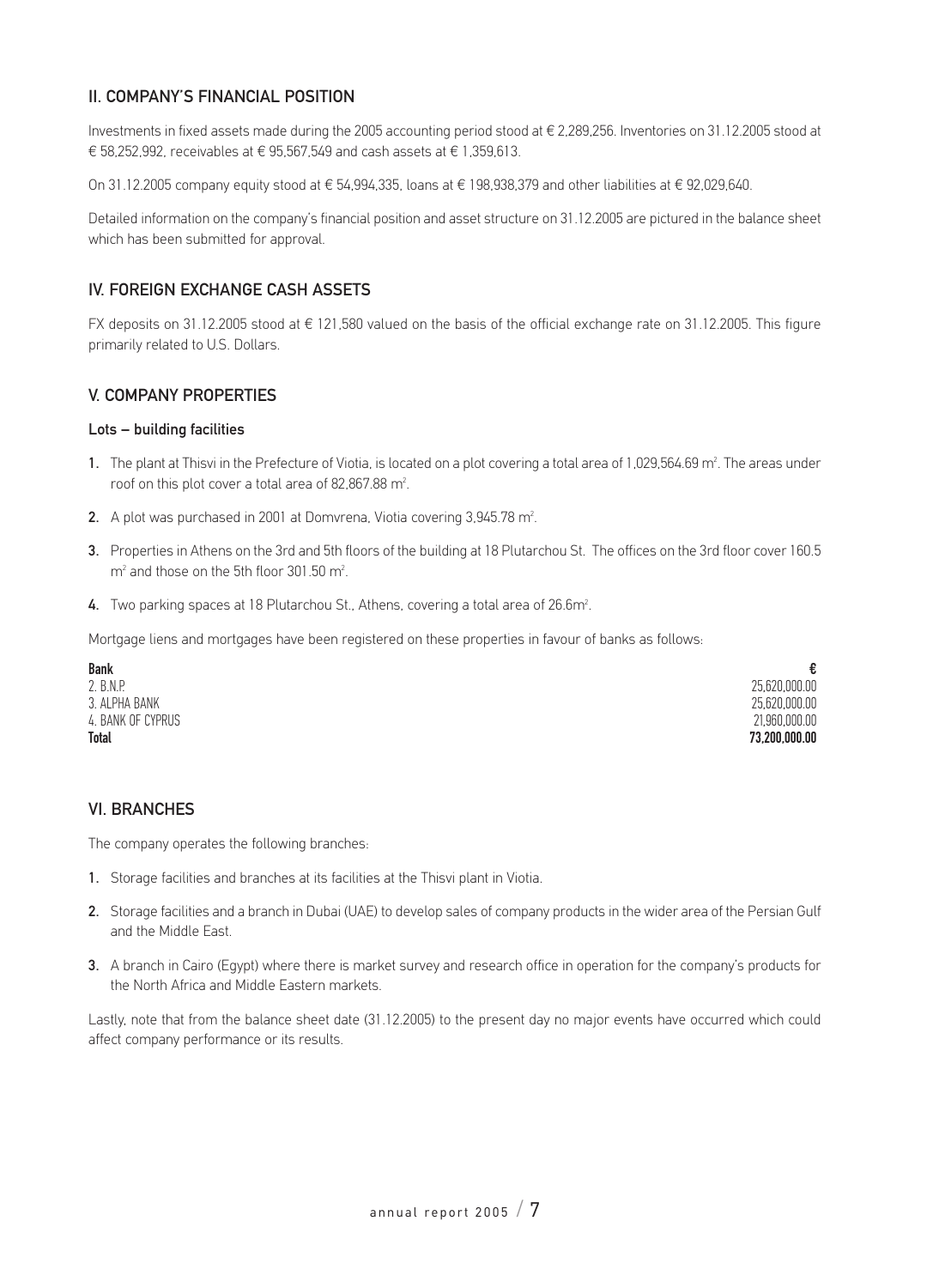## II. COMPANY'S FINANCIAL POSITION

Investments in fixed assets made during the 2005 accounting period stood at € 2,289,256. Inventories on 31.12.2005 stood at € 58,252,992, receivables at € 95,567,549 and cash assets at € 1,359,613.

On 31.12.2005 company equity stood at € 54,994,335, loans at € 198,938,379 and other liabilities at € 92,029,640.

Detailed information on the company's financial position and asset structure on 31.12.2005 are pictured in the balance sheet which has been submitted for approval.

## IV. FOREIGN EXCHANGE CASH ASSETS

FX deposits on 31.12.2005 stood at € 121,580 valued on the basis of the official exchange rate on 31.12.2005. This figure primarily related to U.S. Dollars.

## V. COMPANY PROPERTIES

### Lots – building facilities

1. The plant at Thisvi in the Prefecture of Viotia, is located on a plot covering a total area of 1,029,564.69 $m^2$. The areas under roof on this plot cover a total area of 82,867.88 $m^2$.
2. A plot was purchased in 2001 at Domvrena, Viotia covering 3,945.78 $m^2$.
3. Properties in Athens on the 3rd and 5th floors of the building at 18 Plutarchou St. The offices on the 3rd floor cover 160.5 $m^2$ and those on the 5th floor 301.50 $m^2$.
4. Two parking spaces at 18 Plutarchou St., Athens, covering a total area of 26.6$m^2$.

Mortgage liens and mortgages have been registered on these properties in favour of banks as follows:

| **Bank** | **€** |
|---|---|
| 2. B.N.P. | 25,620,000.00 |
| 3. ALPHA BANK | 25,620,000.00 |
| 4. BANK OF CYPRUS | 21,960,000.00 |
| **Total** | **73,200,000.00** |

## VI. BRANCHES

The company operates the following branches:

1. Storage facilities and branches at its facilities at the Thisvi plant in Viotia.
2. Storage facilities and a branch in Dubai (UAE) to develop sales of company products in the wider area of the Persian Gulf and the Middle East.
3. A branch in Cairo (Egypt) where there is market survey and research office in operation for the company's products for the North Africa and Middle Eastern markets.

Lastly, note that from the balance sheet date (31.12.2005) to the present day no major events have occurred which could affect company performance or its results.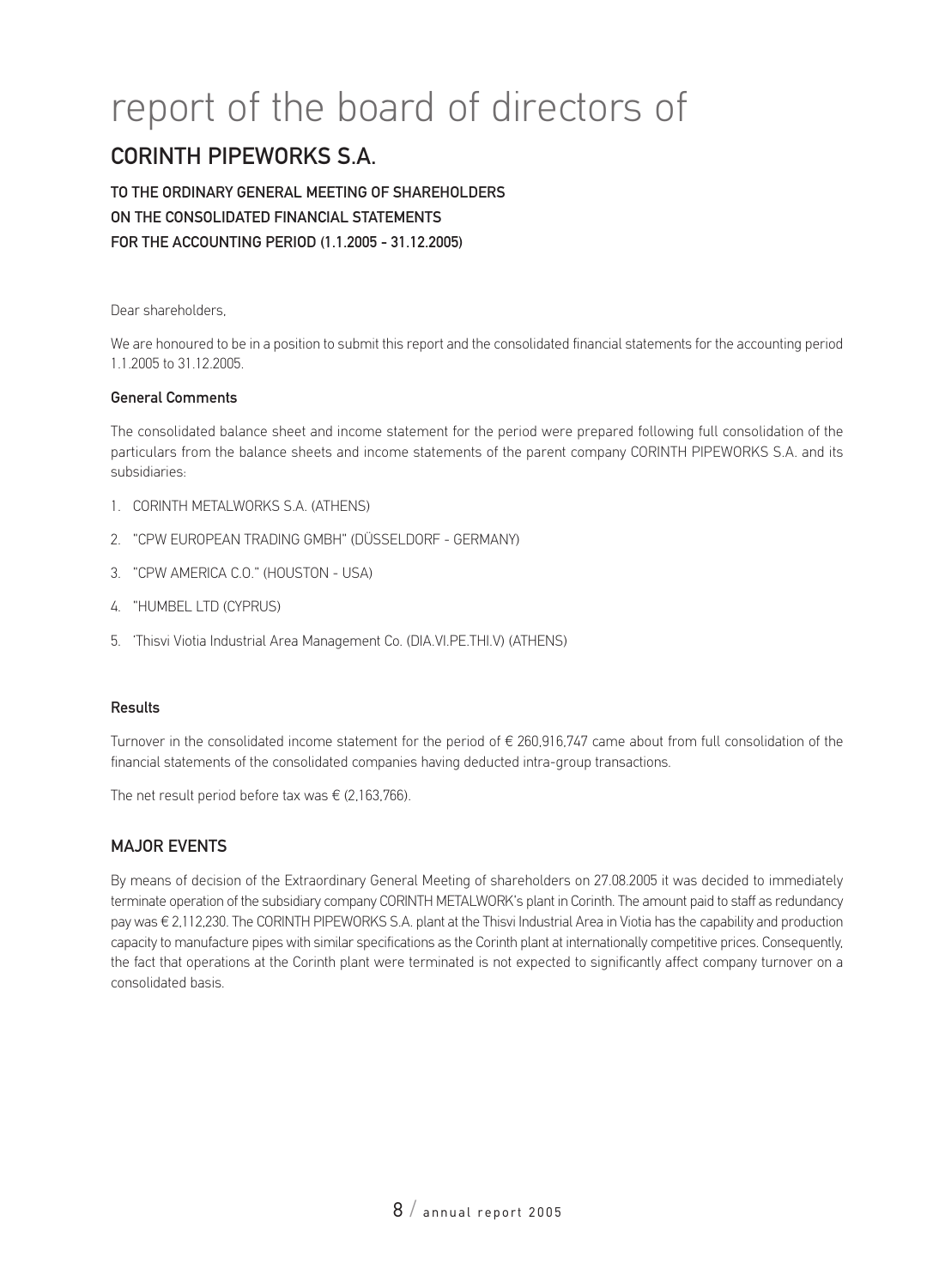# report of the board of directors of

## CORINTH PIPEWORKS S.A.

### TO THE ORDINARY GENERAL MEETING OF SHAREHOLDERS ON THE CONSOLIDATED FINANCIAL STATEMENTS FOR THE ACCOUNTING PERIOD (1.1.2005 - 31.12.2005)

Dear shareholders,

We are honoured to be in a position to submit this report and the consolidated financial statements for the accounting period 1.1.2005 to 31.12.2005.

### General Comments

The consolidated balance sheet and income statement for the period were prepared following full consolidation of the particulars from the balance sheets and income statements of the parent company CORINTH PIPEWORKS S.A. and its subsidiaries:

1. CORINTH METALWORKS S.A. (ATHENS)
2. "CPW EUROPEAN TRADING GMBH" (DÜSSELDORF - GERMANY)
3. "CPW AMERICA C.O." (HOUSTON - USA)
4. "HUMBEL LTD (CYPRUS)
5. 'Thisvi Viotia Industrial Area Management Co. (DIA.VI.PE.THI.V) (ATHENS)

### Results

Turnover in the consolidated income statement for the period of € 260,916,747 came about from full consolidation of the financial statements of the consolidated companies having deducted intra-group transactions.

The net result period before tax was € (2,163,766).

## MAJOR EVENTS

By means of decision of the Extraordinary General Meeting of shareholders on 27.08.2005 it was decided to immediately terminate operation of the subsidiary company CORINTH METALWORK's plant in Corinth. The amount paid to staff as redundancy pay was € 2,112,230. The CORINTH PIPEWORKS S.A. plant at the Thisvi Industrial Area in Viotia has the capability and production capacity to manufacture pipes with similar specifications as the Corinth plant at internationally competitive prices. Consequently, the fact that operations at the Corinth plant were terminated is not expected to significantly affect company turnover on a consolidated basis.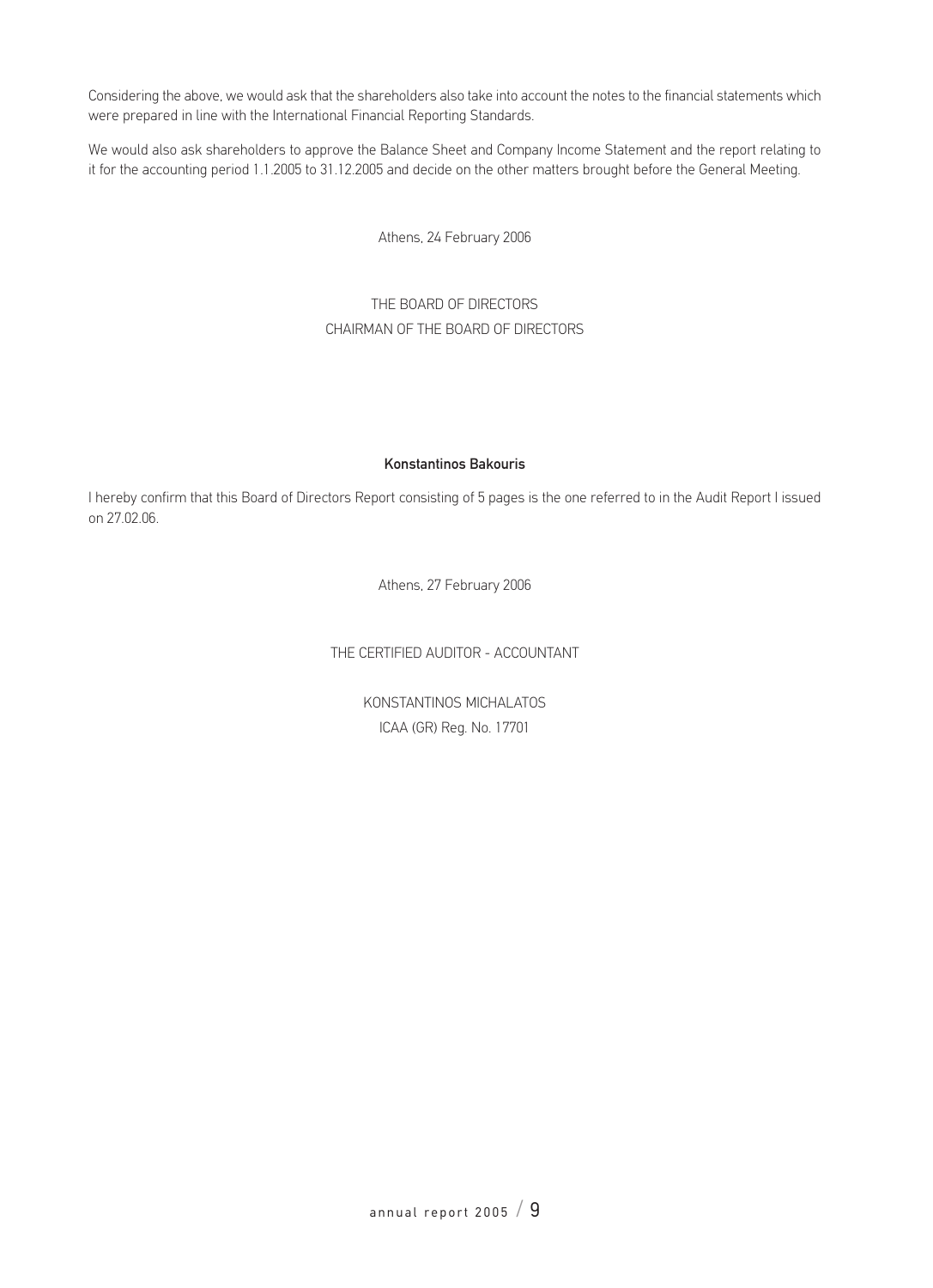Considering the above, we would ask that the shareholders also take into account the notes to the financial statements which were prepared in line with the International Financial Reporting Standards.

We would also ask shareholders to approve the Balance Sheet and Company Income Statement and the report relating to it for the accounting period 1.1.2005 to 31.12.2005 and decide on the other matters brought before the General Meeting.

Athens, 24 February 2006

THE BOARD OF DIRECTORS

CHAIRMAN OF THE BOARD OF DIRECTORS

**Konstantinos Bakouris**

I hereby confirm that this Board of Directors Report consisting of 5 pages is the one referred to in the Audit Report I issued on 27.02.06.

Athens, 27 February 2006

THE CERTIFIED AUDITOR - ACCOUNTANT

KONSTANTINOS MICHALATOS

ICAA (GR) Reg. No. 17701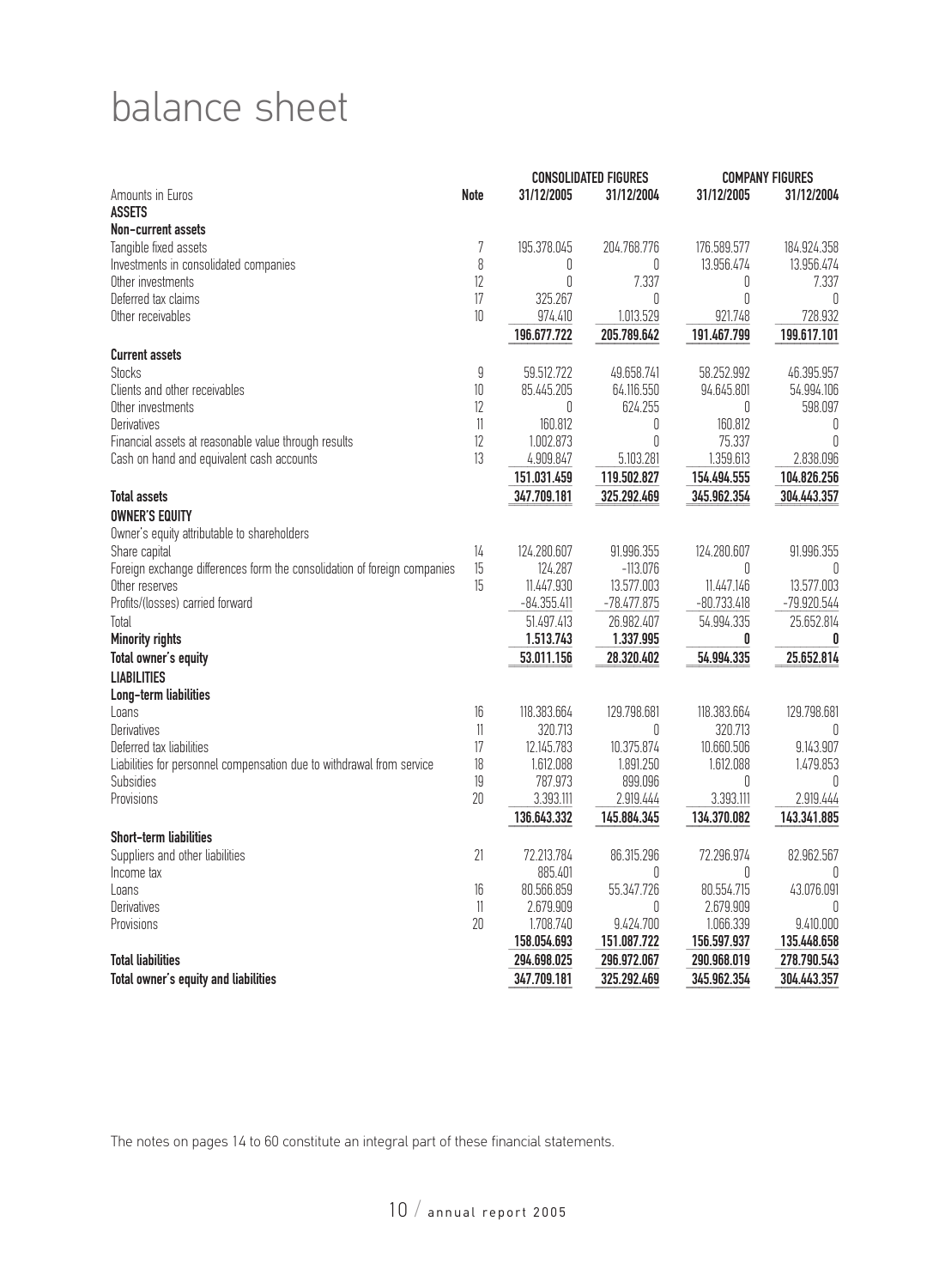# balance sheet

| Amounts in Euros | Note | CONSOLIDATED FIGURES 31/12/2005 | CONSOLIDATED FIGURES 31/12/2004 | COMPANY FIGURES 31/12/2005 | COMPANY FIGURES 31/12/2004 |
|---|---|---|---|---|---|
| **ASSETS** | | | | | |
| **Non-current assets** | | | | | |
| Tangible fixed assets | 7 | 195.378.045 | 204.768.776 | 176.589.577 | 184.924.358 |
| Investments in consolidated companies | 8 | 0 | 0 | 13.956.474 | 13.956.474 |
| Other investments | 12 | 0 | 7.337 | 0 | 7.337 |
| Deferred tax claims | 17 | 325.267 | 0 | 0 | 0 |
| Other receivables | 10 | 974.410 | 1.013.529 | 921.748 | 728.932 |
| | | **196.677.722** | **205.789.642** | **191.467.799** | **199.617.101** |
| **Current assets** | | | | | |
| Stocks | 9 | 59.512.722 | 49.658.741 | 58.252.992 | 46.395.957 |
| Clients and other receivables | 10 | 85.445.205 | 64.116.550 | 94.645.801 | 54.994.106 |
| Other investments | 12 | 0 | 624.255 | 0 | 598.097 |
| Derivatives | 11 | 160.812 | 0 | 160.812 | 0 |
| Financial assets at reasonable value through results | 12 | 1.002.873 | 0 | 75.337 | 0 |
| Cash on hand and equivalent cash accounts | 13 | 4.909.847 | 5.103.281 | 1.359.613 | 2.838.096 |
| | | **151.031.459** | **119.502.827** | **154.494.555** | **104.826.256** |
| **Total assets** | | **347.709.181** | **325.292.469** | **345.962.354** | **304.443.357** |
| **OWNER'S EQUITY** | | | | | |
| Owner's equity attributable to shareholders | | | | | |
| Share capital | 14 | 124.280.607 | 91.996.355 | 124.280.607 | 91.996.355 |
| Foreign exchange differences form the consolidation of foreign companies | 15 | 124.287 | -113.076 | 0 | 0 |
| Other reserves | 15 | 11.447.930 | 13.577.003 | 11.447.146 | 13.577.003 |
| Profits/(losses) carried forward | | -84.355.411 | -78.477.875 | -80.733.418 | -79.920.544 |
| Total | | 51.497.413 | 26.982.407 | 54.994.335 | 25.652.814 |
| **Minority rights** | | **1.513.743** | **1.337.995** | **0** | **0** |
| **Total owner's equity** | | **53.011.156** | **28.320.402** | **54.994.335** | **25.652.814** |
| **LIABILITIES** | | | | | |
| **Long-term liabilities** | | | | | |
| Loans | 16 | 118.383.664 | 129.798.681 | 118.383.664 | 129.798.681 |
| Derivatives | 11 | 320.713 | 0 | 320.713 | 0 |
| Deferred tax liabilities | 17 | 12.145.783 | 10.375.874 | 10.660.506 | 9.143.907 |
| Liabilities for personnel compensation due to withdrawal from service | 18 | 1.612.088 | 1.891.250 | 1.612.088 | 1.479.853 |
| Subsidies | 19 | 787.973 | 899.096 | 0 | 0 |
| Provisions | 20 | 3.393.111 | 2.919.444 | 3.393.111 | 2.919.444 |
| | | **136.643.332** | **145.884.345** | **134.370.082** | **143.341.885** |
| **Short-term liabilities** | | | | | |
| Suppliers and other liabilities | 21 | 72.213.784 | 86.315.296 | 72.296.974 | 82.962.567 |
| Income tax | | 885.401 | 0 | 0 | 0 |
| Loans | 16 | 80.566.859 | 55.347.726 | 80.554.715 | 43.076.091 |
| Derivatives | 11 | 2.679.909 | 0 | 2.679.909 | 0 |
| Provisions | 20 | 1.708.740 | 9.424.700 | 1.066.339 | 9.410.000 |
| | | **158.054.693** | **151.087.722** | **156.597.937** | **135.448.658** |
| **Total liabilities** | | **294.698.025** | **296.972.067** | **290.968.019** | **278.790.543** |
| **Total owner's equity and liabilities** | | **347.709.181** | **325.292.469** | **345.962.354** | **304.443.357** |

The notes on pages 14 to 60 constitute an integral part of these financial statements.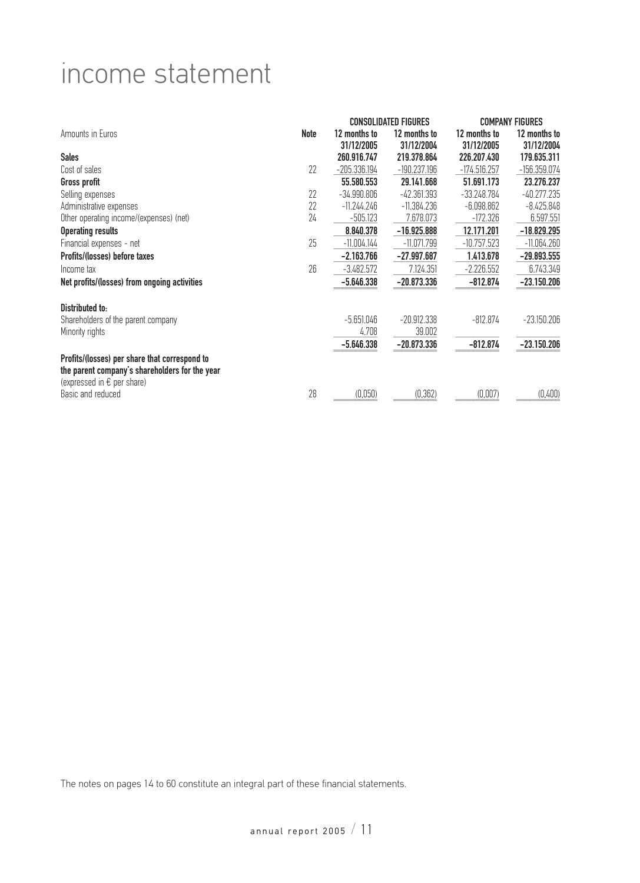# income statement

| Amounts in Euros | Note | CONSOLIDATED FIGURES 12 months to 31/12/2005 | CONSOLIDATED FIGURES 12 months to 31/12/2004 | COMPANY FIGURES 12 months to 31/12/2005 | COMPANY FIGURES 12 months to 31/12/2004 |
|---|---|---|---|---|---|
| **Sales** | | **260.916.747** | **219.378.864** | **226.207.430** | **179.635.311** |
| Cost of sales | 22 | -205.336.194 | -190.237.196 | -174.516.257 | -156.359.074 |
| **Gross profit** | | **55.580.553** | **29.141.668** | **51.691.173** | **23.276.237** |
| Selling expenses | 22 | -34.990.806 | -42.361.393 | -33.248.784 | -40.277.235 |
| Administrative expenses | 22 | -11.244.246 | -11.384.236 | -6.098.862 | -8.425.848 |
| Other operating income/(expenses) (net) | 24 | -505.123 | 7.678.073 | -172.326 | 6.597.551 |
| **Operating results** | | **8.840.378** | **-16.925.888** | **12.171.201** | **-18.829.295** |
| Financial expenses - net | 25 | -11.004.144 | -11.071.799 | -10.757.523 | -11.064.260 |
| **Profits/(losses) before taxes** | | **-2.163.766** | **-27.997.687** | **1.413.678** | **-29.893.555** |
| Income tax | 26 | -3.482.572 | 7.124.351 | -2.226.552 | 6.743.349 |
| **Net profits/(losses) from ongoing activities** | | **-5.646.338** | **-20.873.336** | **-812.874** | **-23.150.206** |
| **Distributed to:** | | | | | |
| Shareholders of the parent company | | -5.651.046 | -20.912.338 | -812.874 | -23.150.206 |
| Minority rights | | 4.708 | 39.002 | | |
| | | **-5.646.338** | **-20.873.336** | **-812.874** | **-23.150.206** |
| **Profits/(losses) per share that correspond to the parent company's shareholders for the year** (expressed in € per share) | | | | | |
| Basic and reduced | 28 | (0,050) | (0,362) | (0,007) | (0,400) |

The notes on pages 14 to 60 constitute an integral part of these financial statements.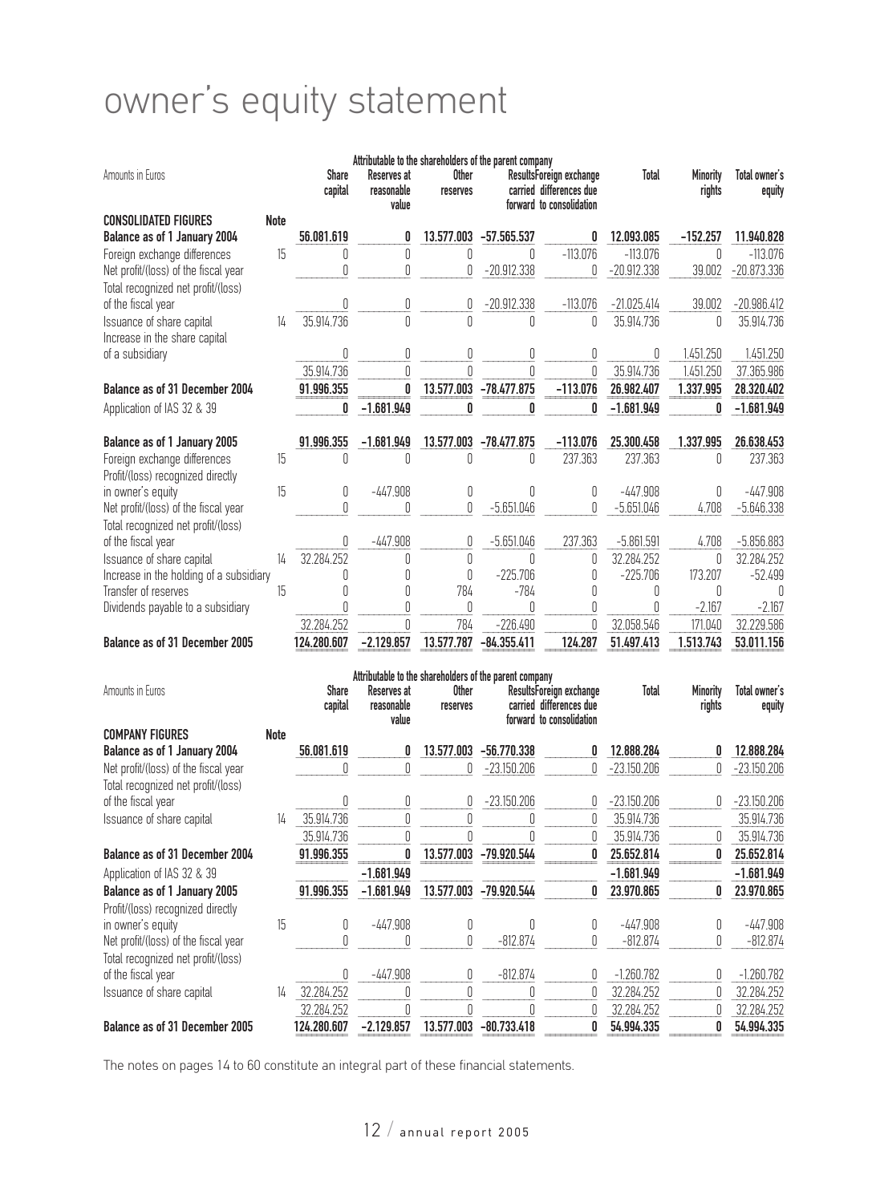# owner's equity statement

| Amounts in Euros | Note | Share capital | Reserves at reasonable value | Other reserves | Results carried forward | Foreign exchange differences due to consolidation | Total | Minority rights | Total owner's equity |
|---|---|---|---|---|---|---|---|---|---|
| | | Attributable to the shareholders of the parent company | | | | | | | |
| **CONSOLIDATED FIGURES** | | | | | | | | | |
| **Balance as of 1 January 2004** | | **56.081.619** | **0** | **13.577.003** | **-57.565.537** | **0** | **12.093.085** | **-152.257** | **11.940.828** |
| Foreign exchange differences | 15 | 0 | 0 | 0 | 0 | -113.076 | -113.076 | 0 | -113.076 |
| Net profit/(loss) of the fiscal year | | 0 | 0 | 0 | -20.912.338 | 0 | -20.912.338 | 39.002 | -20.873.336 |
| Total recognized net profit/(loss) of the fiscal year | | 0 | 0 | 0 | -20.912.338 | -113.076 | -21.025.414 | 39.002 | -20.986.412 |
| Issuance of share capital | 14 | 35.914.736 | 0 | 0 | 0 | 0 | 35.914.736 | 0 | 35.914.736 |
| Increase in the share capital of a subsidiary | | 0 | 0 | 0 | 0 | 0 | 0 | 1.451.250 | 1.451.250 |
| | | 35.914.736 | 0 | 0 | 0 | 0 | 35.914.736 | 1.451.250 | 37.365.986 |
| **Balance as of 31 December 2004** | | **91.996.355** | **0** | **13.577.003** | **-78.477.875** | **-113.076** | **26.982.407** | **1.337.995** | **28.320.402** |
| Application of IAS 32 & 39 | | **0** | **-1.681.949** | **0** | **0** | **0** | **-1.681.949** | **0** | **-1.681.949** |
| **Balance as of 1 January 2005** | | **91.996.355** | **-1.681.949** | **13.577.003** | **-78.477.875** | **-113.076** | **25.300.458** | **1.337.995** | **26.638.453** |
| Foreign exchange differences | 15 | 0 | 0 | 0 | 0 | 237.363 | 237.363 | 0 | 237.363 |
| Profit/(loss) recognized directly in owner's equity | 15 | 0 | -447.908 | 0 | 0 | 0 | -447.908 | 0 | -447.908 |
| Net profit/(loss) of the fiscal year | | 0 | 0 | 0 | -5.651.046 | 0 | -5.651.046 | 4.708 | -5.646.338 |
| Total recognized net profit/(loss) of the fiscal year | | 0 | -447.908 | 0 | -5.651.046 | 237.363 | -5.861.591 | 4.708 | -5.856.883 |
| Issuance of share capital | 14 | 32.284.252 | 0 | 0 | 0 | 0 | 32.284.252 | 0 | 32.284.252 |
| Increase in the holding of a subsidiary | | 0 | 0 | 0 | -225.706 | 0 | -225.706 | 173.207 | -52.499 |
| Transfer of reserves | 15 | 0 | 0 | 784 | -784 | 0 | 0 | 0 | 0 |
| Dividends payable to a subsidiary | | 0 | 0 | 0 | 0 | 0 | 0 | -2.167 | -2.167 |
| | | 32.284.252 | 0 | 784 | -226.490 | 0 | 32.058.546 | 171.040 | 32.229.586 |
| **Balance as of 31 December 2005** | | **124.280.607** | **-2.129.857** | **13.577.787** | **-84.355.411** | **124.287** | **51.497.413** | **1.513.743** | **53.011.156** |

| Amounts in Euros | Note | Share capital | Reserves at reasonable value | Other reserves | Results carried forward | Foreign exchange differences due to consolidation | Total | Minority rights | Total owner's equity |
|---|---|---|---|---|---|---|---|---|---|
| | | Attributable to the shareholders of the parent company | | | | | | | |
| **COMPANY FIGURES** | | | | | | | | | |
| **Balance as of 1 January 2004** | | **56.081.619** | **0** | **13.577.003** | **-56.770.338** | **0** | **12.888.284** | **0** | **12.888.284** |
| Net profit/(loss) of the fiscal year | | 0 | 0 | 0 | -23.150.206 | 0 | -23.150.206 | 0 | -23.150.206 |
| Total recognized net profit/(loss) of the fiscal year | | 0 | 0 | 0 | -23.150.206 | 0 | -23.150.206 | 0 | -23.150.206 |
| Issuance of share capital | 14 | 35.914.736 | 0 | 0 | 0 | 0 | 35.914.736 | | 35.914.736 |
| | | 35.914.736 | 0 | 0 | 0 | 0 | 35.914.736 | 0 | 35.914.736 |
| **Balance as of 31 December 2004** | | **91.996.355** | **0** | **13.577.003** | **-79.920.544** | **0** | **25.652.814** | **0** | **25.652.814** |
| Application of IAS 32 & 39 | | | **-1.681.949** | | | | **-1.681.949** | | **-1.681.949** |
| **Balance as of 1 January 2005** | | **91.996.355** | **-1.681.949** | **13.577.003** | **-79.920.544** | **0** | **23.970.865** | **0** | **23.970.865** |
| Profit/(loss) recognized directly in owner's equity | 15 | 0 | -447.908 | 0 | 0 | 0 | -447.908 | 0 | -447.908 |
| Net profit/(loss) of the fiscal year | | 0 | 0 | 0 | -812.874 | 0 | -812.874 | 0 | -812.874 |
| Total recognized net profit/(loss) of the fiscal year | | 0 | -447.908 | 0 | -812.874 | 0 | -1.260.782 | 0 | -1.260.782 |
| Issuance of share capital | 14 | 32.284.252 | 0 | 0 | 0 | 0 | 32.284.252 | 0 | 32.284.252 |
| | | 32.284.252 | 0 | 0 | 0 | 0 | 32.284.252 | 0 | 32.284.252 |
| **Balance as of 31 December 2005** | | **124.280.607** | **-2.129.857** | **13.577.003** | **-80.733.418** | **0** | **54.994.335** | **0** | **54.994.335** |

The notes on pages 14 to 60 constitute an integral part of these financial statements.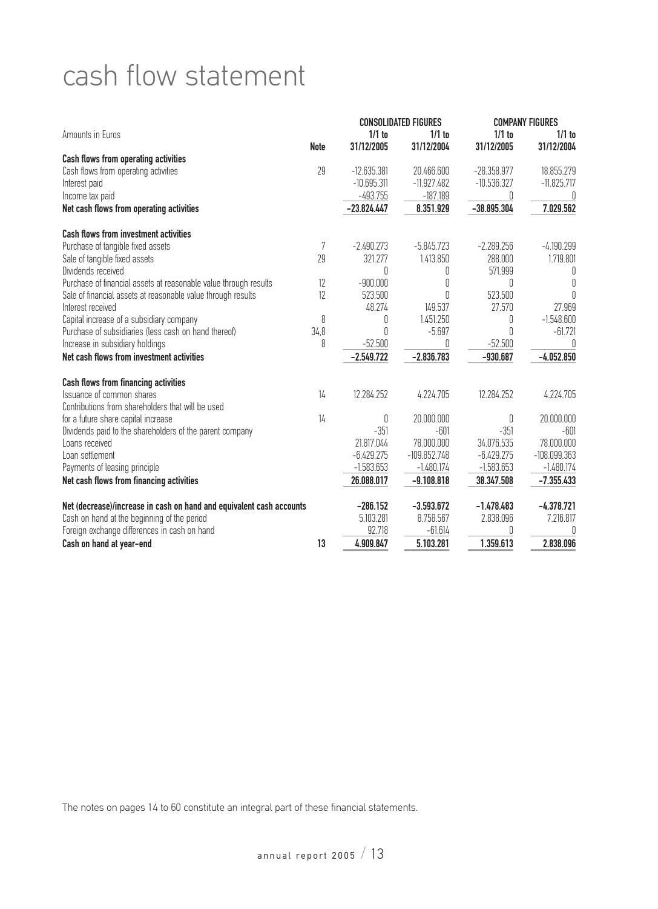# cash flow statement

| Amounts in Euros | Note | CONSOLIDATED FIGURES 1/1 to 31/12/2005 | CONSOLIDATED FIGURES 1/1 to 31/12/2004 | COMPANY FIGURES 1/1 to 31/12/2005 | COMPANY FIGURES 1/1 to 31/12/2004 |
|---|---|---|---|---|---|
| **Cash flows from operating activities** | | | | | |
| Cash flows from operating activities | 29 | -12.635.381 | 20.466.600 | -28.358.977 | 18.855.279 |
| Interest paid | | -10.695.311 | -11.927.482 | -10.536.327 | -11.825.717 |
| Income tax paid | | -493.755 | -187.189 | 0 | 0 |
| **Net cash flows from operating activities** | | **-23.824.447** | **8.351.929** | **-38.895.304** | **7.029.562** |
| **Cash flows from investment activities** | | | | | |
| Purchase of tangible fixed assets | 7 | -2.490.273 | -5.845.723 | -2.289.256 | -4.190.299 |
| Sale of tangible fixed assets | 29 | 321.277 | 1.413.850 | 288.000 | 1.719.801 |
| Dividends received | | 0 | 0 | 571.999 | 0 |
| Purchase of financial assets at reasonable value through results | 12 | -900.000 | 0 | 0 | 0 |
| Sale of financial assets at reasonable value through results | 12 | 523.500 | 0 | 523.500 | 0 |
| Interest received | | 48.274 | 149.537 | 27.570 | 27.969 |
| Capital increase of a subsidiary company | 8 | 0 | 1.451.250 | 0 | -1.548.600 |
| Purchase of subsidiaries (less cash on hand thereof) | 34,8 | 0 | -5.697 | 0 | -61.721 |
| Increase in subsidiary holdings | 8 | -52.500 | 0 | -52.500 | 0 |
| **Net cash flows from investment activities** | | **-2.549.722** | **-2.836.783** | **-930.687** | **-4.052.850** |
| **Cash flows from financing activities** | | | | | |
| Issuance of common shares | 14 | 12.284.252 | 4.224.705 | 12.284.252 | 4.224.705 |
| Contributions from shareholders that will be used for a future share capital increase | 14 | 0 | 20.000.000 | 0 | 20.000.000 |
| Dividends paid to the shareholders of the parent company | | -351 | -601 | -351 | -601 |
| Loans received | | 21.817.044 | 78.000.000 | 34.076.535 | 78.000.000 |
| Loan settlement | | -6.429.275 | -109.852.748 | -6.429.275 | -108.099.363 |
| Payments of leasing principle | | -1.583.653 | -1.480.174 | -1.583.653 | -1.480.174 |
| **Net cash flows from financing activities** | | **26.088.017** | **-9.108.818** | **38.347.508** | **-7.355.433** |
| **Net (decrease)/increase in cash on hand and equivalent cash accounts** | | **-286.152** | **-3.593.672** | **-1.478.483** | **-4.378.721** |
| Cash on hand at the beginning of the period | | 5.103.281 | 8.758.567 | 2.838.096 | 7.216.817 |
| Foreign exchange differences in cash on hand | | 92.718 | -61.614 | 0 | 0 |
| **Cash on hand at year-end** | **13** | **4.909.847** | **5.103.281** | **1.359.613** | **2.838.096** |

The notes on pages 14 to 60 constitute an integral part of these financial statements.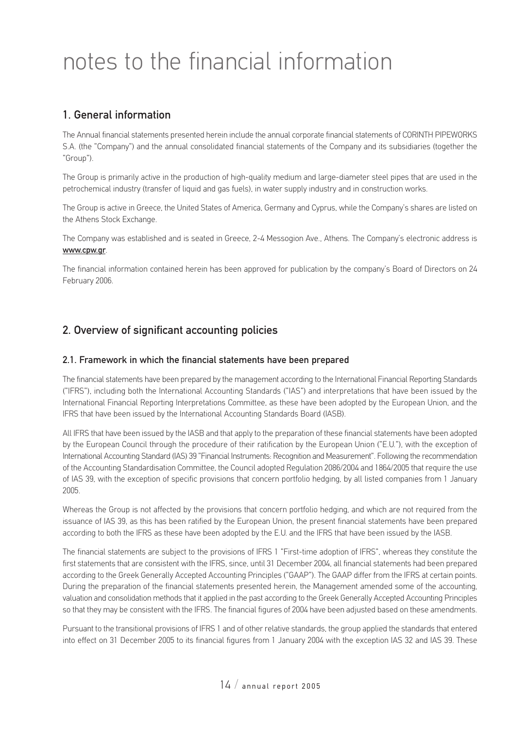# notes to the financial information

## 1. General information

The Annual financial statements presented herein include the annual corporate financial statements of CORINTH PIPEWORKS S.A. (the "Company") and the annual consolidated financial statements of the Company and its subsidiaries (together the "Group").

The Group is primarily active in the production of high-quality medium and large-diameter steel pipes that are used in the petrochemical industry (transfer of liquid and gas fuels), in water supply industry and in construction works.

The Group is active in Greece, the United States of America, Germany and Cyprus, while the Company's shares are listed on the Athens Stock Exchange.

The Company was established and is seated in Greece, 2-4 Messogion Ave., Athens. The Company's electronic address is **www.cpw.gr**.

The financial information contained herein has been approved for publication by the company's Board of Directors on 24 February 2006.

## 2. Overview of significant accounting policies

### 2.1. Framework in which the financial statements have been prepared

The financial statements have been prepared by the management according to the International Financial Reporting Standards ("IFRS"), including both the International Accounting Standards ("IAS") and interpretations that have been issued by the International Financial Reporting Interpretations Committee, as these have been adopted by the European Union, and the IFRS that have been issued by the International Accounting Standards Board (IASB).

All IFRS that have been issued by the IASB and that apply to the preparation of these financial statements have been adopted by the European Council through the procedure of their ratification by the European Union ("E.U."), with the exception of International Accounting Standard (IAS) 39 "Financial Instruments: Recognition and Measurement". Following the recommendation of the Accounting Standardisation Committee, the Council adopted Regulation 2086/2004 and 1864/2005 that require the use of IAS 39, with the exception of specific provisions that concern portfolio hedging, by all listed companies from 1 January 2005.

Whereas the Group is not affected by the provisions that concern portfolio hedging, and which are not required from the issuance of IAS 39, as this has been ratified by the European Union, the present financial statements have been prepared according to both the IFRS as these have been adopted by the E.U. and the IFRS that have been issued by the IASB.

The financial statements are subject to the provisions of IFRS 1 "First-time adoption of IFRS", whereas they constitute the first statements that are consistent with the IFRS, since, until 31 December 2004, all financial statements had been prepared according to the Greek Generally Accepted Accounting Principles ("GAAP"). The GAAP differ from the IFRS at certain points. During the preparation of the financial statements presented herein, the Management amended some of the accounting, valuation and consolidation methods that it applied in the past according to the Greek Generally Accepted Accounting Principles so that they may be consistent with the IFRS. The financial figures of 2004 have been adjusted based on these amendments.

Pursuant to the transitional provisions of IFRS 1 and of other relative standards, the group applied the standards that entered into effect on 31 December 2005 to its financial figures from 1 January 2004 with the exception IAS 32 and IAS 39. These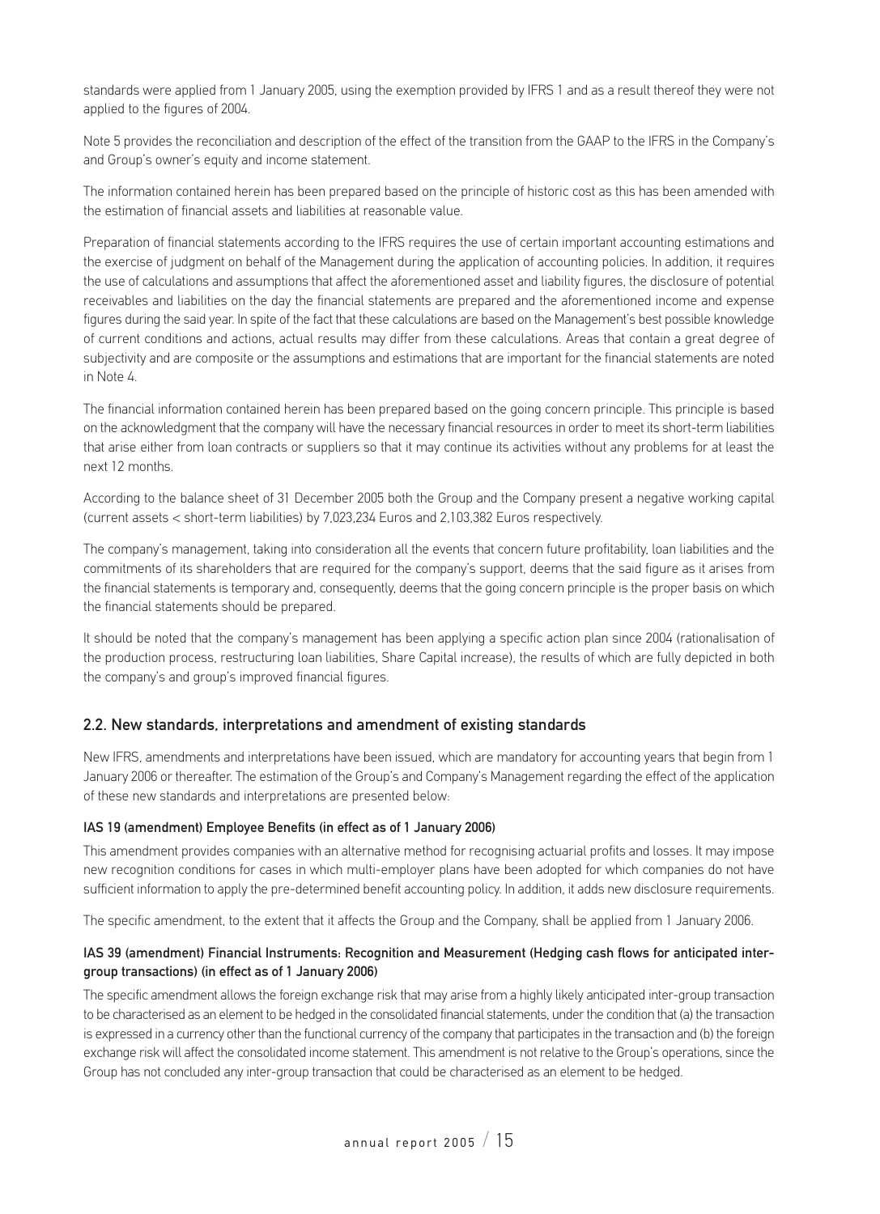standards were applied from 1 January 2005, using the exemption provided by IFRS 1 and as a result thereof they were not applied to the figures of 2004.

Note 5 provides the reconciliation and description of the effect of the transition from the GAAP to the IFRS in the Company's and Group's owner's equity and income statement.

The information contained herein has been prepared based on the principle of historic cost as this has been amended with the estimation of financial assets and liabilities at reasonable value.

Preparation of financial statements according to the IFRS requires the use of certain important accounting estimations and the exercise of judgment on behalf of the Management during the application of accounting policies. In addition, it requires the use of calculations and assumptions that affect the aforementioned asset and liability figures, the disclosure of potential receivables and liabilities on the day the financial statements are prepared and the aforementioned income and expense figures during the said year. In spite of the fact that these calculations are based on the Management's best possible knowledge of current conditions and actions, actual results may differ from these calculations. Areas that contain a great degree of subjectivity and are composite or the assumptions and estimations that are important for the financial statements are noted in Note 4.

The financial information contained herein has been prepared based on the going concern principle. This principle is based on the acknowledgment that the company will have the necessary financial resources in order to meet its short-term liabilities that arise either from loan contracts or suppliers so that it may continue its activities without any problems for at least the next 12 months.

According to the balance sheet of 31 December 2005 both the Group and the Company present a negative working capital (current assets < short-term liabilities) by 7,023,234 Euros and 2,103,382 Euros respectively.

The company's management, taking into consideration all the events that concern future profitability, loan liabilities and the commitments of its shareholders that are required for the company's support, deems that the said figure as it arises from the financial statements is temporary and, consequently, deems that the going concern principle is the proper basis on which the financial statements should be prepared.

It should be noted that the company's management has been applying a specific action plan since 2004 (rationalisation of the production process, restructuring loan liabilities, Share Capital increase), the results of which are fully depicted in both the company's and group's improved financial figures.

## 2.2. New standards, interpretations and amendment of existing standards

New IFRS, amendments and interpretations have been issued, which are mandatory for accounting years that begin from 1 January 2006 or thereafter. The estimation of the Group's and Company's Management regarding the effect of the application of these new standards and interpretations are presented below:

#### IAS 19 (amendment) Employee Benefits (in effect as of 1 January 2006)

This amendment provides companies with an alternative method for recognising actuarial profits and losses. It may impose new recognition conditions for cases in which multi-employer plans have been adopted for which companies do not have sufficient information to apply the pre-determined benefit accounting policy. In addition, it adds new disclosure requirements.

The specific amendment, to the extent that it affects the Group and the Company, shall be applied from 1 January 2006.

#### IAS 39 (amendment) Financial Instruments: Recognition and Measurement (Hedging cash flows for anticipated inter-group transactions) (in effect as of 1 January 2006)

The specific amendment allows the foreign exchange risk that may arise from a highly likely anticipated inter-group transaction to be characterised as an element to be hedged in the consolidated financial statements, under the condition that (a) the transaction is expressed in a currency other than the functional currency of the company that participates in the transaction and (b) the foreign exchange risk will affect the consolidated income statement. This amendment is not relative to the Group's operations, since the Group has not concluded any inter-group transaction that could be characterised as an element to be hedged.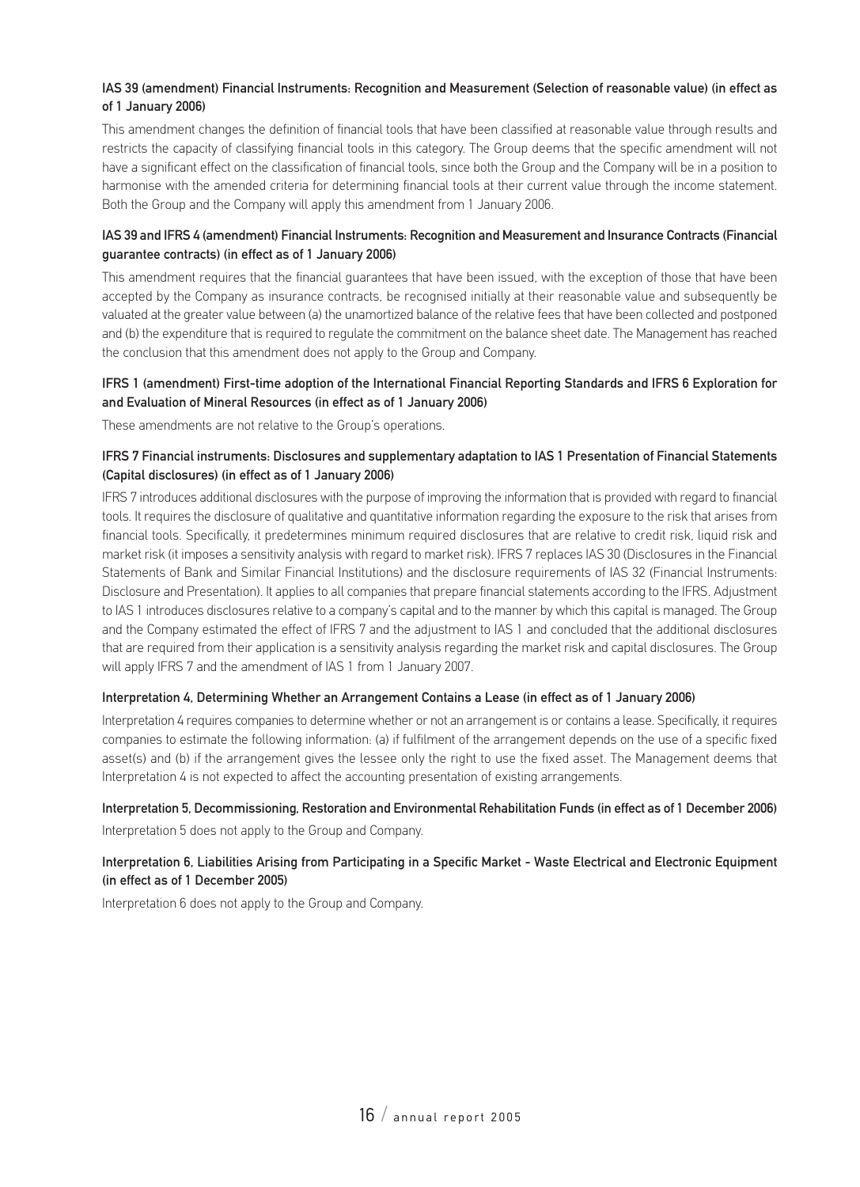**IAS 39 (amendment) Financial Instruments: Recognition and Measurement (Selection of reasonable value) (in effect as of 1 January 2006)**

This amendment changes the definition of financial tools that have been classified at reasonable value through results and restricts the capacity of classifying financial tools in this category. The Group deems that the specific amendment will not have a significant effect on the classification of financial tools, since both the Group and the Company will be in a position to harmonise with the amended criteria for determining financial tools at their current value through the income statement. Both the Group and the Company will apply this amendment from 1 January 2006.

**IAS 39 and IFRS 4 (amendment) Financial Instruments: Recognition and Measurement and Insurance Contracts (Financial guarantee contracts) (in effect as of 1 January 2006)**

This amendment requires that the financial guarantees that have been issued, with the exception of those that have been accepted by the Company as insurance contracts, be recognised initially at their reasonable value and subsequently be valuated at the greater value between (a) the unamortized balance of the relative fees that have been collected and postponed and (b) the expenditure that is required to regulate the commitment on the balance sheet date. The Management has reached the conclusion that this amendment does not apply to the Group and Company.

**IFRS 1 (amendment) First-time adoption of the International Financial Reporting Standards and IFRS 6 Exploration for and Evaluation of Mineral Resources (in effect as of 1 January 2006)**

These amendments are not relative to the Group's operations.

**IFRS 7 Financial instruments: Disclosures and supplementary adaptation to IAS 1 Presentation of Financial Statements (Capital disclosures) (in effect as of 1 January 2006)**

IFRS 7 introduces additional disclosures with the purpose of improving the information that is provided with regard to financial tools. It requires the disclosure of qualitative and quantitative information regarding the exposure to the risk that arises from financial tools. Specifically, it predetermines minimum required disclosures that are relative to credit risk, liquid risk and market risk (it imposes a sensitivity analysis with regard to market risk). IFRS 7 replaces IAS 30 (Disclosures in the Financial Statements of Bank and Similar Financial Institutions) and the disclosure requirements of IAS 32 (Financial Instruments: Disclosure and Presentation). It applies to all companies that prepare financial statements according to the IFRS. Adjustment to IAS 1 introduces disclosures relative to a company's capital and to the manner by which this capital is managed. The Group and the Company estimated the effect of IFRS 7 and the adjustment to IAS 1 and concluded that the additional disclosures that are required from their application is a sensitivity analysis regarding the market risk and capital disclosures. The Group will apply IFRS 7 and the amendment of IAS 1 from 1 January 2007.

**Interpretation 4, Determining Whether an Arrangement Contains a Lease (in effect as of 1 January 2006)**

Interpretation 4 requires companies to determine whether or not an arrangement is or contains a lease. Specifically, it requires companies to estimate the following information: (a) if fulfilment of the arrangement depends on the use of a specific fixed asset(s) and (b) if the arrangement gives the lessee only the right to use the fixed asset. The Management deems that Interpretation 4 is not expected to affect the accounting presentation of existing arrangements.

**Interpretation 5, Decommissioning, Restoration and Environmental Rehabilitation Funds (in effect as of 1 December 2006)**

Interpretation 5 does not apply to the Group and Company.

**Interpretation 6, Liabilities Arising from Participating in a Specific Market - Waste Electrical and Electronic Equipment (in effect as of 1 December 2005)**

Interpretation 6 does not apply to the Group and Company.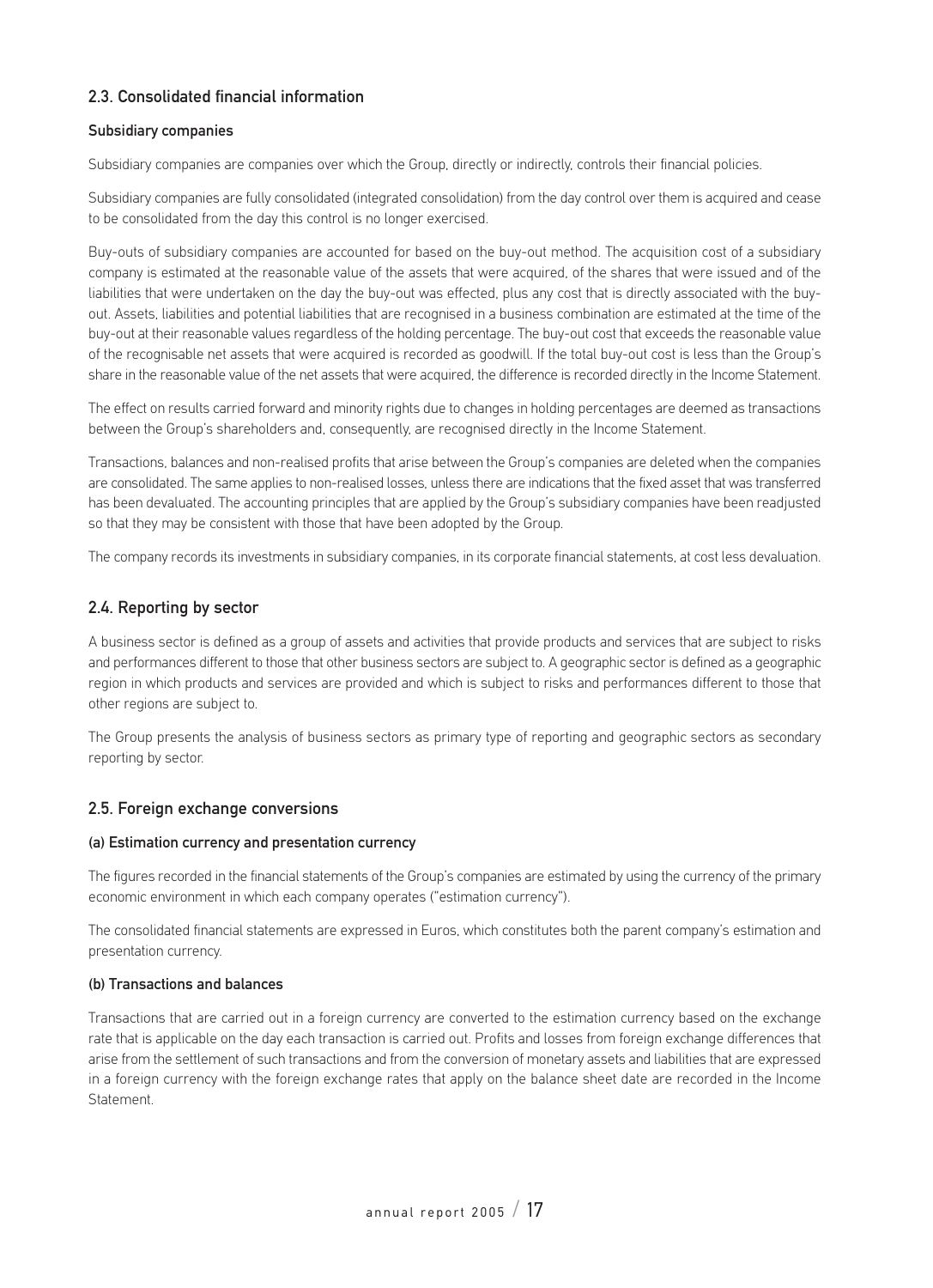## 2.3. Consolidated financial information

### Subsidiary companies

Subsidiary companies are companies over which the Group, directly or indirectly, controls their financial policies.

Subsidiary companies are fully consolidated (integrated consolidation) from the day control over them is acquired and cease to be consolidated from the day this control is no longer exercised.

Buy-outs of subsidiary companies are accounted for based on the buy-out method. The acquisition cost of a subsidiary company is estimated at the reasonable value of the assets that were acquired, of the shares that were issued and of the liabilities that were undertaken on the day the buy-out was effected, plus any cost that is directly associated with the buy-out. Assets, liabilities and potential liabilities that are recognised in a business combination are estimated at the time of the buy-out at their reasonable values regardless of the holding percentage. The buy-out cost that exceeds the reasonable value of the recognisable net assets that were acquired is recorded as goodwill. If the total buy-out cost is less than the Group's share in the reasonable value of the net assets that were acquired, the difference is recorded directly in the Income Statement.

The effect on results carried forward and minority rights due to changes in holding percentages are deemed as transactions between the Group's shareholders and, consequently, are recognised directly in the Income Statement.

Transactions, balances and non-realised profits that arise between the Group's companies are deleted when the companies are consolidated. The same applies to non-realised losses, unless there are indications that the fixed asset that was transferred has been devaluated. The accounting principles that are applied by the Group's subsidiary companies have been readjusted so that they may be consistent with those that have been adopted by the Group.

The company records its investments in subsidiary companies, in its corporate financial statements, at cost less devaluation.

## 2.4. Reporting by sector

A business sector is defined as a group of assets and activities that provide products and services that are subject to risks and performances different to those that other business sectors are subject to. A geographic sector is defined as a geographic region in which products and services are provided and which is subject to risks and performances different to those that other regions are subject to.

The Group presents the analysis of business sectors as primary type of reporting and geographic sectors as secondary reporting by sector.

## 2.5. Foreign exchange conversions

### (a) Estimation currency and presentation currency

The figures recorded in the financial statements of the Group's companies are estimated by using the currency of the primary economic environment in which each company operates ("estimation currency").

The consolidated financial statements are expressed in Euros, which constitutes both the parent company's estimation and presentation currency.

### (b) Transactions and balances

Transactions that are carried out in a foreign currency are converted to the estimation currency based on the exchange rate that is applicable on the day each transaction is carried out. Profits and losses from foreign exchange differences that arise from the settlement of such transactions and from the conversion of monetary assets and liabilities that are expressed in a foreign currency with the foreign exchange rates that apply on the balance sheet date are recorded in the Income Statement.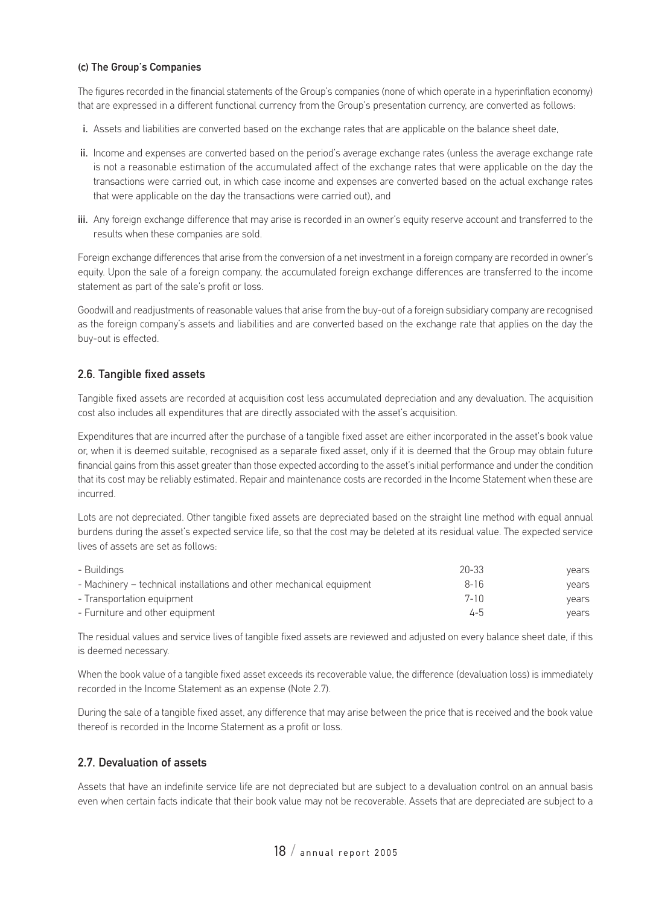#### (c) The Group's Companies

The figures recorded in the financial statements of the Group's companies (none of which operate in a hyperinflation economy) that are expressed in a different functional currency from the Group's presentation currency, are converted as follows:

- **i.** Assets and liabilities are converted based on the exchange rates that are applicable on the balance sheet date,
- **ii.** Income and expenses are converted based on the period's average exchange rates (unless the average exchange rate is not a reasonable estimation of the accumulated affect of the exchange rates that were applicable on the day the transactions were carried out, in which case income and expenses are converted based on the actual exchange rates that were applicable on the day the transactions were carried out), and
- **iii.** Any foreign exchange difference that may arise is recorded in an owner's equity reserve account and transferred to the results when these companies are sold.

Foreign exchange differences that arise from the conversion of a net investment in a foreign company are recorded in owner's equity. Upon the sale of a foreign company, the accumulated foreign exchange differences are transferred to the income statement as part of the sale's profit or loss.

Goodwill and readjustments of reasonable values that arise from the buy-out of a foreign subsidiary company are recognised as the foreign company's assets and liabilities and are converted based on the exchange rate that applies on the day the buy-out is effected.

### 2.6. Tangible fixed assets

Tangible fixed assets are recorded at acquisition cost less accumulated depreciation and any devaluation. The acquisition cost also includes all expenditures that are directly associated with the asset's acquisition.

Expenditures that are incurred after the purchase of a tangible fixed asset are either incorporated in the asset's book value or, when it is deemed suitable, recognised as a separate fixed asset, only if it is deemed that the Group may obtain future financial gains from this asset greater than those expected according to the asset's initial performance and under the condition that its cost may be reliably estimated. Repair and maintenance costs are recorded in the Income Statement when these are incurred.

Lots are not depreciated. Other tangible fixed assets are depreciated based on the straight line method with equal annual burdens during the asset's expected service life, so that the cost may be deleted at its residual value. The expected service lives of assets are set as follows:

| | | |
|---|---|---|
| - Buildings | 20-33 | years |
| - Machinery – technical installations and other mechanical equipment | 8-16 | years |
| - Transportation equipment | 7-10 | years |
| - Furniture and other equipment | 4-5 | years |

The residual values and service lives of tangible fixed assets are reviewed and adjusted on every balance sheet date, if this is deemed necessary.

When the book value of a tangible fixed asset exceeds its recoverable value, the difference (devaluation loss) is immediately recorded in the Income Statement as an expense (Note 2.7).

During the sale of a tangible fixed asset, any difference that may arise between the price that is received and the book value thereof is recorded in the Income Statement as a profit or loss.

### 2.7. Devaluation of assets

Assets that have an indefinite service life are not depreciated but are subject to a devaluation control on an annual basis even when certain facts indicate that their book value may not be recoverable. Assets that are depreciated are subject to a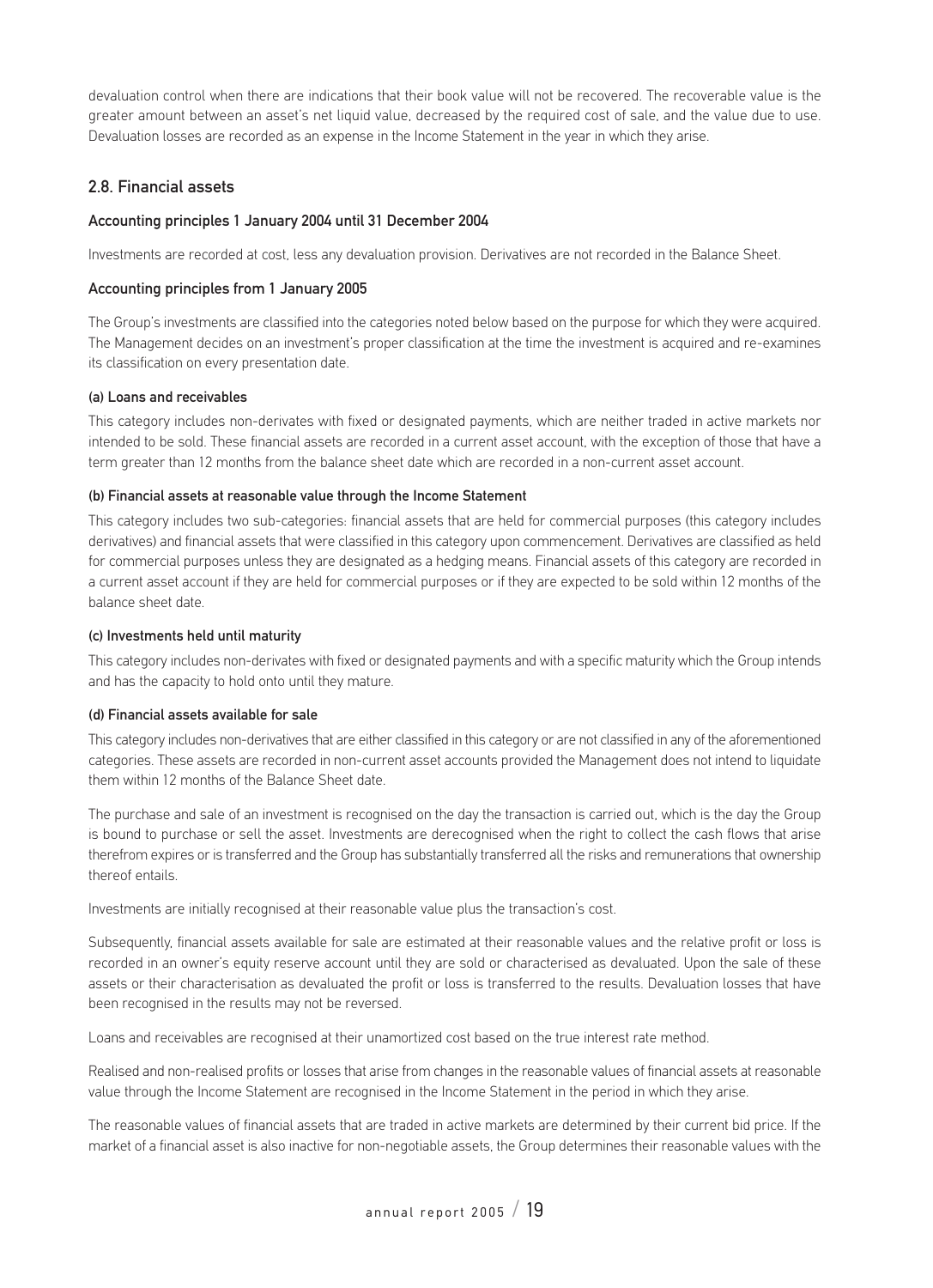devaluation control when there are indications that their book value will not be recovered. The recoverable value is the greater amount between an asset's net liquid value, decreased by the required cost of sale, and the value due to use. Devaluation losses are recorded as an expense in the Income Statement in the year in which they arise.

## 2.8. Financial assets

### Accounting principles 1 January 2004 until 31 December 2004

Investments are recorded at cost, less any devaluation provision. Derivatives are not recorded in the Balance Sheet.

### Accounting principles from 1 January 2005

The Group's investments are classified into the categories noted below based on the purpose for which they were acquired. The Management decides on an investment's proper classification at the time the investment is acquired and re-examines its classification on every presentation date.

#### (a) Loans and receivables

This category includes non-derivates with fixed or designated payments, which are neither traded in active markets nor intended to be sold. These financial assets are recorded in a current asset account, with the exception of those that have a term greater than 12 months from the balance sheet date which are recorded in a non-current asset account.

#### (b) Financial assets at reasonable value through the Income Statement

This category includes two sub-categories: financial assets that are held for commercial purposes (this category includes derivatives) and financial assets that were classified in this category upon commencement. Derivatives are classified as held for commercial purposes unless they are designated as a hedging means. Financial assets of this category are recorded in a current asset account if they are held for commercial purposes or if they are expected to be sold within 12 months of the balance sheet date.

#### (c) Investments held until maturity

This category includes non-derivates with fixed or designated payments and with a specific maturity which the Group intends and has the capacity to hold onto until they mature.

#### (d) Financial assets available for sale

This category includes non-derivatives that are either classified in this category or are not classified in any of the aforementioned categories. These assets are recorded in non-current asset accounts provided the Management does not intend to liquidate them within 12 months of the Balance Sheet date.

The purchase and sale of an investment is recognised on the day the transaction is carried out, which is the day the Group is bound to purchase or sell the asset. Investments are derecognised when the right to collect the cash flows that arise therefrom expires or is transferred and the Group has substantially transferred all the risks and remunerations that ownership thereof entails.

Investments are initially recognised at their reasonable value plus the transaction's cost.

Subsequently, financial assets available for sale are estimated at their reasonable values and the relative profit or loss is recorded in an owner's equity reserve account until they are sold or characterised as devaluated. Upon the sale of these assets or their characterisation as devaluated the profit or loss is transferred to the results. Devaluation losses that have been recognised in the results may not be reversed.

Loans and receivables are recognised at their unamortized cost based on the true interest rate method.

Realised and non-realised profits or losses that arise from changes in the reasonable values of financial assets at reasonable value through the Income Statement are recognised in the Income Statement in the period in which they arise.

The reasonable values of financial assets that are traded in active markets are determined by their current bid price. If the market of a financial asset is also inactive for non-negotiable assets, the Group determines their reasonable values with the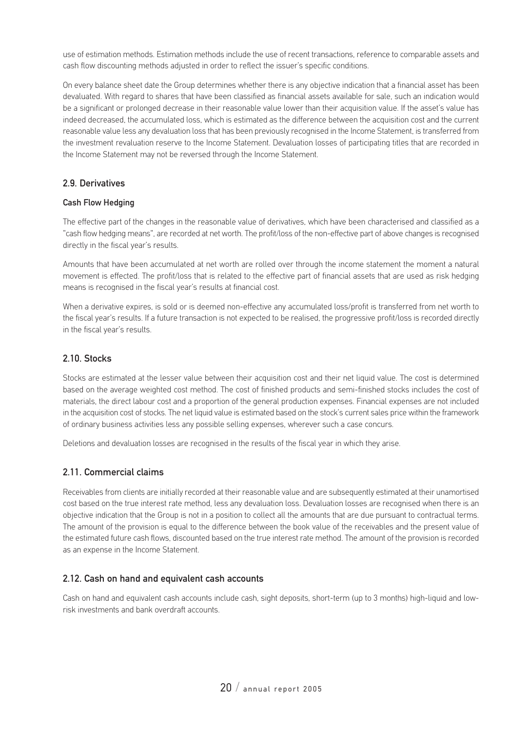use of estimation methods. Estimation methods include the use of recent transactions, reference to comparable assets and cash flow discounting methods adjusted in order to reflect the issuer's specific conditions.

On every balance sheet date the Group determines whether there is any objective indication that a financial asset has been devaluated. With regard to shares that have been classified as financial assets available for sale, such an indication would be a significant or prolonged decrease in their reasonable value lower than their acquisition value. If the asset's value has indeed decreased, the accumulated loss, which is estimated as the difference between the acquisition cost and the current reasonable value less any devaluation loss that has been previously recognised in the Income Statement, is transferred from the investment revaluation reserve to the Income Statement. Devaluation losses of participating titles that are recorded in the Income Statement may not be reversed through the Income Statement.

## 2.9. Derivatives

### Cash Flow Hedging

The effective part of the changes in the reasonable value of derivatives, which have been characterised and classified as a "cash flow hedging means", are recorded at net worth. The profit/loss of the non-effective part of above changes is recognised directly in the fiscal year's results.

Amounts that have been accumulated at net worth are rolled over through the income statement the moment a natural movement is effected. The profit/loss that is related to the effective part of financial assets that are used as risk hedging means is recognised in the fiscal year's results at financial cost.

When a derivative expires, is sold or is deemed non-effective any accumulated loss/profit is transferred from net worth to the fiscal year's results. If a future transaction is not expected to be realised, the progressive profit/loss is recorded directly in the fiscal year's results.

## 2.10. Stocks

Stocks are estimated at the lesser value between their acquisition cost and their net liquid value. The cost is determined based on the average weighted cost method. The cost of finished products and semi-finished stocks includes the cost of materials, the direct labour cost and a proportion of the general production expenses. Financial expenses are not included in the acquisition cost of stocks. The net liquid value is estimated based on the stock's current sales price within the framework of ordinary business activities less any possible selling expenses, wherever such a case concurs.

Deletions and devaluation losses are recognised in the results of the fiscal year in which they arise.

## 2.11. Commercial claims

Receivables from clients are initially recorded at their reasonable value and are subsequently estimated at their unamortised cost based on the true interest rate method, less any devaluation loss. Devaluation losses are recognised when there is an objective indication that the Group is not in a position to collect all the amounts that are due pursuant to contractual terms. The amount of the provision is equal to the difference between the book value of the receivables and the present value of the estimated future cash flows, discounted based on the true interest rate method. The amount of the provision is recorded as an expense in the Income Statement.

## 2.12. Cash on hand and equivalent cash accounts

Cash on hand and equivalent cash accounts include cash, sight deposits, short-term (up to 3 months) high-liquid and low-risk investments and bank overdraft accounts.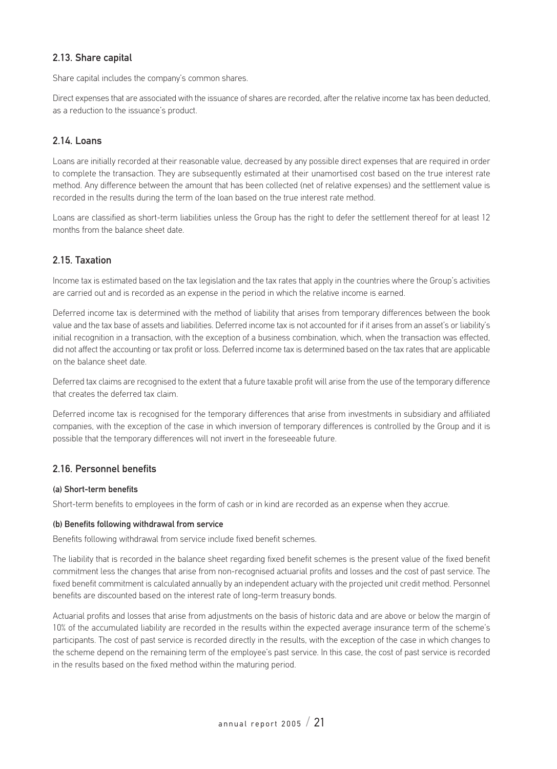## 2.13. Share capital

Share capital includes the company's common shares.

Direct expenses that are associated with the issuance of shares are recorded, after the relative income tax has been deducted, as a reduction to the issuance's product.

## 2.14. Loans

Loans are initially recorded at their reasonable value, decreased by any possible direct expenses that are required in order to complete the transaction. They are subsequently estimated at their unamortised cost based on the true interest rate method. Any difference between the amount that has been collected (net of relative expenses) and the settlement value is recorded in the results during the term of the loan based on the true interest rate method.

Loans are classified as short-term liabilities unless the Group has the right to defer the settlement thereof for at least 12 months from the balance sheet date.

## 2.15. Taxation

Income tax is estimated based on the tax legislation and the tax rates that apply in the countries where the Group's activities are carried out and is recorded as an expense in the period in which the relative income is earned.

Deferred income tax is determined with the method of liability that arises from temporary differences between the book value and the tax base of assets and liabilities. Deferred income tax is not accounted for if it arises from an asset's or liability's initial recognition in a transaction, with the exception of a business combination, which, when the transaction was effected, did not affect the accounting or tax profit or loss. Deferred income tax is determined based on the tax rates that are applicable on the balance sheet date.

Deferred tax claims are recognised to the extent that a future taxable profit will arise from the use of the temporary difference that creates the deferred tax claim.

Deferred income tax is recognised for the temporary differences that arise from investments in subsidiary and affiliated companies, with the exception of the case in which inversion of temporary differences is controlled by the Group and it is possible that the temporary differences will not invert in the foreseeable future.

## 2.16. Personnel benefits

#### (a) Short-term benefits

Short-term benefits to employees in the form of cash or in kind are recorded as an expense when they accrue.

#### (b) Benefits following withdrawal from service

Benefits following withdrawal from service include fixed benefit schemes.

The liability that is recorded in the balance sheet regarding fixed benefit schemes is the present value of the fixed benefit commitment less the changes that arise from non-recognised actuarial profits and losses and the cost of past service. The fixed benefit commitment is calculated annually by an independent actuary with the projected unit credit method. Personnel benefits are discounted based on the interest rate of long-term treasury bonds.

Actuarial profits and losses that arise from adjustments on the basis of historic data and are above or below the margin of 10% of the accumulated liability are recorded in the results within the expected average insurance term of the scheme's participants. The cost of past service is recorded directly in the results, with the exception of the case in which changes to the scheme depend on the remaining term of the employee's past service. In this case, the cost of past service is recorded in the results based on the fixed method within the maturing period.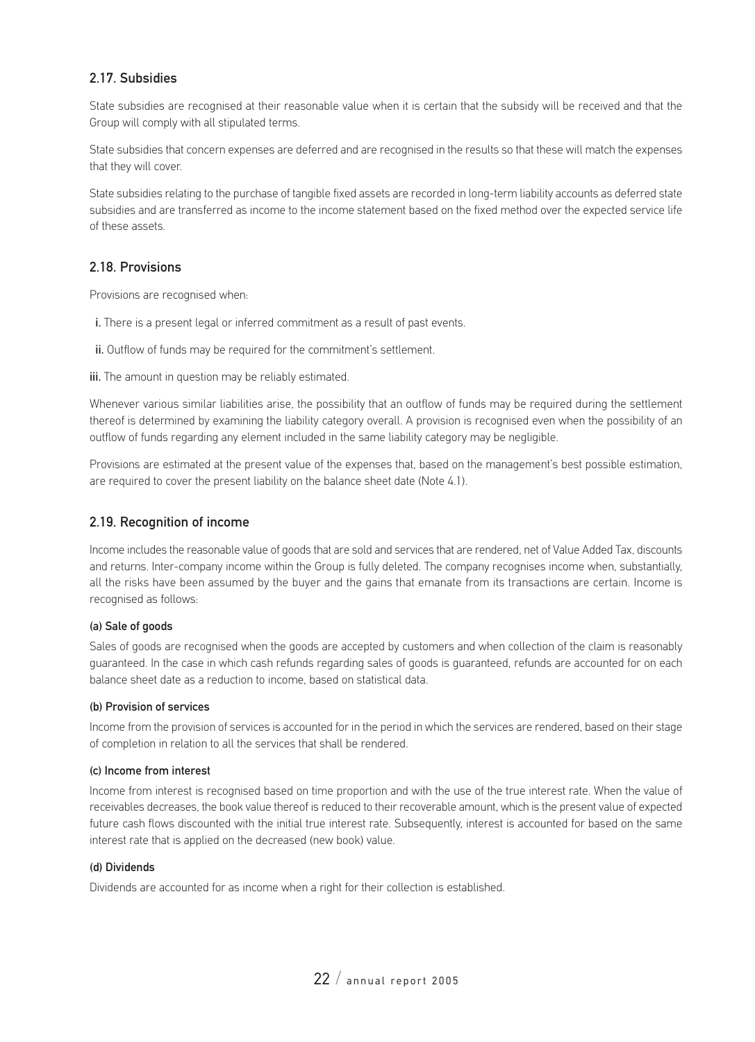## 2.17. Subsidies

State subsidies are recognised at their reasonable value when it is certain that the subsidy will be received and that the Group will comply with all stipulated terms.

State subsidies that concern expenses are deferred and are recognised in the results so that these will match the expenses that they will cover.

State subsidies relating to the purchase of tangible fixed assets are recorded in long-term liability accounts as deferred state subsidies and are transferred as income to the income statement based on the fixed method over the expected service life of these assets.

## 2.18. Provisions

Provisions are recognised when:

**i.** There is a present legal or inferred commitment as a result of past events.

**ii.** Outflow of funds may be required for the commitment's settlement.

**iii.** The amount in question may be reliably estimated.

Whenever various similar liabilities arise, the possibility that an outflow of funds may be required during the settlement thereof is determined by examining the liability category overall. A provision is recognised even when the possibility of an outflow of funds regarding any element included in the same liability category may be negligible.

Provisions are estimated at the present value of the expenses that, based on the management's best possible estimation, are required to cover the present liability on the balance sheet date (Note 4.1).

## 2.19. Recognition of income

Income includes the reasonable value of goods that are sold and services that are rendered, net of Value Added Tax, discounts and returns. Inter-company income within the Group is fully deleted. The company recognises income when, substantially, all the risks have been assumed by the buyer and the gains that emanate from its transactions are certain. Income is recognised as follows:

#### (a) Sale of goods

Sales of goods are recognised when the goods are accepted by customers and when collection of the claim is reasonably guaranteed. In the case in which cash refunds regarding sales of goods is guaranteed, refunds are accounted for on each balance sheet date as a reduction to income, based on statistical data.

#### (b) Provision of services

Income from the provision of services is accounted for in the period in which the services are rendered, based on their stage of completion in relation to all the services that shall be rendered.

#### (c) Income from interest

Income from interest is recognised based on time proportion and with the use of the true interest rate. When the value of receivables decreases, the book value thereof is reduced to their recoverable amount, which is the present value of expected future cash flows discounted with the initial true interest rate. Subsequently, interest is accounted for based on the same interest rate that is applied on the decreased (new book) value.

#### (d) Dividends

Dividends are accounted for as income when a right for their collection is established.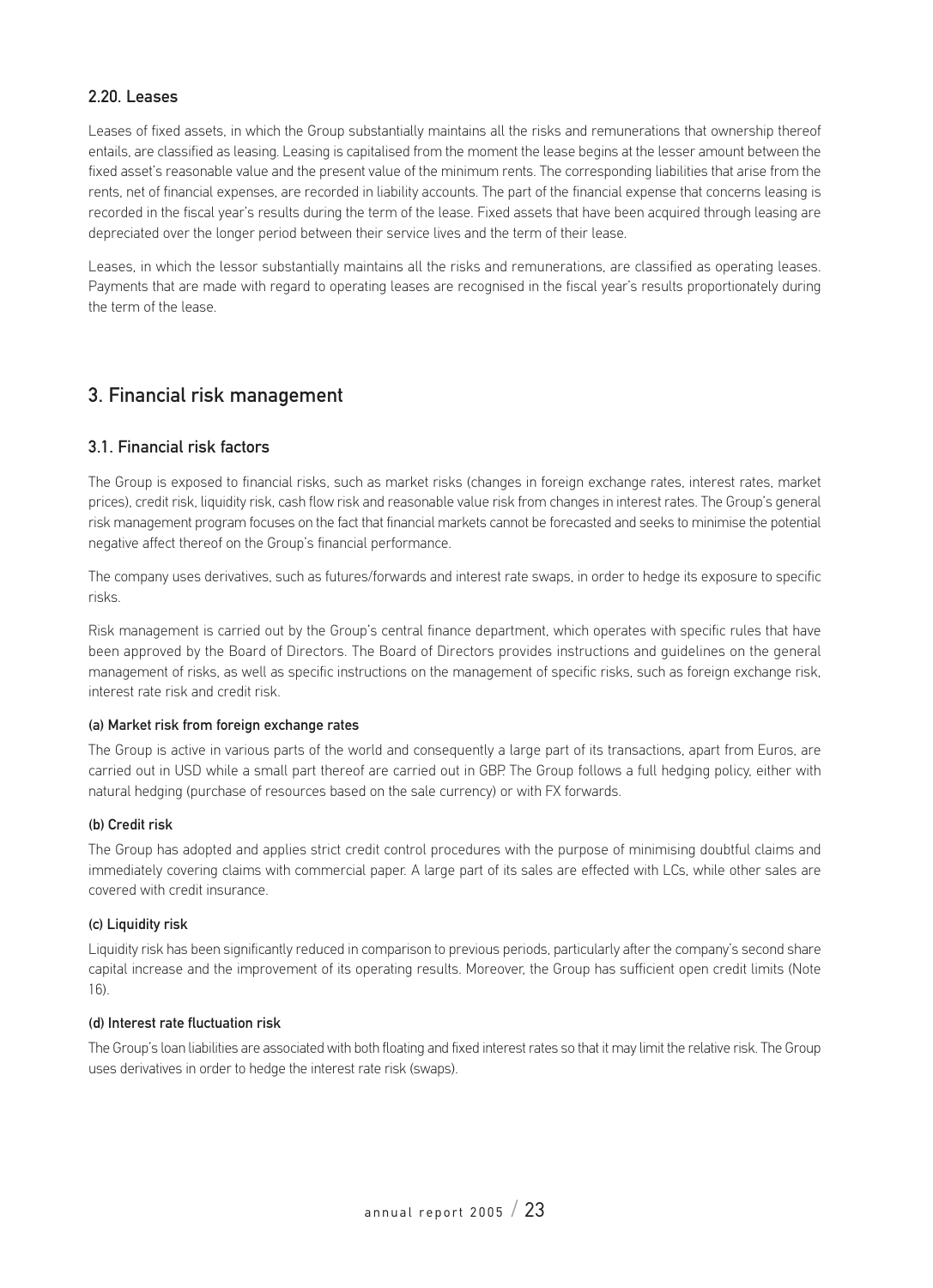### 2.20. Leases

Leases of fixed assets, in which the Group substantially maintains all the risks and remunerations that ownership thereof entails, are classified as leasing. Leasing is capitalised from the moment the lease begins at the lesser amount between the fixed asset's reasonable value and the present value of the minimum rents. The corresponding liabilities that arise from the rents, net of financial expenses, are recorded in liability accounts. The part of the financial expense that concerns leasing is recorded in the fiscal year's results during the term of the lease. Fixed assets that have been acquired through leasing are depreciated over the longer period between their service lives and the term of their lease.

Leases, in which the lessor substantially maintains all the risks and remunerations, are classified as operating leases. Payments that are made with regard to operating leases are recognised in the fiscal year's results proportionately during the term of the lease.

## 3. Financial risk management

### 3.1. Financial risk factors

The Group is exposed to financial risks, such as market risks (changes in foreign exchange rates, interest rates, market prices), credit risk, liquidity risk, cash flow risk and reasonable value risk from changes in interest rates. The Group's general risk management program focuses on the fact that financial markets cannot be forecasted and seeks to minimise the potential negative affect thereof on the Group's financial performance.

The company uses derivatives, such as futures/forwards and interest rate swaps, in order to hedge its exposure to specific risks.

Risk management is carried out by the Group's central finance department, which operates with specific rules that have been approved by the Board of Directors. The Board of Directors provides instructions and guidelines on the general management of risks, as well as specific instructions on the management of specific risks, such as foreign exchange risk, interest rate risk and credit risk.

#### (a) Market risk from foreign exchange rates

The Group is active in various parts of the world and consequently a large part of its transactions, apart from Euros, are carried out in USD while a small part thereof are carried out in GBP. The Group follows a full hedging policy, either with natural hedging (purchase of resources based on the sale currency) or with FX forwards.

#### (b) Credit risk

The Group has adopted and applies strict credit control procedures with the purpose of minimising doubtful claims and immediately covering claims with commercial paper. A large part of its sales are effected with LCs, while other sales are covered with credit insurance.

#### (c) Liquidity risk

Liquidity risk has been significantly reduced in comparison to previous periods, particularly after the company's second share capital increase and the improvement of its operating results. Moreover, the Group has sufficient open credit limits (Note 16).

#### (d) Interest rate fluctuation risk

The Group's loan liabilities are associated with both floating and fixed interest rates so that it may limit the relative risk. The Group uses derivatives in order to hedge the interest rate risk (swaps).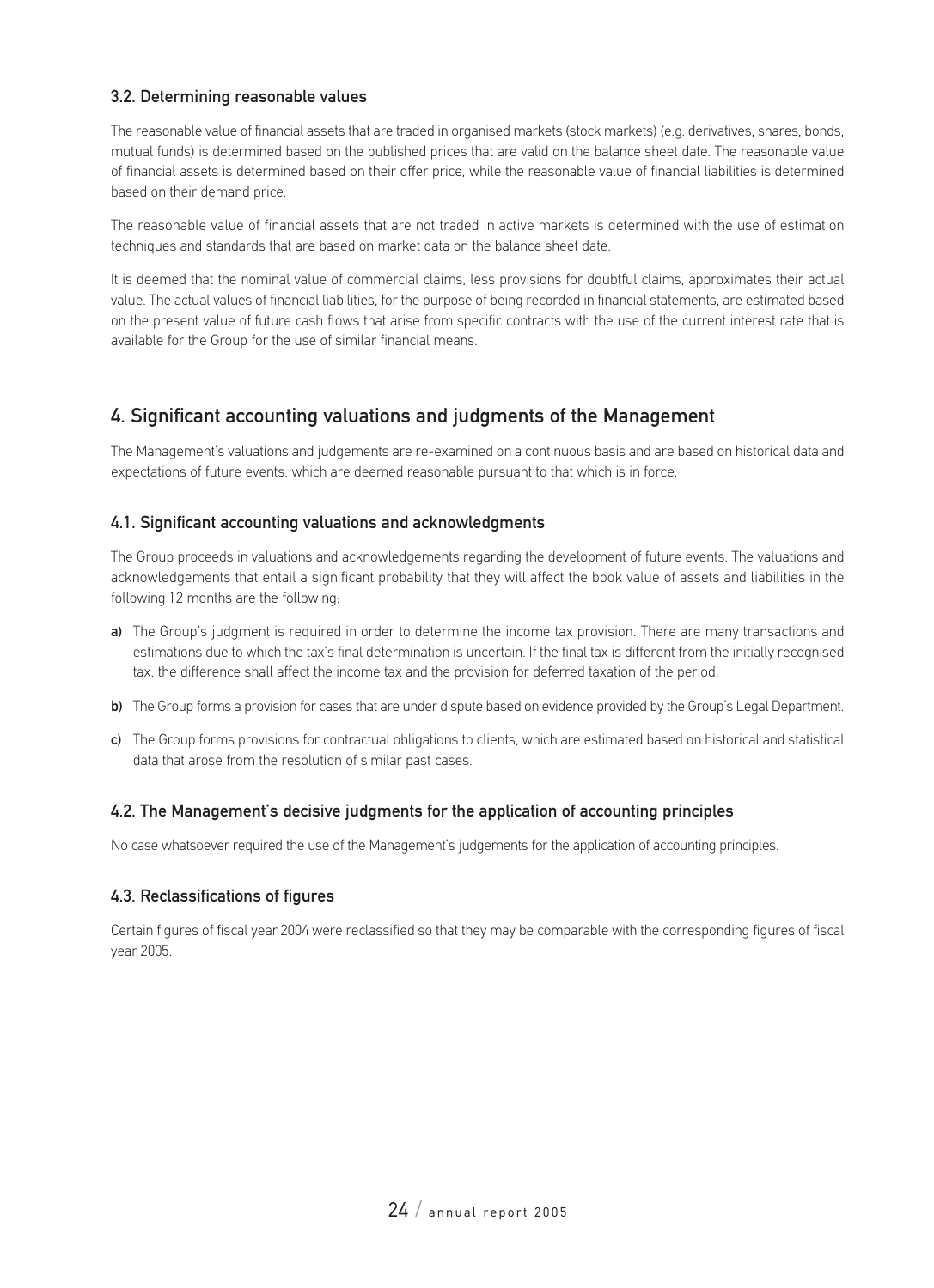### 3.2. Determining reasonable values

The reasonable value of financial assets that are traded in organised markets (stock markets) (e.g. derivatives, shares, bonds, mutual funds) is determined based on the published prices that are valid on the balance sheet date. The reasonable value of financial assets is determined based on their offer price, while the reasonable value of financial liabilities is determined based on their demand price.

The reasonable value of financial assets that are not traded in active markets is determined with the use of estimation techniques and standards that are based on market data on the balance sheet date.

It is deemed that the nominal value of commercial claims, less provisions for doubtful claims, approximates their actual value. The actual values of financial liabilities, for the purpose of being recorded in financial statements, are estimated based on the present value of future cash flows that arise from specific contracts with the use of the current interest rate that is available for the Group for the use of similar financial means.

## 4. Significant accounting valuations and judgments of the Management

The Management's valuations and judgements are re-examined on a continuous basis and are based on historical data and expectations of future events, which are deemed reasonable pursuant to that which is in force.

### 4.1. Significant accounting valuations and acknowledgments

The Group proceeds in valuations and acknowledgements regarding the development of future events. The valuations and acknowledgements that entail a significant probability that they will affect the book value of assets and liabilities in the following 12 months are the following:

**a)** The Group's judgment is required in order to determine the income tax provision. There are many transactions and estimations due to which the tax's final determination is uncertain. If the final tax is different from the initially recognised tax, the difference shall affect the income tax and the provision for deferred taxation of the period.

**b)** The Group forms a provision for cases that are under dispute based on evidence provided by the Group's Legal Department.

**c)** The Group forms provisions for contractual obligations to clients, which are estimated based on historical and statistical data that arose from the resolution of similar past cases.

### 4.2. The Management's decisive judgments for the application of accounting principles

No case whatsoever required the use of the Management's judgements for the application of accounting principles.

### 4.3. Reclassifications of figures

Certain figures of fiscal year 2004 were reclassified so that they may be comparable with the corresponding figures of fiscal year 2005.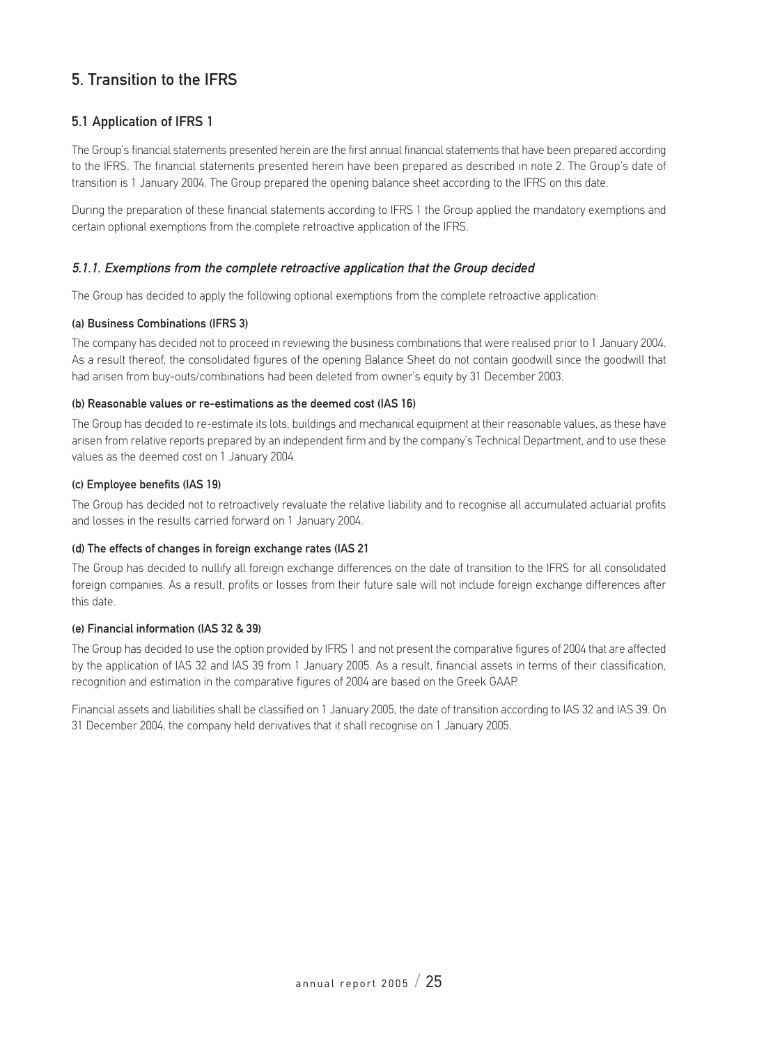# 5. Transition to the IFRS

## 5.1 Application of IFRS 1

The Group's financial statements presented herein are the first annual financial statements that have been prepared according to the IFRS. The financial statements presented herein have been prepared as described in note 2. The Group's date of transition is 1 January 2004. The Group prepared the opening balance sheet according to the IFRS on this date.

During the preparation of these financial statements according to IFRS 1 the Group applied the mandatory exemptions and certain optional exemptions from the complete retroactive application of the IFRS.

### *5.1.1. Exemptions from the complete retroactive application that the Group decided*

The Group has decided to apply the following optional exemptions from the complete retroactive application:

**(a) Business Combinations (IFRS 3)**

The company has decided not to proceed in reviewing the business combinations that were realised prior to 1 January 2004. As a result thereof, the consolidated figures of the opening Balance Sheet do not contain goodwill since the goodwill that had arisen from buy-outs/combinations had been deleted from owner's equity by 31 December 2003.

**(b) Reasonable values or re-estimations as the deemed cost (IAS 16)**

The Group has decided to re-estimate its lots, buildings and mechanical equipment at their reasonable values, as these have arisen from relative reports prepared by an independent firm and by the company's Technical Department, and to use these values as the deemed cost on 1 January 2004.

**(c) Employee benefits (IAS 19)**

The Group has decided not to retroactively revaluate the relative liability and to recognise all accumulated actuarial profits and losses in the results carried forward on 1 January 2004.

**(d) The effects of changes in foreign exchange rates (IAS 21**

The Group has decided to nullify all foreign exchange differences on the date of transition to the IFRS for all consolidated foreign companies. As a result, profits or losses from their future sale will not include foreign exchange differences after this date.

**(e) Financial information (IAS 32 & 39)**

The Group has decided to use the option provided by IFRS 1 and not present the comparative figures of 2004 that are affected by the application of IAS 32 and IAS 39 from 1 January 2005. As a result, financial assets in terms of their classification, recognition and estimation in the comparative figures of 2004 are based on the Greek GAAP.

Financial assets and liabilities shall be classified on 1 January 2005, the date of transition according to IAS 32 and IAS 39. On 31 December 2004, the company held derivatives that it shall recognise on 1 January 2005.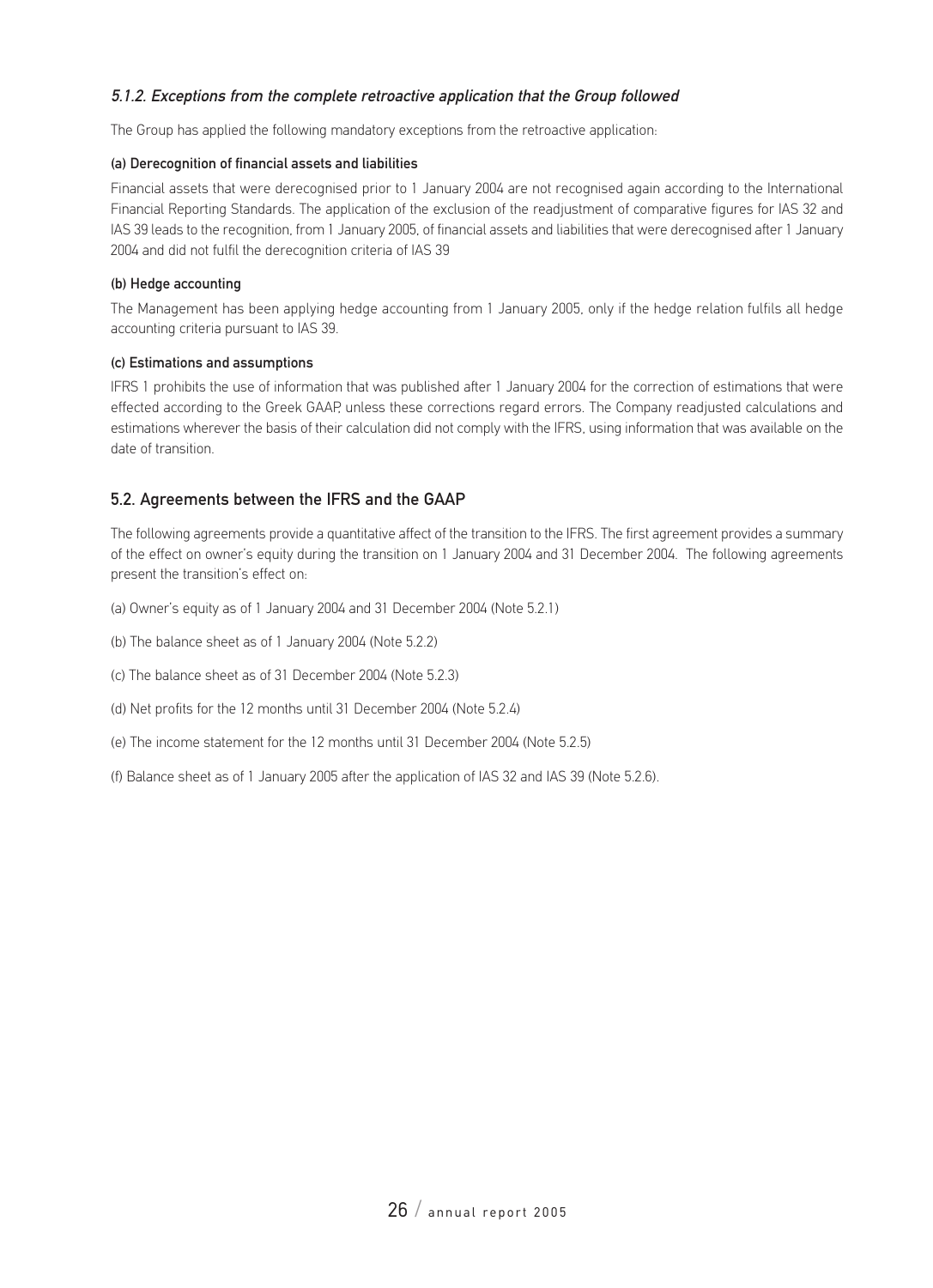### *5.1.2. Exceptions from the complete retroactive application that the Group followed*

The Group has applied the following mandatory exceptions from the retroactive application:

**(a) Derecognition of financial assets and liabilities**

Financial assets that were derecognised prior to 1 January 2004 are not recognised again according to the International Financial Reporting Standards. The application of the exclusion of the readjustment of comparative figures for IAS 32 and IAS 39 leads to the recognition, from 1 January 2005, of financial assets and liabilities that were derecognised after 1 January 2004 and did not fulfil the derecognition criteria of IAS 39

**(b) Hedge accounting**

The Management has been applying hedge accounting from 1 January 2005, only if the hedge relation fulfils all hedge accounting criteria pursuant to IAS 39.

**(c) Estimations and assumptions**

IFRS 1 prohibits the use of information that was published after 1 January 2004 for the correction of estimations that were effected according to the Greek GAAP, unless these corrections regard errors. The Company readjusted calculations and estimations wherever the basis of their calculation did not comply with the IFRS, using information that was available on the date of transition.

## 5.2. Agreements between the IFRS and the GAAP

The following agreements provide a quantitative affect of the transition to the IFRS. The first agreement provides a summary of the effect on owner's equity during the transition on 1 January 2004 and 31 December 2004. The following agreements present the transition's effect on:

(a) Owner's equity as of 1 January 2004 and 31 December 2004 (Note 5.2.1)

(b) The balance sheet as of 1 January 2004 (Note 5.2.2)

(c) The balance sheet as of 31 December 2004 (Note 5.2.3)

(d) Net profits for the 12 months until 31 December 2004 (Note 5.2.4)

(e) The income statement for the 12 months until 31 December 2004 (Note 5.2.5)

(f) Balance sheet as of 1 January 2005 after the application of IAS 32 and IAS 39 (Note 5.2.6).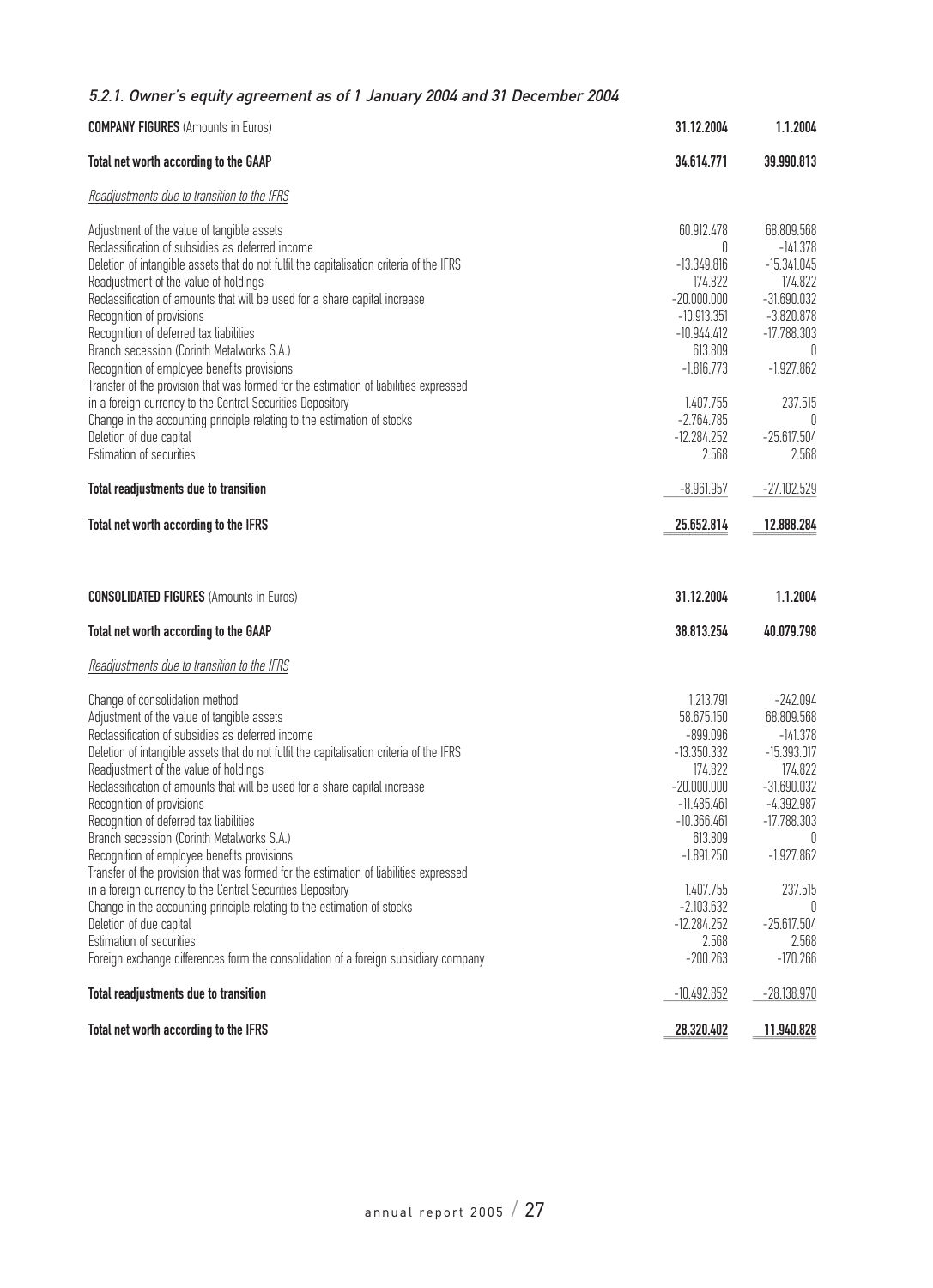#### *5.2.1. Owner's equity agreement as of 1 January 2004 and 31 December 2004*

| **COMPANY FIGURES** (Amounts in Euros) | **31.12.2004** | **1.1.2004** |
|---|---|---|
| **Total net worth according to the GAAP** | **34.614.771** | **39.990.813** |
| *Readjustments due to transition to the IFRS* | | |
| Adjustment of the value of tangible assets | 60.912.478 | 68.809.568 |
| Reclassification of subsidies as deferred income | 0 | -141.378 |
| Deletion of intangible assets that do not fulfil the capitalisation criteria of the IFRS | -13.349.816 | -15.341.045 |
| Readjustment of the value of holdings | 174.822 | 174.822 |
| Reclassification of amounts that will be used for a share capital increase | -20.000.000 | -31.690.032 |
| Recognition of provisions | -10.913.351 | -3.820.878 |
| Recognition of deferred tax liabilities | -10.944.412 | -17.788.303 |
| Branch secession (Corinth Metalworks S.A.) | 613.809 | 0 |
| Recognition of employee benefits provisions | -1.816.773 | -1.927.862 |
| Transfer of the provision that was formed for the estimation of liabilities expressed in a foreign currency to the Central Securities Depository | 1.407.755 | 237.515 |
| Change in the accounting principle relating to the estimation of stocks | -2.764.785 | 0 |
| Deletion of due capital | -12.284.252 | -25.617.504 |
| Estimation of securities | 2.568 | 2.568 |
| **Total readjustments due to transition** | -8.961.957 | -27.102.529 |
| **Total net worth according to the IFRS** | **25.652.814** | **12.888.284** |

| **CONSOLIDATED FIGURES** (Amounts in Euros) | **31.12.2004** | **1.1.2004** |
|---|---|---|
| **Total net worth according to the GAAP** | **38.813.254** | **40.079.798** |
| *Readjustments due to transition to the IFRS* | | |
| Change of consolidation method | 1.213.791 | -242.094 |
| Adjustment of the value of tangible assets | 58.675.150 | 68.809.568 |
| Reclassification of subsidies as deferred income | -899.096 | -141.378 |
| Deletion of intangible assets that do not fulfil the capitalisation criteria of the IFRS | -13.350.332 | -15.393.017 |
| Readjustment of the value of holdings | 174.822 | 174.822 |
| Reclassification of amounts that will be used for a share capital increase | -20.000.000 | -31.690.032 |
| Recognition of provisions | -11.485.461 | -4.392.987 |
| Recognition of deferred tax liabilities | -10.366.461 | -17.788.303 |
| Branch secession (Corinth Metalworks S.A.) | 613.809 | 0 |
| Recognition of employee benefits provisions | -1.891.250 | -1.927.862 |
| Transfer of the provision that was formed for the estimation of liabilities expressed in a foreign currency to the Central Securities Depository | 1.407.755 | 237.515 |
| Change in the accounting principle relating to the estimation of stocks | -2.103.632 | 0 |
| Deletion of due capital | -12.284.252 | -25.617.504 |
| Estimation of securities | 2.568 | 2.568 |
| Foreign exchange differences form the consolidation of a foreign subsidiary company | -200.263 | -170.266 |
| **Total readjustments due to transition** | -10.492.852 | -28.138.970 |
| **Total net worth according to the IFRS** | **28.320.402** | **11.940.828** |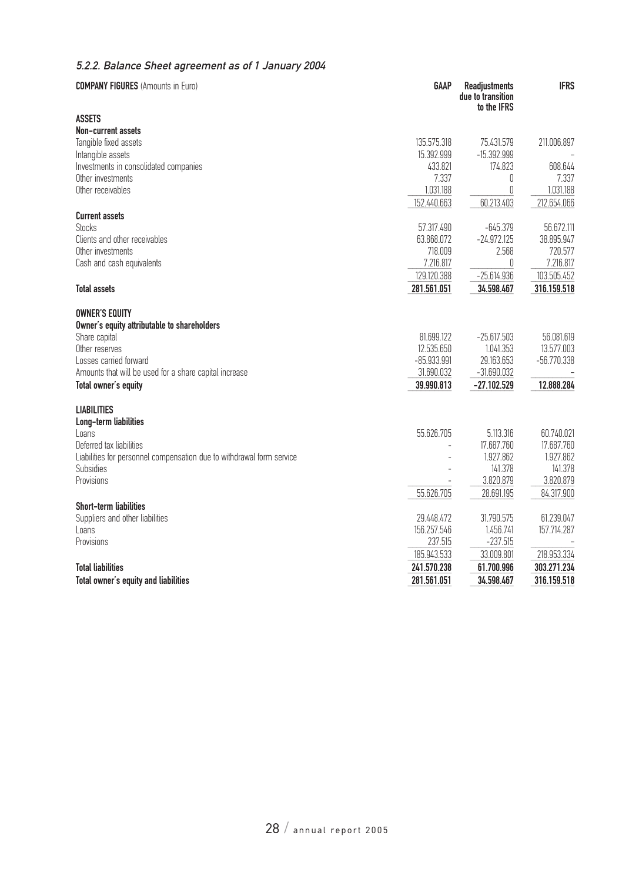### *5.2.2. Balance Sheet agreement as of 1 January 2004*

| **COMPANY FIGURES** (Amounts in Euro) | **GAAP** | **Readjustments due to transition to the IFRS** | **IFRS** |
|---|---|---|---|
| **ASSETS** | | | |
| **Non-current assets** | | | |
| Tangible fixed assets | 135.575.318 | 75.431.579 | 211.006.897 |
| Intangible assets | 15.392.999 | -15.392.999 | - |
| Investments in consolidated companies | 433.821 | 174.823 | 608.644 |
| Other investments | 7.337 | 0 | 7.337 |
| Other receivables | 1.031.188 | 0 | 1.031.188 |
| | 152.440.663 | 60.213.403 | 212.654.066 |
| **Current assets** | | | |
| Stocks | 57.317.490 | -645.379 | 56.672.111 |
| Clients and other receivables | 63.868.072 | -24.972.125 | 38.895.947 |
| Other investments | 718.009 | 2.568 | 720.577 |
| Cash and cash equivalents | 7.216.817 | 0 | 7.216.817 |
| | 129.120.388 | -25.614.936 | 103.505.452 |
| **Total assets** | **281.561.051** | **34.598.467** | **316.159.518** |
| **OWNER'S EQUITY** | | | |
| **Owner's equity attributable to shareholders** | | | |
| Share capital | 81.699.122 | -25.617.503 | 56.081.619 |
| Other reserves | 12.535.650 | 1.041.353 | 13.577.003 |
| Losses carried forward | -85.933.991 | 29.163.653 | -56.770.338 |
| Amounts that will be used for a share capital increase | 31.690.032 | -31.690.032 | - |
| **Total owner's equity** | **39.990.813** | **-27.102.529** | **12.888.284** |
| **LIABILITIES** | | | |
| **Long-term liabilities** | | | |
| Loans | 55.626.705 | 5.113.316 | 60.740.021 |
| Deferred tax liabilities | - | 17.687.760 | 17.687.760 |
| Liabilities for personnel compensation due to withdrawal form service | - | 1.927.862 | 1.927.862 |
| Subsidies | - | 141.378 | 141.378 |
| Provisions | - | 3.820.879 | 3.820.879 |
| | 55.626.705 | 28.691.195 | 84.317.900 |
| **Short-term liabilities** | | | |
| Suppliers and other liabilities | 29.448.472 | 31.790.575 | 61.239.047 |
| Loans | 156.257.546 | 1.456.741 | 157.714.287 |
| Provisions | 237.515 | -237.515 | - |
| | 185.943.533 | 33.009.801 | 218.953.334 |
| **Total liabilities** | **241.570.238** | **61.700.996** | **303.271.234** |
| **Total owner's equity and liabilities** | **281.561.051** | **34.598.467** | **316.159.518** |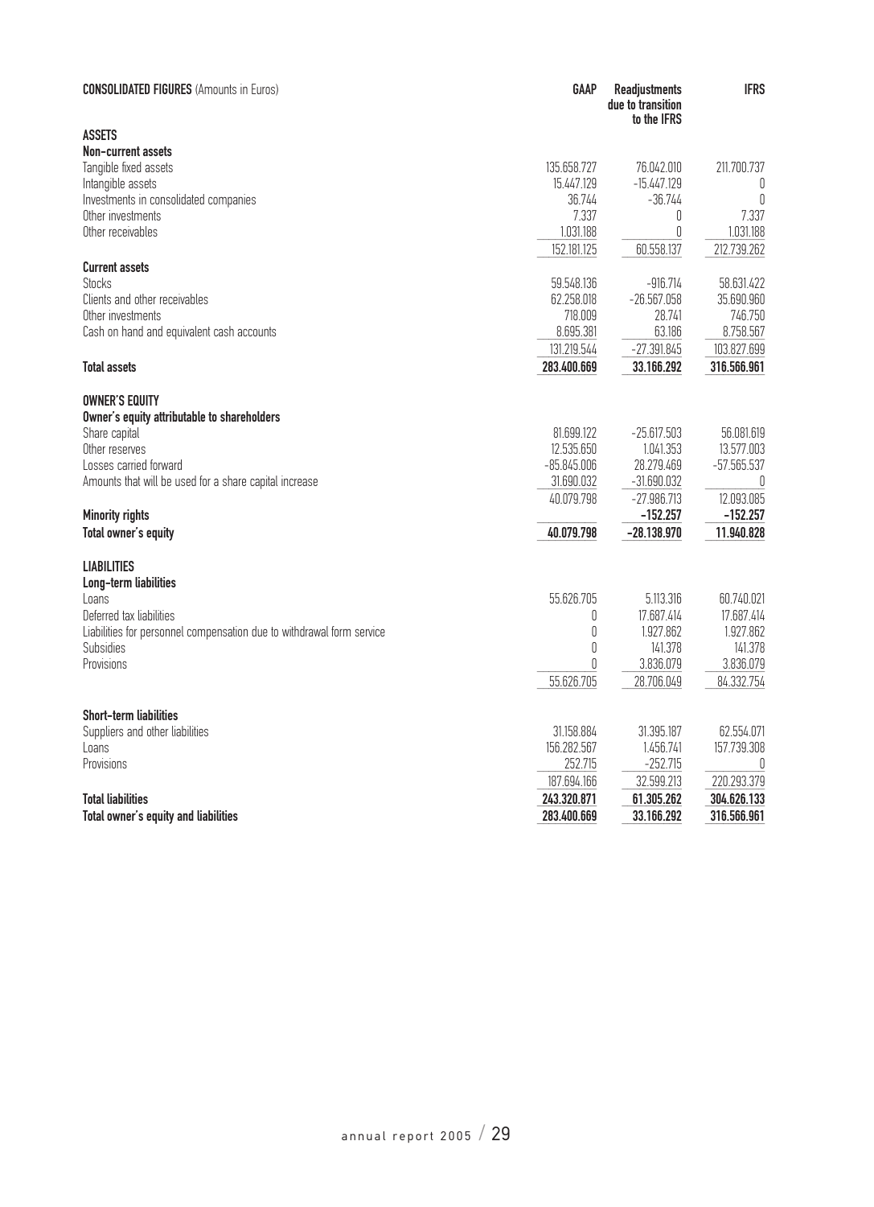| **CONSOLIDATED FIGURES** (Amounts in Euros) | **GAAP** | **Readjustments due to transition to the IFRS** | **IFRS** |
|---|---|---|---|
| **ASSETS** | | | |
| **Non-current assets** | | | |
| Tangible fixed assets | 135.658.727 | 76.042.010 | 211.700.737 |
| Intangible assets | 15.447.129 | -15.447.129 | 0 |
| Investments in consolidated companies | 36.744 | -36.744 | 0 |
| Other investments | 7.337 | 0 | 7.337 |
| Other receivables | 1.031.188 | 0 | 1.031.188 |
| | 152.181.125 | 60.558.137 | 212.739.262 |
| **Current assets** | | | |
| Stocks | 59.548.136 | -916.714 | 58.631.422 |
| Clients and other receivables | 62.258.018 | -26.567.058 | 35.690.960 |
| Other investments | 718.009 | 28.741 | 746.750 |
| Cash on hand and equivalent cash accounts | 8.695.381 | 63.186 | 8.758.567 |
| | 131.219.544 | -27.391.845 | 103.827.699 |
| **Total assets** | **283.400.669** | **33.166.292** | **316.566.961** |
| **OWNER'S EQUITY** | | | |
| **Owner's equity attributable to shareholders** | | | |
| Share capital | 81.699.122 | -25.617.503 | 56.081.619 |
| Other reserves | 12.535.650 | 1.041.353 | 13.577.003 |
| Losses carried forward | -85.845.006 | 28.279.469 | -57.565.537 |
| Amounts that will be used for a share capital increase | 31.690.032 | -31.690.032 | 0 |
| | 40.079.798 | -27.986.713 | 12.093.085 |
| **Minority rights** | | **-152.257** | **-152.257** |
| **Total owner's equity** | **40.079.798** | **-28.138.970** | **11.940.828** |
| **LIABILITIES** | | | |
| **Long-term liabilities** | | | |
| Loans | 55.626.705 | 5.113.316 | 60.740.021 |
| Deferred tax liabilities | 0 | 17.687.414 | 17.687.414 |
| Liabilities for personnel compensation due to withdrawal form service | 0 | 1.927.862 | 1.927.862 |
| Subsidies | 0 | 141.378 | 141.378 |
| Provisions | 0 | 3.836.079 | 3.836.079 |
| | 55.626.705 | 28.706.049 | 84.332.754 |
| **Short-term liabilities** | | | |
| Suppliers and other liabilities | 31.158.884 | 31.395.187 | 62.554.071 |
| Loans | 156.282.567 | 1.456.741 | 157.739.308 |
| Provisions | 252.715 | -252.715 | 0 |
| | 187.694.166 | 32.599.213 | 220.293.379 |
| **Total liabilities** | **243.320.871** | **61.305.262** | **304.626.133** |
| **Total owner's equity and liabilities** | **283.400.669** | **33.166.292** | **316.566.961** |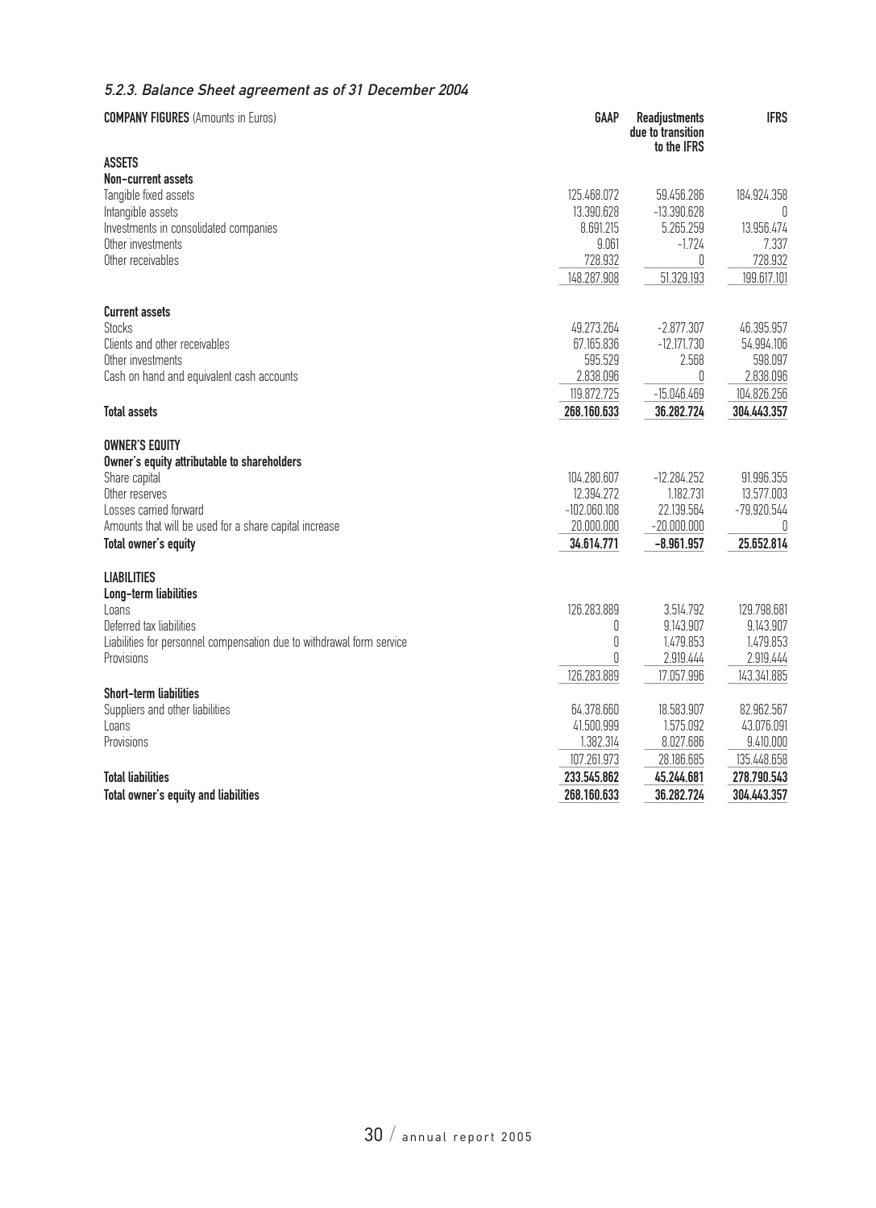### *5.2.3. Balance Sheet agreement as of 31 December 2004*

| **COMPANY FIGURES** (Amounts in Euros) | **GAAP** | **Readjustments due to transition to the IFRS** | **IFRS** |
|---|---|---|---|
| **ASSETS** | | | |
| **Non-current assets** | | | |
| Tangible fixed assets | 125.468.072 | 59.456.286 | 184.924.358 |
| Intangible assets | 13.390.628 | -13.390.628 | 0 |
| Investments in consolidated companies | 8.691.215 | 5.265.259 | 13.956.474 |
| Other investments | 9.061 | -1.724 | 7.337 |
| Other receivables | 728.932 | 0 | 728.932 |
| | 148.287.908 | 51.329.193 | 199.617.101 |
| **Current assets** | | | |
| Stocks | 49.273.264 | -2.877.307 | 46.395.957 |
| Clients and other receivables | 67.165.836 | -12.171.730 | 54.994.106 |
| Other investments | 595.529 | 2.568 | 598.097 |
| Cash on hand and equivalent cash accounts | 2.838.096 | 0 | 2.838.096 |
| | 119.872.725 | -15.046.469 | 104.826.256 |
| **Total assets** | **268.160.633** | **36.282.724** | **304.443.357** |
| **OWNER'S EQUITY** | | | |
| **Owner's equity attributable to shareholders** | | | |
| Share capital | 104.280.607 | -12.284.252 | 91.996.355 |
| Other reserves | 12.394.272 | 1.182.731 | 13.577.003 |
| Losses carried forward | -102.060.108 | 22.139.564 | -79.920.544 |
| Amounts that will be used for a share capital increase | 20.000.000 | -20.000.000 | 0 |
| **Total owner's equity** | **34.614.771** | **-8.961.957** | **25.652.814** |
| **LIABILITIES** | | | |
| **Long-term liabilities** | | | |
| Loans | 126.283.889 | 3.514.792 | 129.798.681 |
| Deferred tax liabilities | 0 | 9.143.907 | 9.143.907 |
| Liabilities for personnel compensation due to withdrawal form service | 0 | 1.479.853 | 1.479.853 |
| Provisions | 0 | 2.919.444 | 2.919.444 |
| | 126.283.889 | 17.057.996 | 143.341.885 |
| **Short-term liabilities** | | | |
| Suppliers and other liabilities | 64.378.660 | 18.583.907 | 82.962.567 |
| Loans | 41.500.999 | 1.575.092 | 43.076.091 |
| Provisions | 1.382.314 | 8.027.686 | 9.410.000 |
| | 107.261.973 | 28.186.685 | 135.448.658 |
| **Total liabilities** | **233.545.862** | **45.244.681** | **278.790.543** |
| **Total owner's equity and liabilities** | **268.160.633** | **36.282.724** | **304.443.357** |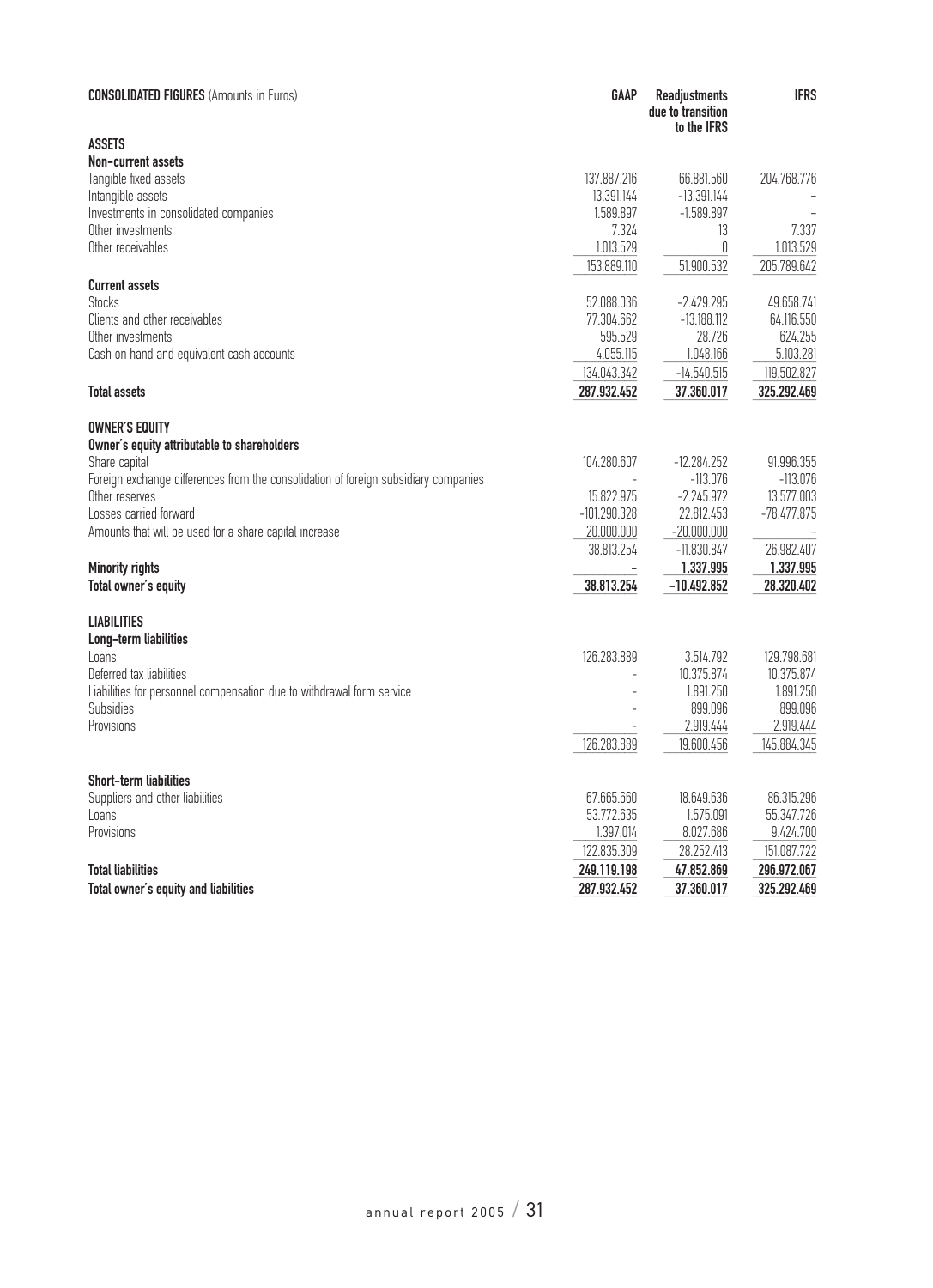| CONSOLIDATED FIGURES (Amounts in Euros) | GAAP | Readjustments due to transition to the IFRS | IFRS |
|---|---|---|---|
| **ASSETS** | | | |
| **Non-current assets** | | | |
| Tangible fixed assets | 137.887.216 | 66.881.560 | 204.768.776 |
| Intangible assets | 13.391.144 | -13.391.144 | - |
| Investments in consolidated companies | 1.589.897 | -1.589.897 | - |
| Other investments | 7.324 | 13 | 7.337 |
| Other receivables | 1.013.529 | 0 | 1.013.529 |
| | 153.889.110 | 51.900.532 | 205.789.642 |
| **Current assets** | | | |
| Stocks | 52.088.036 | -2.429.295 | 49.658.741 |
| Clients and other receivables | 77.304.662 | -13.188.112 | 64.116.550 |
| Other investments | 595.529 | 28.726 | 624.255 |
| Cash on hand and equivalent cash accounts | 4.055.115 | 1.048.166 | 5.103.281 |
| | 134.043.342 | -14.540.515 | 119.502.827 |
| **Total assets** | **287.932.452** | **37.360.017** | **325.292.469** |
| **OWNER'S EQUITY** | | | |
| **Owner's equity attributable to shareholders** | | | |
| Share capital | 104.280.607 | -12.284.252 | 91.996.355 |
| Foreign exchange differences from the consolidation of foreign subsidiary companies | - | -113.076 | -113.076 |
| Other reserves | 15.822.975 | -2.245.972 | 13.577.003 |
| Losses carried forward | -101.290.328 | 22.812.453 | -78.477.875 |
| Amounts that will be used for a share capital increase | 20.000.000 | -20.000.000 | - |
| | 38.813.254 | -11.830.847 | 26.982.407 |
| **Minority rights** | **-** | **1.337.995** | **1.337.995** |
| **Total owner's equity** | **38.813.254** | **-10.492.852** | **28.320.402** |
| **LIABILITIES** | | | |
| **Long-term liabilities** | | | |
| Loans | 126.283.889 | 3.514.792 | 129.798.681 |
| Deferred tax liabilities | - | 10.375.874 | 10.375.874 |
| Liabilities for personnel compensation due to withdrawal form service | - | 1.891.250 | 1.891.250 |
| Subsidies | - | 899.096 | 899.096 |
| Provisions | - | 2.919.444 | 2.919.444 |
| | 126.283.889 | 19.600.456 | 145.884.345 |
| **Short-term liabilities** | | | |
| Suppliers and other liabilities | 67.665.660 | 18.649.636 | 86.315.296 |
| Loans | 53.772.635 | 1.575.091 | 55.347.726 |
| Provisions | 1.397.014 | 8.027.686 | 9.424.700 |
| | 122.835.309 | 28.252.413 | 151.087.722 |
| **Total liabilities** | **249.119.198** | **47.852.869** | **296.972.067** |
| **Total owner's equity and liabilities** | **287.932.452** | **37.360.017** | **325.292.469** |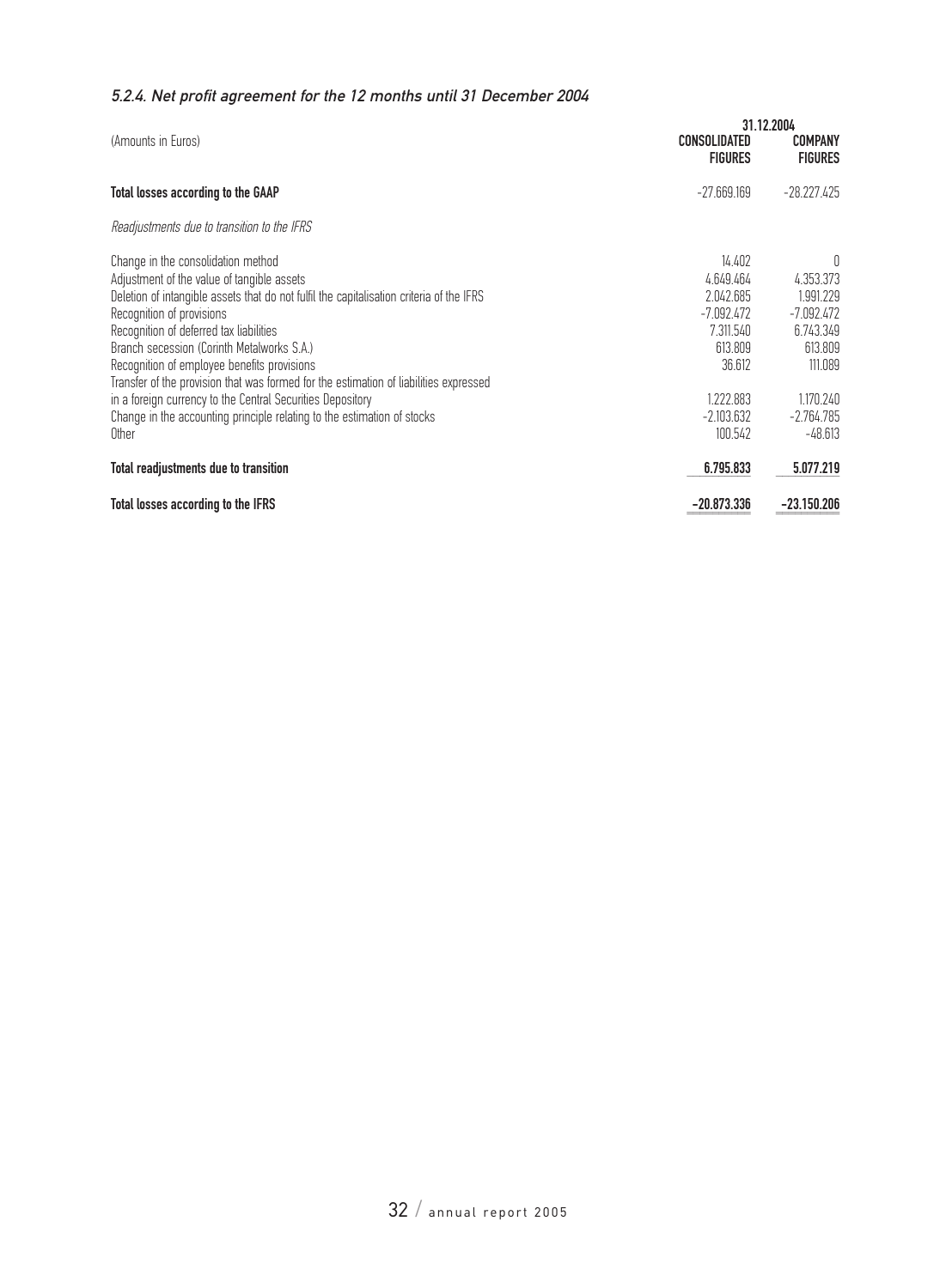### *5.2.4. Net profit agreement for the 12 months until 31 December 2004*

| (Amounts in Euros) | 31.12.2004 CONSOLIDATED FIGURES | 31.12.2004 COMPANY FIGURES |
|---|---|---|
| **Total losses according to the GAAP** | -27.669.169 | -28.227.425 |
| *Readjustments due to transition to the IFRS* | | |
| Change in the consolidation method | 14.402 | 0 |
| Adjustment of the value of tangible assets | 4.649.464 | 4.353.373 |
| Deletion of intangible assets that do not fulfil the capitalisation criteria of the IFRS | 2.042.685 | 1.991.229 |
| Recognition of provisions | -7.092.472 | -7.092.472 |
| Recognition of deferred tax liabilities | 7.311.540 | 6.743.349 |
| Branch secession (Corinth Metalworks S.A.) | 613.809 | 613.809 |
| Recognition of employee benefits provisions | 36.612 | 111.089 |
| Transfer of the provision that was formed for the estimation of liabilities expressed in a foreign currency to the Central Securities Depository | 1.222.883 | 1.170.240 |
| Change in the accounting principle relating to the estimation of stocks | -2.103.632 | -2.764.785 |
| Other | 100.542 | -48.613 |
| **Total readjustments due to transition** | **6.795.833** | **5.077.219** |
| **Total losses according to the IFRS** | **-20.873.336** | **-23.150.206** |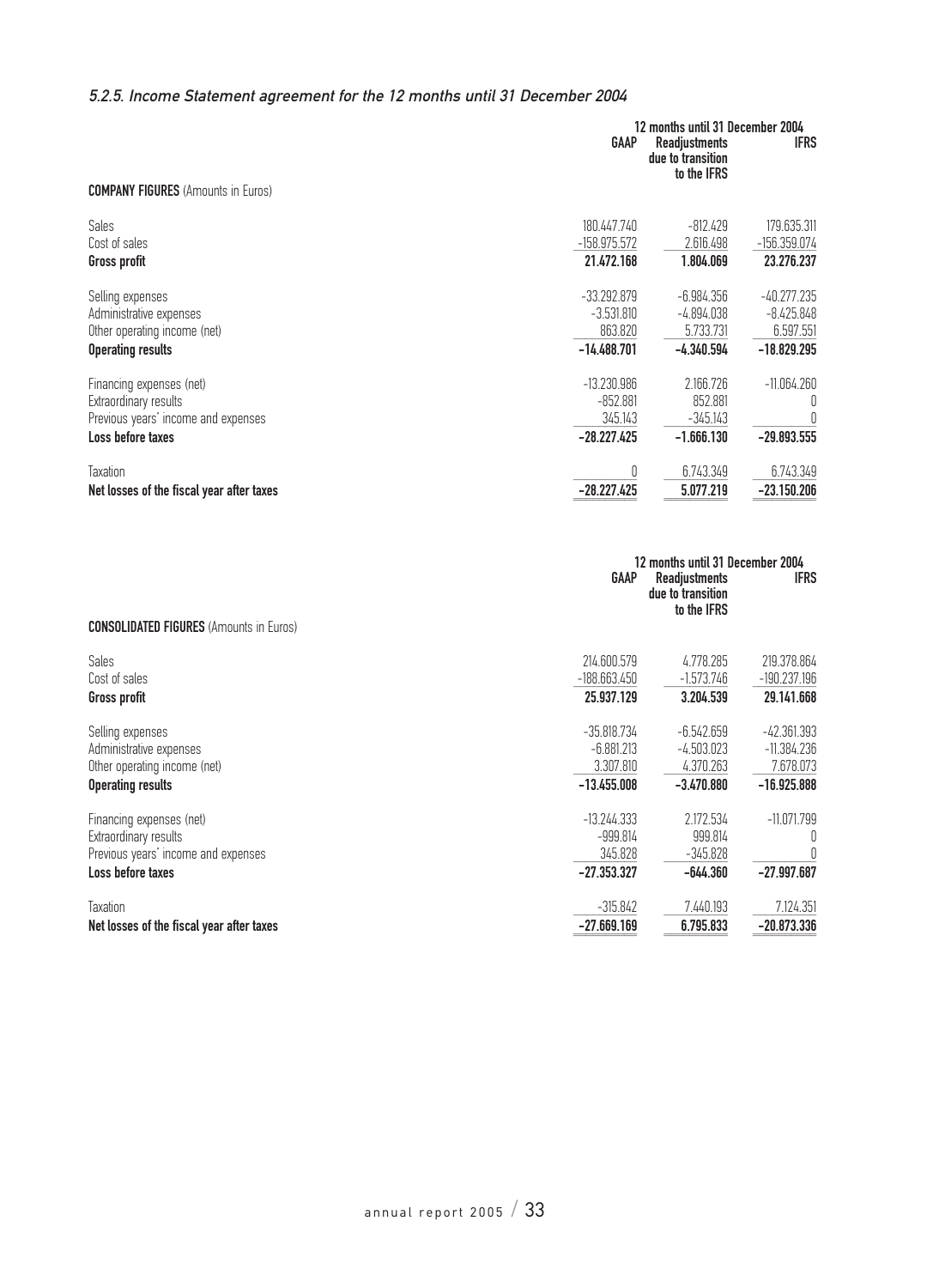### *5.2.5. Income Statement agreement for the 12 months until 31 December 2004*

| | 12 months until 31 December 2004 | | |
|---|---|---|---|
| | **GAAP** | **Readjustments due to transition to the IFRS** | **IFRS** |
| **COMPANY FIGURES** (Amounts in Euros) | | | |
| Sales | 180.447.740 | -812.429 | 179.635.311 |
| Cost of sales | -158.975.572 | 2.616.498 | -156.359.074 |
| **Gross profit** | **21.472.168** | **1.804.069** | **23.276.237** |
| Selling expenses | -33.292.879 | -6.984.356 | -40.277.235 |
| Administrative expenses | -3.531.810 | -4.894.038 | -8.425.848 |
| Other operating income (net) | 863.820 | 5.733.731 | 6.597.551 |
| **Operating results** | **-14.488.701** | **-4.340.594** | **-18.829.295** |
| Financing expenses (net) | -13.230.986 | 2.166.726 | -11.064.260 |
| Extraordinary results | -852.881 | 852.881 | 0 |
| Previous years' income and expenses | 345.143 | -345.143 | 0 |
| **Loss before taxes** | **-28.227.425** | **-1.666.130** | **-29.893.555** |
| Taxation | 0 | 6.743.349 | 6.743.349 |
| **Net losses of the fiscal year after taxes** | **-28.227.425** | **5.077.219** | **-23.150.206** |

| | 12 months until 31 December 2004 | | |
|---|---|---|---|
| | **GAAP** | **Readjustments due to transition to the IFRS** | **IFRS** |
| **CONSOLIDATED FIGURES** (Amounts in Euros) | | | |
| Sales | 214.600.579 | 4.778.285 | 219.378.864 |
| Cost of sales | -188.663.450 | -1.573.746 | -190.237.196 |
| **Gross profit** | **25.937.129** | **3.204.539** | **29.141.668** |
| Selling expenses | -35.818.734 | -6.542.659 | -42.361.393 |
| Administrative expenses | -6.881.213 | -4.503.023 | -11.384.236 |
| Other operating income (net) | 3.307.810 | 4.370.263 | 7.678.073 |
| **Operating results** | **-13.455.008** | **-3.470.880** | **-16.925.888** |
| Financing expenses (net) | -13.244.333 | 2.172.534 | -11.071.799 |
| Extraordinary results | -999.814 | 999.814 | 0 |
| Previous years' income and expenses | 345.828 | -345.828 | 0 |
| **Loss before taxes** | **-27.353.327** | **-644.360** | **-27.997.687** |
| Taxation | -315.842 | 7.440.193 | 7.124.351 |
| **Net losses of the fiscal year after taxes** | **-27.669.169** | **6.795.833** | **-20.873.336** |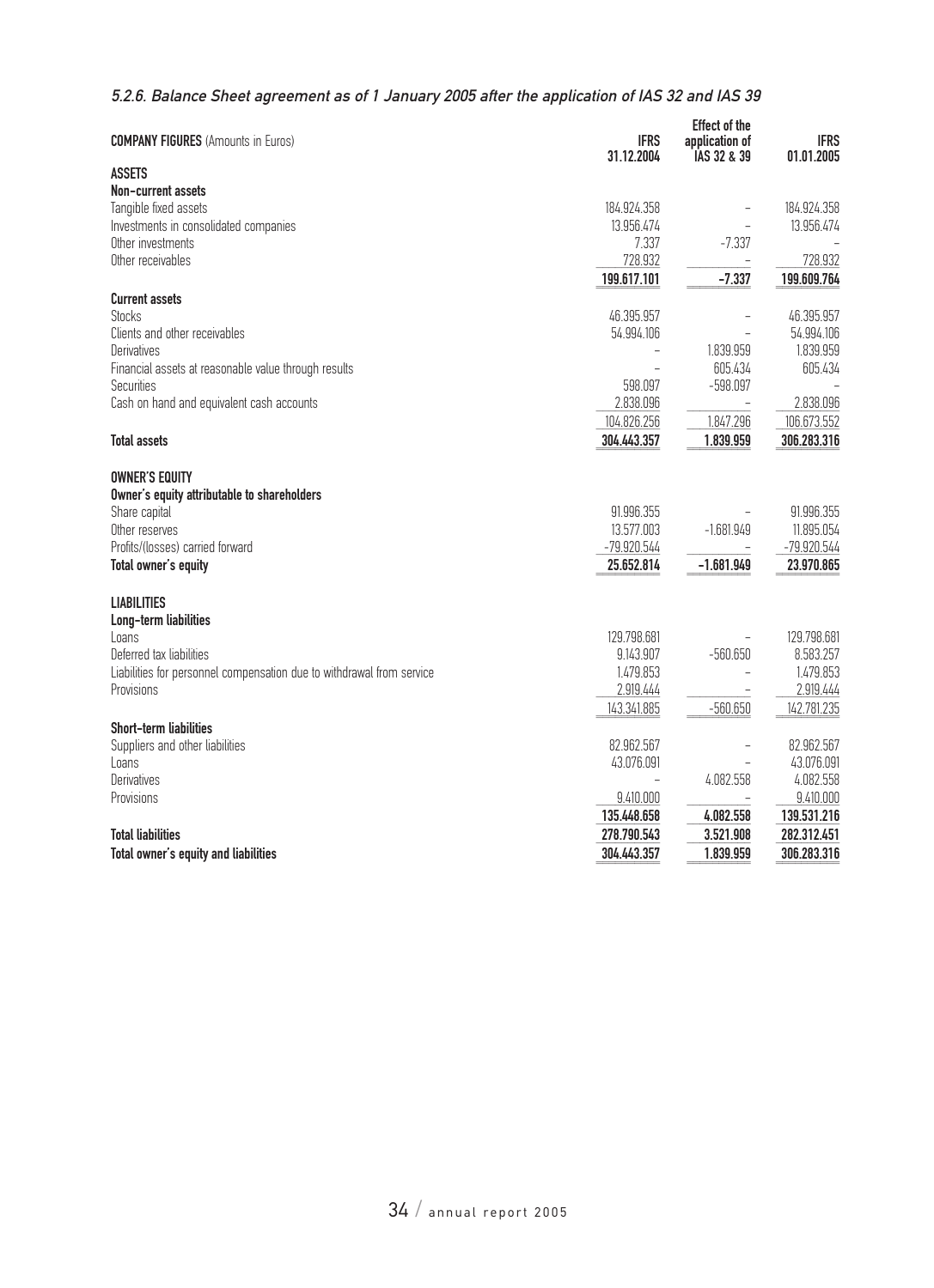### *5.2.6. Balance Sheet agreement as of 1 January 2005 after the application of IAS 32 and IAS 39*

| **COMPANY FIGURES** (Amounts in Euros) | **IFRS 31.12.2004** | **Effect of the application of IAS 32 & 39** | **IFRS 01.01.2005** |
|---|---|---|---|
| **ASSETS** | | | |
| **Non-current assets** | | | |
| Tangible fixed assets | 184.924.358 | – | 184.924.358 |
| Investments in consolidated companies | 13.956.474 | – | 13.956.474 |
| Other investments | 7.337 | -7.337 | – |
| Other receivables | 728.932 | – | 728.932 |
| | **199.617.101** | **-7.337** | **199.609.764** |
| **Current assets** | | | |
| Stocks | 46.395.957 | – | 46.395.957 |
| Clients and other receivables | 54.994.106 | – | 54.994.106 |
| Derivatives | – | 1.839.959 | 1.839.959 |
| Financial assets at reasonable value through results | – | 605.434 | 605.434 |
| Securities | 598.097 | -598.097 | – |
| Cash on hand and equivalent cash accounts | 2.838.096 | – | 2.838.096 |
| | 104.826.256 | 1.847.296 | 106.673.552 |
| **Total assets** | **304.443.357** | **1.839.959** | **306.283.316** |
| **OWNER'S EQUITY** | | | |
| **Owner's equity attributable to shareholders** | | | |
| Share capital | 91.996.355 | – | 91.996.355 |
| Other reserves | 13.577.003 | -1.681.949 | 11.895.054 |
| Profits/(losses) carried forward | -79.920.544 | – | -79.920.544 |
| **Total owner's equity** | **25.652.814** | **-1.681.949** | **23.970.865** |
| **LIABILITIES** | | | |
| **Long-term liabilities** | | | |
| Loans | 129.798.681 | – | 129.798.681 |
| Deferred tax liabilities | 9.143.907 | -560.650 | 8.583.257 |
| Liabilities for personnel compensation due to withdrawal from service | 1.479.853 | – | 1.479.853 |
| Provisions | 2.919.444 | – | 2.919.444 |
| | 143.341.885 | -560.650 | 142.781.235 |
| **Short-term liabilities** | | | |
| Suppliers and other liabilities | 82.962.567 | – | 82.962.567 |
| Loans | 43.076.091 | – | 43.076.091 |
| Derivatives | – | 4.082.558 | 4.082.558 |
| Provisions | 9.410.000 | – | 9.410.000 |
| | **135.448.658** | **4.082.558** | **139.531.216** |
| **Total liabilities** | **278.790.543** | **3.521.908** | **282.312.451** |
| **Total owner's equity and liabilities** | **304.443.357** | **1.839.959** | **306.283.316** |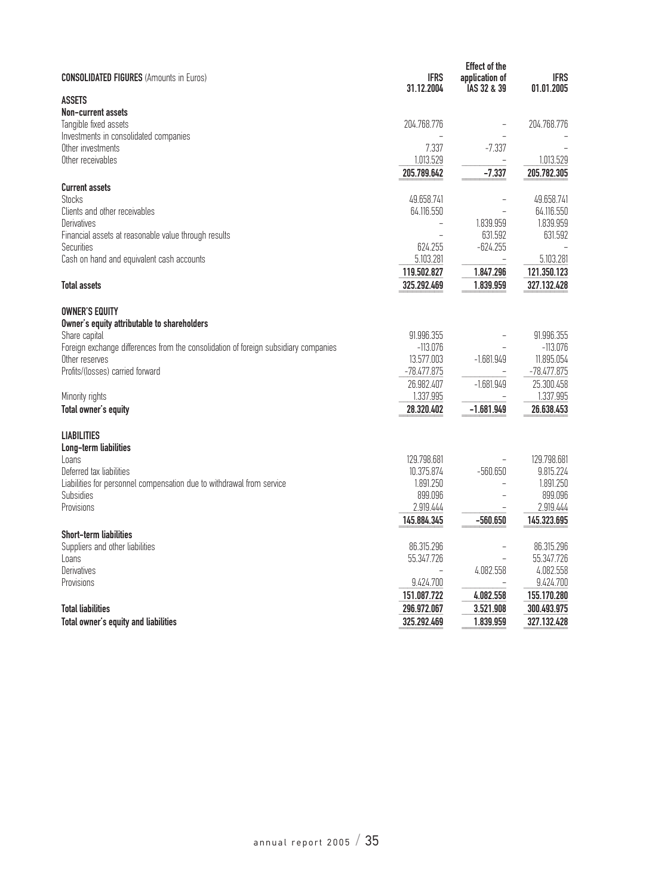| **CONSOLIDATED FIGURES** (Amounts in Euros) | **IFRS 31.12.2004** | **Effect of the application of IAS 32 & 39** | **IFRS 01.01.2005** |
|---|---|---|---|
| **ASSETS** | | | |
| **Non-current assets** | | | |
| Tangible fixed assets | 204.768.776 | – | 204.768.776 |
| Investments in consolidated companies | – | – | – |
| Other investments | 7.337 | -7.337 | – |
| Other receivables | 1.013.529 | – | 1.013.529 |
| | **205.789.642** | **-7.337** | **205.782.305** |
| **Current assets** | | | |
| Stocks | 49.658.741 | – | 49.658.741 |
| Clients and other receivables | 64.116.550 | – | 64.116.550 |
| Derivatives | – | 1.839.959 | 1.839.959 |
| Financial assets at reasonable value through results | – | 631.592 | 631.592 |
| Securities | 624.255 | -624.255 | – |
| Cash on hand and equivalent cash accounts | 5.103.281 | – | 5.103.281 |
| | **119.502.827** | **1.847.296** | **121.350.123** |
| **Total assets** | **325.292.469** | **1.839.959** | **327.132.428** |
| **OWNER'S EQUITY** | | | |
| **Owner's equity attributable to shareholders** | | | |
| Share capital | 91.996.355 | – | 91.996.355 |
| Foreign exchange differences from the consolidation of foreign subsidiary companies | -113.076 | – | -113.076 |
| Other reserves | 13.577.003 | -1.681.949 | 11.895.054 |
| Profits/(losses) carried forward | -78.477.875 | – | -78.477.875 |
| | 26.982.407 | -1.681.949 | 25.300.458 |
| Minority rights | 1.337.995 | – | 1.337.995 |
| **Total owner's equity** | **28.320.402** | **-1.681.949** | **26.638.453** |
| **LIABILITIES** | | | |
| **Long-term liabilities** | | | |
| Loans | 129.798.681 | – | 129.798.681 |
| Deferred tax liabilities | 10.375.874 | -560.650 | 9.815.224 |
| Liabilities for personnel compensation due to withdrawal from service | 1.891.250 | – | 1.891.250 |
| Subsidies | 899.096 | – | 899.096 |
| Provisions | 2.919.444 | – | 2.919.444 |
| | **145.884.345** | **-560.650** | **145.323.695** |
| **Short-term liabilities** | | | |
| Suppliers and other liabilities | 86.315.296 | – | 86.315.296 |
| Loans | 55.347.726 | – | 55.347.726 |
| Derivatives | – | 4.082.558 | 4.082.558 |
| Provisions | 9.424.700 | – | 9.424.700 |
| | **151.087.722** | **4.082.558** | **155.170.280** |
| **Total liabilities** | **296.972.067** | **3.521.908** | **300.493.975** |
| **Total owner's equity and liabilities** | **325.292.469** | **1.839.959** | **327.132.428** |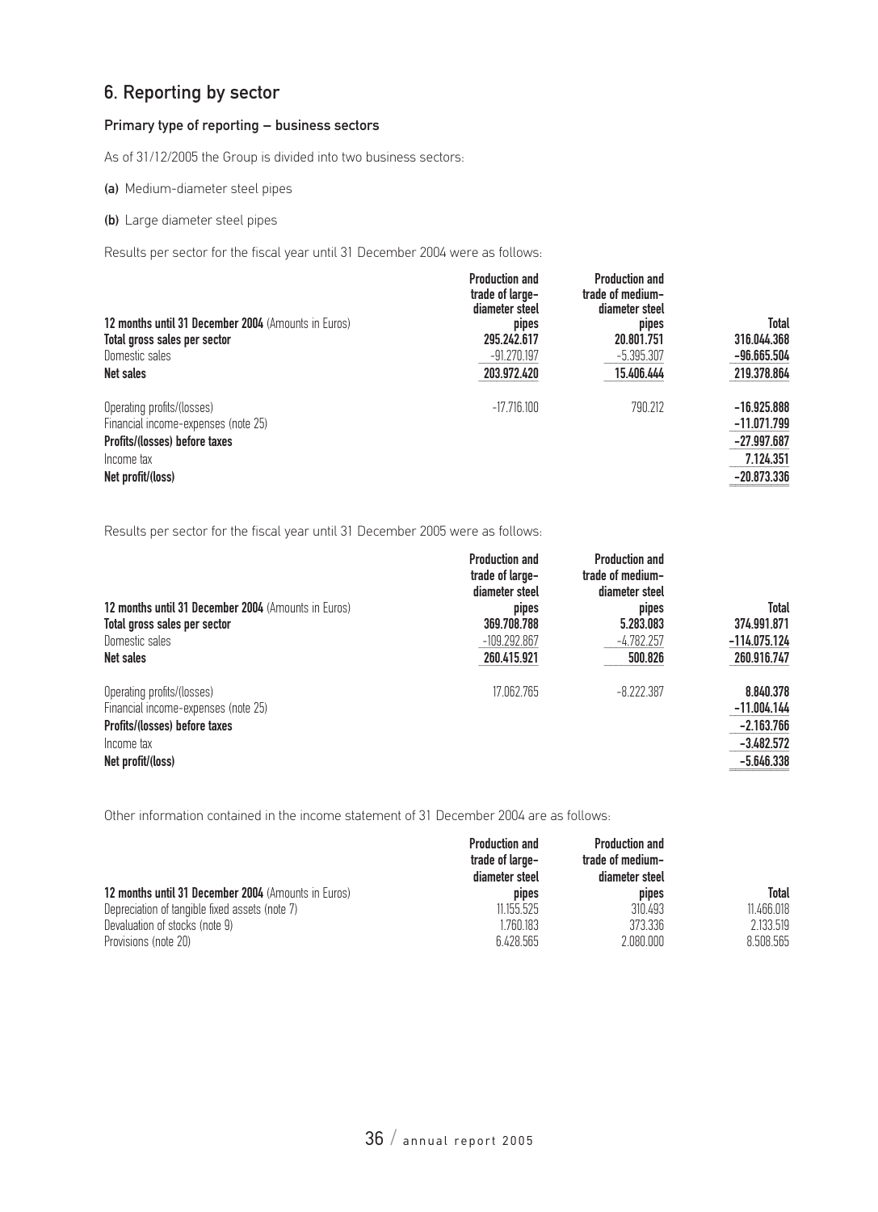## 6. Reporting by sector

### Primary type of reporting – business sectors

As of 31/12/2005 the Group is divided into two business sectors:

**(a)** Medium-diameter steel pipes

**(b)** Large diameter steel pipes

Results per sector for the fiscal year until 31 December 2004 were as follows:

| **12 months until 31 December 2004** (Amounts in Euros) | **Production and trade of large-diameter steel pipes** | **Production and trade of medium-diameter steel pipes** | **Total** |
|---|---|---|---|
| **Total gross sales per sector** | **295.242.617** | **20.801.751** | **316.044.368** |
| Domestic sales | -91.270.197 | -5.395.307 | **-96.665.504** |
| **Net sales** | **203.972.420** | **15.406.444** | **219.378.864** |
| Operating profits/(losses) | -17.716.100 | 790.212 | **-16.925.888** |
| Financial income-expenses (note 25) | | | **-11.071.799** |
| **Profits/(losses) before taxes** | | | **-27.997.687** |
| Income tax | | | **7.124.351** |
| **Net profit/(loss)** | | | **-20.873.336** |

Results per sector for the fiscal year until 31 December 2005 were as follows:

| **12 months until 31 December 2004** (Amounts in Euros) | **Production and trade of large-diameter steel pipes** | **Production and trade of medium-diameter steel pipes** | **Total** |
|---|---|---|---|
| **Total gross sales per sector** | **369.708.788** | **5.283.083** | **374.991.871** |
| Domestic sales | -109.292.867 | -4.782.257 | **-114.075.124** |
| **Net sales** | **260.415.921** | **500.826** | **260.916.747** |
| Operating profits/(losses) | 17.062.765 | -8.222.387 | **8.840.378** |
| Financial income-expenses (note 25) | | | **-11.004.144** |
| **Profits/(losses) before taxes** | | | **-2.163.766** |
| Income tax | | | **-3.482.572** |
| **Net profit/(loss)** | | | **-5.646.338** |

Other information contained in the income statement of 31 December 2004 are as follows:

| **12 months until 31 December 2004** (Amounts in Euros) | **Production and trade of large-diameter steel pipes** | **Production and trade of medium-diameter steel pipes** | **Total** |
|---|---|---|---|
| Depreciation of tangible fixed assets (note 7) | 11.155.525 | 310.493 | 11.466.018 |
| Devaluation of stocks (note 9) | 1.760.183 | 373.336 | 2.133.519 |
| Provisions (note 20) | 6.428.565 | 2.080.000 | 8.508.565 |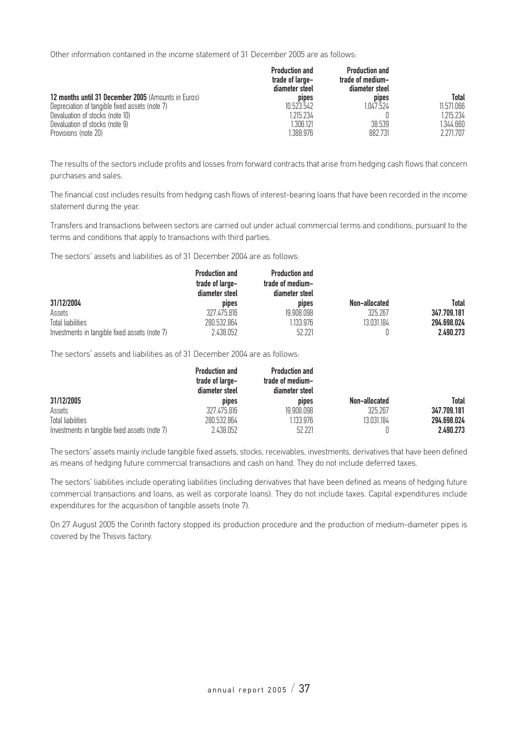Other information contained in the income statement of 31 December 2005 are as follows:

| 12 months until 31 December 2005 (Amounts in Euros) | Production and trade of large-diameter steel pipes | Production and trade of medium-diameter steel pipes | Total |
|---|---|---|---|
| Depreciation of tangible fixed assets (note 7) | 10.523.542 | 1.047.524 | 11.571.066 |
| Devaluation of stocks (note 10) | 1.215.234 | 0 | 1.215.234 |
| Devaluation of stocks (note 9) | 1.306.121 | 38.539 | 1.344.660 |
| Provisions (note 20) | 1.388.976 | 882.731 | 2.271.707 |

The results of the sectors include profits and losses from forward contracts that arise from hedging cash flows that concern purchases and sales.

The financial cost includes results from hedging cash flows of interest-bearing loans that have been recorded in the income statement during the year.

Transfers and transactions between sectors are carried out under actual commercial terms and conditions, pursuant to the terms and conditions that apply to transactions with third parties.

The sectors' assets and liabilities as of 31 December 2004 are as follows:

| 31/12/2004 | Production and trade of large-diameter steel pipes | Production and trade of medium-diameter steel pipes | Non-allocated | Total |
|---|---|---|---|---|
| Assets | 327.475.816 | 19.908.098 | 325.267 | **347.709.181** |
| Total liabilities | 280.532.864 | 1.133.976 | 13.031.184 | **294.698.024** |
| Investments in tangible fixed assets (note 7) | 2.438.052 | 52.221 | 0 | **2.490.273** |

The sectors' assets and liabilities as of 31 December 2004 are as follows:

| 31/12/2005 | Production and trade of large-diameter steel pipes | Production and trade of medium-diameter steel pipes | Non-allocated | Total |
|---|---|---|---|---|
| Assets | 327.475.816 | 19.908.098 | 325.267 | **347.709.181** |
| Total liabilities | 280.532.864 | 1.133.976 | 13.031.184 | **294.698.024** |
| Investments in tangible fixed assets (note 7) | 2.438.052 | 52.221 | 0 | **2.490.273** |

The sectors' assets mainly include tangible fixed assets, stocks, receivables, investments, derivatives that have been defined as means of hedging future commercial transactions and cash on hand. They do not include deferred taxes.

The sectors' liabilities include operating liabilities (including derivatives that have been defined as means of hedging future commercial transactions and loans, as well as corporate loans). They do not include taxes. Capital expenditures include expenditures for the acquisition of tangible assets (note 7).

On 27 August 2005 the Corinth factory stopped its production procedure and the production of medium-diameter pipes is covered by the Thisvis factory.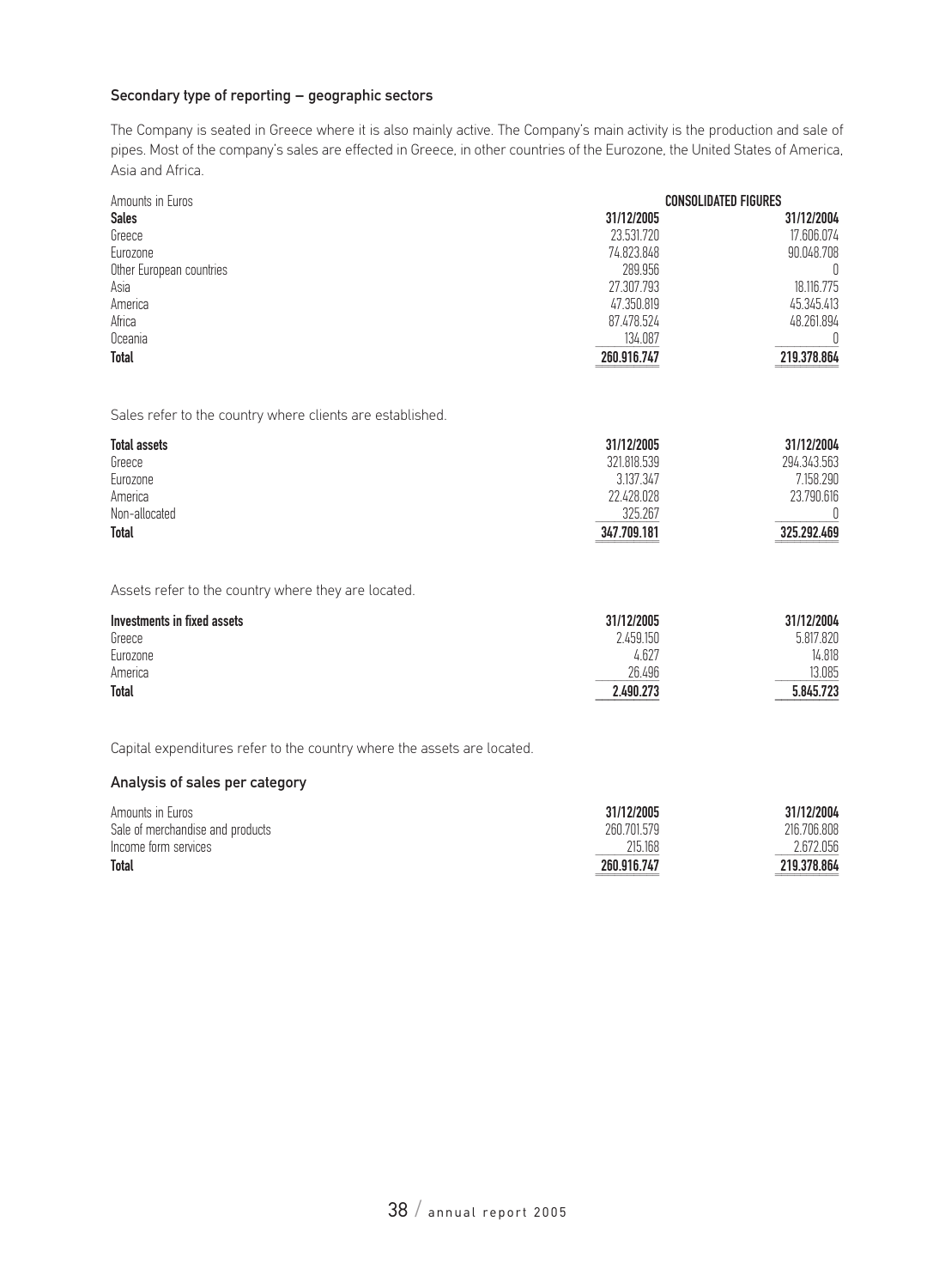### Secondary type of reporting – geographic sectors

The Company is seated in Greece where it is also mainly active. The Company's main activity is the production and sale of pipes. Most of the company's sales are effected in Greece, in other countries of the Eurozone, the United States of America, Asia and Africa.

| Amounts in Euros | CONSOLIDATED FIGURES | |
|---|---|---|
| **Sales** | **31/12/2005** | **31/12/2004** |
| Greece | 23.531.720 | 17.606.074 |
| Eurozone | 74.823.848 | 90.048.708 |
| Other European countries | 289.956 | 0 |
| Asia | 27.307.793 | 18.116.775 |
| America | 47.350.819 | 45.345.413 |
| Africa | 87.478.524 | 48.261.894 |
| Oceania | 134.087 | 0 |
| **Total** | **260.916.747** | **219.378.864** |

Sales refer to the country where clients are established.

| **Total assets** | **31/12/2005** | **31/12/2004** |
|---|---|---|
| Greece | 321.818.539 | 294.343.563 |
| Eurozone | 3.137.347 | 7.158.290 |
| America | 22.428.028 | 23.790.616 |
| Non-allocated | 325.267 | 0 |
| **Total** | **347.709.181** | **325.292.469** |

Assets refer to the country where they are located.

| **Investments in fixed assets** | **31/12/2005** | **31/12/2004** |
|---|---|---|
| Greece | 2.459.150 | 5.817.820 |
| Eurozone | 4.627 | 14.818 |
| America | 26.496 | 13.085 |
| **Total** | **2.490.273** | **5.845.723** |

Capital expenditures refer to the country where the assets are located.

### Analysis of sales per category

| Amounts in Euros | **31/12/2005** | **31/12/2004** |
|---|---|---|
| Sale of merchandise and products | 260.701.579 | 216.706.808 |
| Income form services | 215.168 | 2.672.056 |
| **Total** | **260.916.747** | **219.378.864** |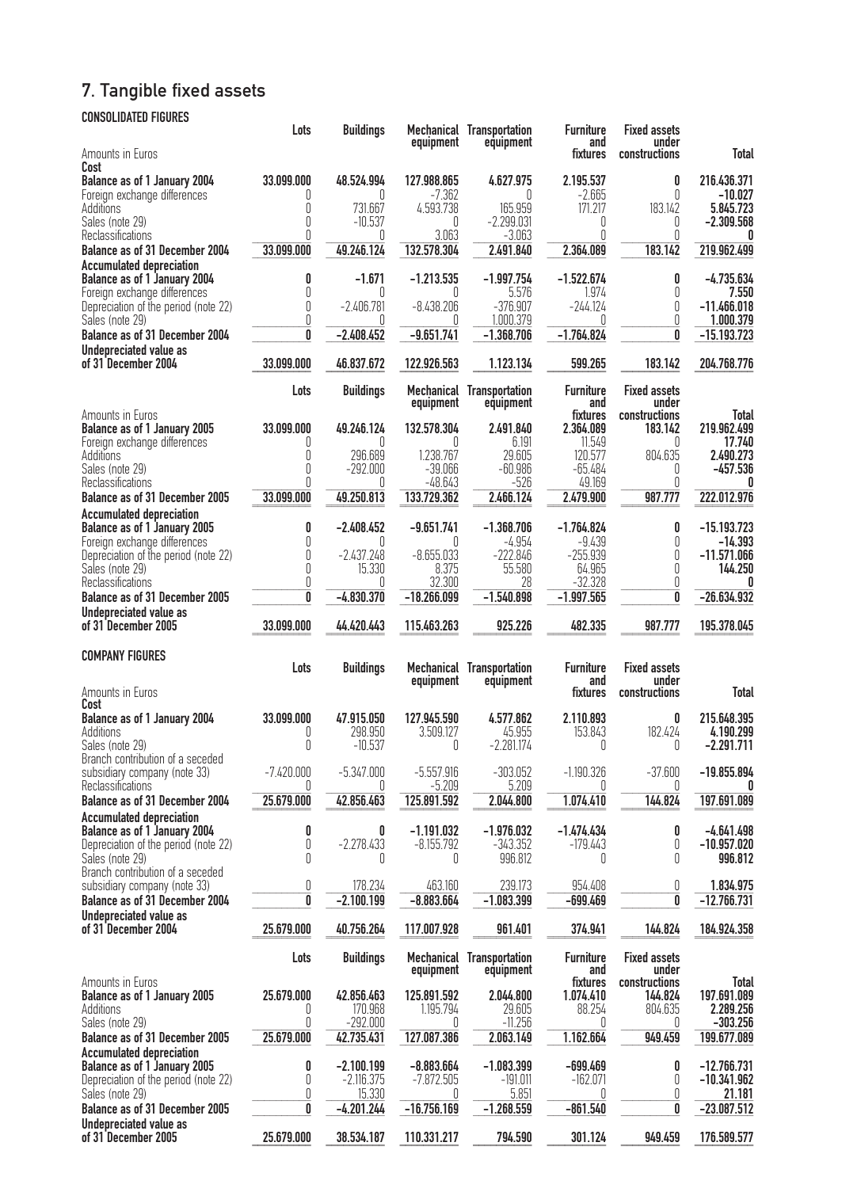## 7. Tangible fixed assets

**CONSOLIDATED FIGURES**

| Amounts in Euros | Lots | Buildings | Mechanical equipment | Transportation equipment | Furniture and fixtures | Fixed assets under constructions | Total |
|---|---|---|---|---|---|---|---|
| **Cost** | | | | | | | |
| **Balance as of 1 January 2004** | **33.099.000** | **48.524.994** | **127.988.865** | **4.627.975** | **2.195.537** | **0** | **216.436.371** |
| Foreign exchange differences | 0 | 0 | -7.362 | 0 | -2.665 | 0 | **-10.027** |
| Additions | 0 | 731.667 | 4.593.738 | 165.959 | 171.217 | 183.142 | **5.845.723** |
| Sales (note 29) | 0 | -10.537 | 0 | -2.299.031 | 0 | 0 | **-2.309.568** |
| Reclassifications | 0 | 0 | 3.063 | -3.063 | 0 | 0 | **0** |
| **Balance as of 31 December 2004** | **33.099.000** | **49.246.124** | **132.578.304** | **2.491.840** | **2.364.089** | **183.142** | **219.962.499** |
| **Accumulated depreciation** | | | | | | | |
| **Balance as of 1 January 2004** | **0** | **-1.671** | **-1.213.535** | **-1.997.754** | **-1.522.674** | **0** | **-4.735.634** |
| Foreign exchange differences | 0 | 0 | 0 | 5.576 | 1.974 | 0 | **7.550** |
| Depreciation of the period (note 22) | 0 | -2.406.781 | -8.438.206 | -376.907 | -244.124 | 0 | **-11.466.018** |
| Sales (note 29) | 0 | 0 | 0 | 1.000.379 | 0 | 0 | **1.000.379** |
| **Balance as of 31 December 2004** | **0** | **-2.408.452** | **-9.651.741** | **-1.368.706** | **-1.764.824** | **0** | **-15.193.723** |
| **Undepreciated value as of 31 December 2004** | **33.099.000** | **46.837.672** | **122.926.563** | **1.123.134** | **599.265** | **183.142** | **204.768.776** |

| Amounts in Euros | Lots | Buildings | Mechanical equipment | Transportation equipment | Furniture and fixtures | Fixed assets under constructions | Total |
|---|---|---|---|---|---|---|---|
| **Balance as of 1 January 2005** | **33.099.000** | **49.246.124** | **132.578.304** | **2.491.840** | **2.364.089** | **183.142** | **219.962.499** |
| Foreign exchange differences | 0 | 0 | 0 | 6.191 | 11.549 | 0 | **17.740** |
| Additions | 0 | 296.689 | 1.238.767 | 29.605 | 120.577 | 804.635 | **2.490.273** |
| Sales (note 29) | 0 | -292.000 | -39.066 | -60.986 | -65.484 | 0 | **-457.536** |
| Reclassifications | 0 | 0 | -48.643 | -526 | 49.169 | 0 | **0** |
| **Balance as of 31 December 2005** | **33.099.000** | **49.250.813** | **133.729.362** | **2.466.124** | **2.479.900** | **987.777** | **222.012.976** |
| **Accumulated depreciation** | | | | | | | |
| **Balance as of 1 January 2005** | **0** | **-2.408.452** | **-9.651.741** | **-1.368.706** | **-1.764.824** | **0** | **-15.193.723** |
| Foreign exchange differences | 0 | 0 | 0 | -4.954 | -9.439 | 0 | **-14.393** |
| Depreciation of the period (note 22) | 0 | -2.437.248 | -8.655.033 | -222.846 | -255.939 | 0 | **-11.571.066** |
| Sales (note 29) | 0 | 15.330 | 8.375 | 55.580 | 64.965 | 0 | **144.250** |
| Reclassifications | 0 | 0 | 32.300 | 28 | -32.328 | 0 | **0** |
| **Balance as of 31 December 2005** | **0** | **-4.830.370** | **-18.266.099** | **-1.540.898** | **-1.997.565** | **0** | **-26.634.932** |
| **Undepreciated value as of 31 December 2005** | **33.099.000** | **44.420.443** | **115.463.263** | **925.226** | **482.335** | **987.777** | **195.378.045** |

**COMPANY FIGURES**

| Amounts in Euros | Lots | Buildings | Mechanical equipment | Transportation equipment | Furniture and fixtures | Fixed assets under constructions | Total |
|---|---|---|---|---|---|---|---|
| **Cost** | | | | | | | |
| **Balance as of 1 January 2004** | **33.099.000** | **47.915.050** | **127.945.590** | **4.577.862** | **2.110.893** | **0** | **215.648.395** |
| Additions | 0 | 298.950 | 3.509.127 | 45.955 | 153.843 | 182.424 | **4.190.299** |
| Sales (note 29) | 0 | -10.537 | 0 | -2.281.174 | 0 | 0 | **-2.291.711** |
| Branch contribution of a seceded subsidiary company (note 33) | -7.420.000 | -5.347.000 | -5.557.916 | -303.052 | -1.190.326 | -37.600 | **-19.855.894** |
| Reclassifications | 0 | 0 | -5.209 | 5.209 | 0 | 0 | **0** |
| **Balance as of 31 December 2004** | **25.679.000** | **42.856.463** | **125.891.592** | **2.044.800** | **1.074.410** | **144.824** | **197.691.089** |
| **Accumulated depreciation** | | | | | | | |
| **Balance as of 1 January 2004** | **0** | **0** | **-1.191.032** | **-1.976.032** | **-1.474.434** | **0** | **-4.641.498** |
| Depreciation of the period (note 22) | 0 | -2.278.433 | -8.155.792 | -343.352 | -179.443 | 0 | **-10.957.020** |
| Sales (note 29) | 0 | 0 | 0 | 996.812 | 0 | 0 | **996.812** |
| Branch contribution of a seceded subsidiary company (note 33) | 0 | 178.234 | 463.160 | 239.173 | 954.408 | 0 | **1.834.975** |
| **Balance as of 31 December 2004** | **0** | **-2.100.199** | **-8.883.664** | **-1.083.399** | **-699.469** | **0** | **-12.766.731** |
| **Undepreciated value as of 31 December 2004** | **25.679.000** | **40.756.264** | **117.007.928** | **961.401** | **374.941** | **144.824** | **184.924.358** |

| Amounts in Euros | Lots | Buildings | Mechanical equipment | Transportation equipment | Furniture and fixtures | Fixed assets under constructions | Total |
|---|---|---|---|---|---|---|---|
| **Balance as of 1 January 2005** | **25.679.000** | **42.856.463** | **125.891.592** | **2.044.800** | **1.074.410** | **144.824** | **197.691.089** |
| Additions | 0 | 170.968 | 1.195.794 | 29.605 | 88.254 | 804.635 | **2.289.256** |
| Sales (note 29) | 0 | -292.000 | 0 | -11.256 | 0 | 0 | **-303.256** |
| **Balance as of 31 December 2005** | **25.679.000** | **42.735.431** | **127.087.386** | **2.063.149** | **1.162.664** | **949.459** | **199.677.089** |
| **Accumulated depreciation** | | | | | | | |
| **Balance as of 1 January 2005** | **0** | **-2.100.199** | **-8.883.664** | **-1.083.399** | **-699.469** | **0** | **-12.766.731** |
| Depreciation of the period (note 22) | 0 | -2.116.375 | -7.872.505 | -191.011 | -162.071 | 0 | **-10.341.962** |
| Sales (note 29) | 0 | 15.330 | 0 | 5.851 | 0 | 0 | **21.181** |
| **Balance as of 31 December 2005** | **0** | **-4.201.244** | **-16.756.169** | **-1.268.559** | **-861.540** | **0** | **-23.087.512** |
| **Undepreciated value as of 31 December 2005** | **25.679.000** | **38.534.187** | **110.331.217** | **794.590** | **301.124** | **949.459** | **176.589.577** |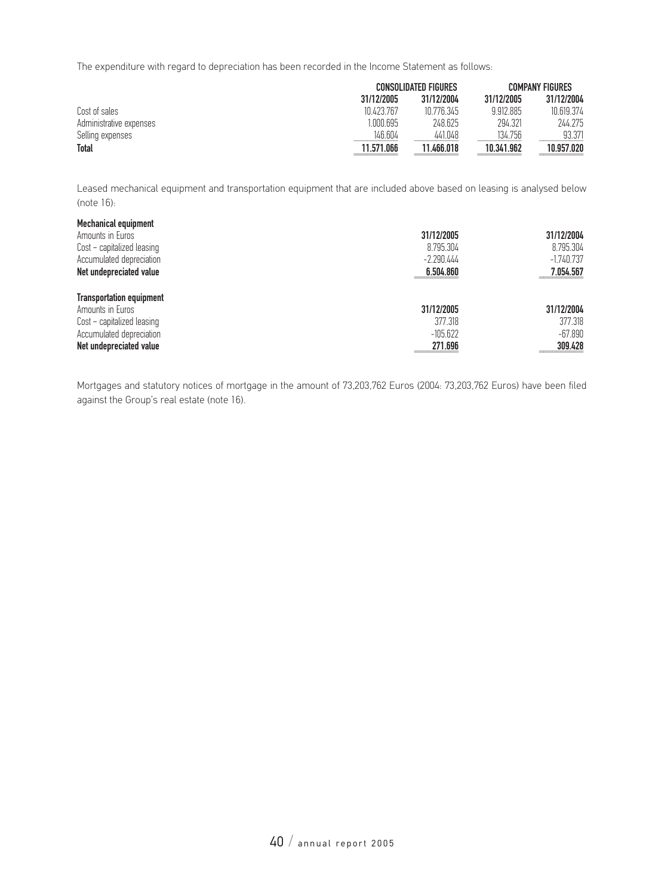The expenditure with regard to depreciation has been recorded in the Income Statement as follows:

| | CONSOLIDATED FIGURES | | COMPANY FIGURES | |
|---|---|---|---|---|
| | 31/12/2005 | 31/12/2004 | 31/12/2005 | 31/12/2004 |
| Cost of sales | 10.423.767 | 10.776.345 | 9.912.885 | 10.619.374 |
| Administrative expenses | 1.000.695 | 248.625 | 294.321 | 244.275 |
| Selling expenses | 146.604 | 441.048 | 134.756 | 93.371 |
| **Total** | **11.571.066** | **11.466.018** | **10.341.962** | **10.957.020** |

Leased mechanical equipment and transportation equipment that are included above based on leasing is analysed below (note 16):

| **Mechanical equipment** | | |
|---|---|---|
| Amounts in Euros | **31/12/2005** | **31/12/2004** |
| Cost – capitalized leasing | 8.795.304 | 8.795.304 |
| Accumulated depreciation | -2.290.444 | -1.740.737 |
| **Net undepreciated value** | **6.504.860** | **7.054.567** |

| **Transportation equipment** | | |
|---|---|---|
| Amounts in Euros | **31/12/2005** | **31/12/2004** |
| Cost – capitalized leasing | 377.318 | 377.318 |
| Accumulated depreciation | -105.622 | -67.890 |
| **Net undepreciated value** | **271.696** | **309.428** |

Mortgages and statutory notices of mortgage in the amount of 73,203,762 Euros (2004: 73,203,762 Euros) have been filed against the Group's real estate (note 16).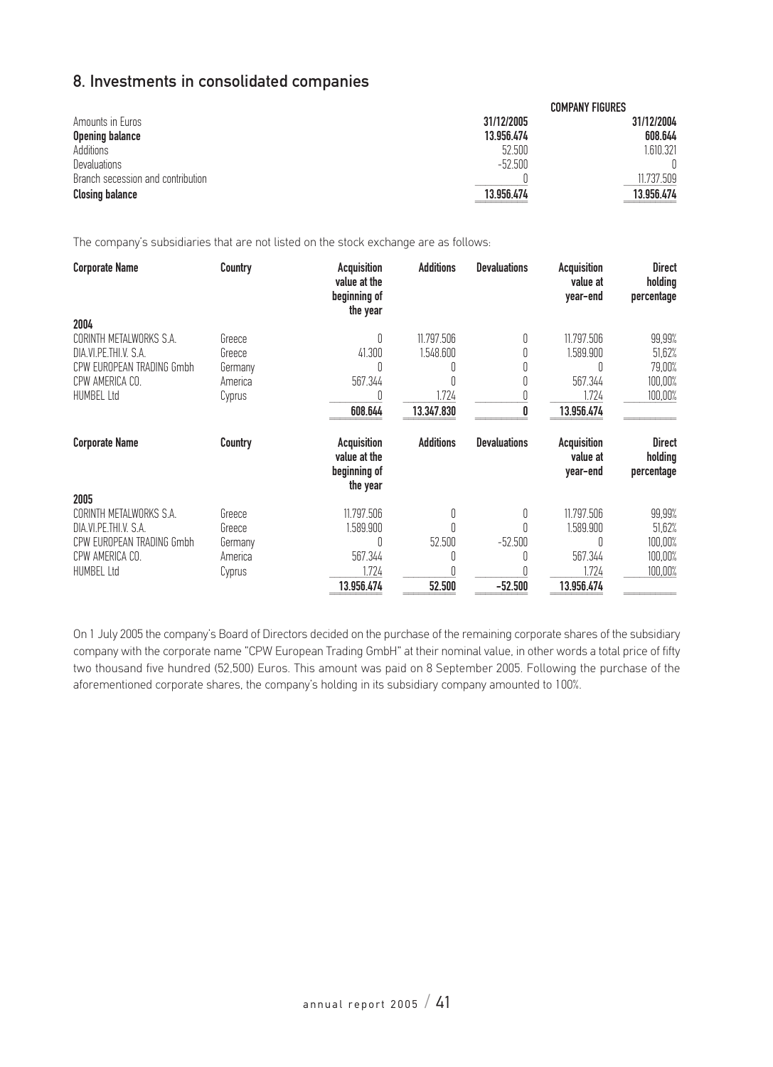## 8. Investments in consolidated companies

| | COMPANY FIGURES | |
|---|---|---|
| Amounts in Euros | 31/12/2005 | 31/12/2004 |
| **Opening balance** | **13.956.474** | **608.644** |
| Additions | 52.500 | 1.610.321 |
| Devaluations | -52.500 | 0 |
| Branch secession and contribution | 0 | 11.737.509 |
| **Closing balance** | **13.956.474** | **13.956.474** |

The company's subsidiaries that are not listed on the stock exchange are as follows:

| Corporate Name | Country | Acquisition value at the beginning of the year | Additions | Devaluations | Acquisition value at year-end | Direct holding percentage |
|---|---|---|---|---|---|---|
| **2004** | | | | | | |
| CORINTH METALWORKS S.A. | Greece | 0 | 11.797.506 | 0 | 11.797.506 | 99,99% |
| DIA.VI.PE.THI.V. S.A. | Greece | 41.300 | 1.548.600 | 0 | 1.589.900 | 51,62% |
| CPW EUROPEAN TRADING Gmbh | Germany | 0 | 0 | 0 | 0 | 79,00% |
| CPW AMERICA CO. | America | 567.344 | 0 | 0 | 567.344 | 100,00% |
| HUMBEL Ltd | Cyprus | 0 | 1.724 | 0 | 1.724 | 100,00% |
| | | **608.644** | **13.347.830** | **0** | **13.956.474** | |

| Corporate Name | Country | Acquisition value at the beginning of the year | Additions | Devaluations | Acquisition value at year-end | Direct holding percentage |
|---|---|---|---|---|---|---|
| **2005** | | | | | | |
| CORINTH METALWORKS S.A. | Greece | 11.797.506 | 0 | 0 | 11.797.506 | 99,99% |
| DIA.VI.PE.THI.V. S.A. | Greece | 1.589.900 | 0 | 0 | 1.589.900 | 51,62% |
| CPW EUROPEAN TRADING Gmbh | Germany | 0 | 52.500 | -52.500 | 0 | 100,00% |
| CPW AMERICA CO. | America | 567.344 | 0 | 0 | 567.344 | 100,00% |
| HUMBEL Ltd | Cyprus | 1.724 | 0 | 0 | 1.724 | 100,00% |
| | | **13.956.474** | **52.500** | **-52.500** | **13.956.474** | |

On 1 July 2005 the company's Board of Directors decided on the purchase of the remaining corporate shares of the subsidiary company with the corporate name "CPW European Trading GmbH" at their nominal value, in other words a total price of fifty two thousand five hundred (52,500) Euros. This amount was paid on 8 September 2005. Following the purchase of the aforementioned corporate shares, the company's holding in its subsidiary company amounted to 100%.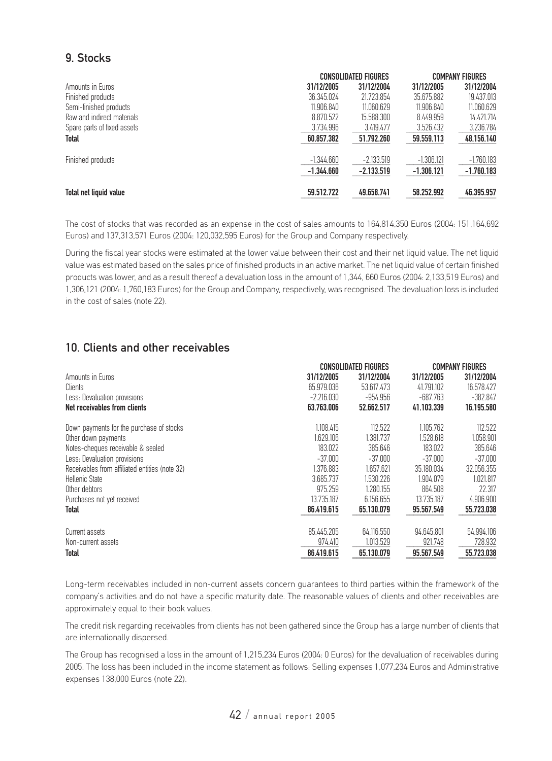## 9. Stocks

| | CONSOLIDATED FIGURES | | COMPANY FIGURES | |
|---|---|---|---|---|
| Amounts in Euros | 31/12/2005 | 31/12/2004 | 31/12/2005 | 31/12/2004 |
| Finished products | 36.345.024 | 21.723.854 | 35.675.882 | 19.437.013 |
| Semi-finished products | 11.906.840 | 11.060.629 | 11.906.840 | 11.060.629 |
| Raw and indirect materials | 8.870.522 | 15.588.300 | 8.449.959 | 14.421.714 |
| Spare parts of fixed assets | 3.734.996 | 3.419.477 | 3.526.432 | 3.236.784 |
| **Total** | **60.857.382** | **51.792.260** | **59.559.113** | **48.156.140** |
| Finished products | -1.344.660 | -2.133.519 | -1.306.121 | -1.760.183 |
| | **-1.344.660** | **-2.133.519** | **-1.306.121** | **-1.760.183** |
| **Total net liquid value** | **59.512.722** | **49.658.741** | **58.252.992** | **46.395.957** |

The cost of stocks that was recorded as an expense in the cost of sales amounts to 164,814,350 Euros (2004: 151,164,692 Euros) and 137,313,571 Euros (2004: 120,032,595 Euros) for the Group and Company respectively.

During the fiscal year stocks were estimated at the lower value between their cost and their net liquid value. The net liquid value was estimated based on the sales price of finished products in an active market. The net liquid value of certain finished products was lower, and as a result thereof a devaluation loss in the amount of 1,344, 660 Euros (2004: 2,133,519 Euros) and 1,306,121 (2004: 1,760,183 Euros) for the Group and Company, respectively, was recognised. The devaluation loss is included in the cost of sales (note 22).

## 10. Clients and other receivables

| | CONSOLIDATED FIGURES | | COMPANY FIGURES | |
|---|---|---|---|---|
| Amounts in Euros | 31/12/2005 | 31/12/2004 | 31/12/2005 | 31/12/2004 |
| Clients | 65.979.036 | 53.617.473 | 41.791.102 | 16.578.427 |
| Less: Devaluation provisions | -2.216.030 | -954.956 | -687.763 | -382.847 |
| **Net receivables from clients** | **63.763.006** | **52.662.517** | **41.103.339** | **16.195.580** |
| Down payments for the purchase of stocks | 1.108.415 | 112.522 | 1.105.762 | 112.522 |
| Other down payments | 1.629.106 | 1.381.737 | 1.528.618 | 1.058.901 |
| Notes-cheques receivable & sealed | 183.022 | 385.646 | 183.022 | 385.646 |
| Less: Devaluation provisions | -37.000 | -37.000 | -37.000 | -37.000 |
| Receivables from affiliated entities (note 32) | 1.376.883 | 1.657.621 | 35.180.034 | 32.056.355 |
| Hellenic State | 3.685.737 | 1.530.226 | 1.904.079 | 1.021.817 |
| Other debtors | 975.259 | 1.280.155 | 864.508 | 22.317 |
| Purchases not yet received | 13.735.187 | 6.156.655 | 13.735.187 | 4.906.900 |
| **Total** | **86.419.615** | **65.130.079** | **95.567.549** | **55.723.038** |
| Current assets | 85.445.205 | 64.116.550 | 94.645.801 | 54.994.106 |
| Non-current assets | 974.410 | 1.013.529 | 921.748 | 728.932 |
| **Total** | **86.419.615** | **65.130.079** | **95.567.549** | **55.723.038** |

Long-term receivables included in non-current assets concern guarantees to third parties within the framework of the company's activities and do not have a specific maturity date. The reasonable values of clients and other receivables are approximately equal to their book values.

The credit risk regarding receivables from clients has not been gathered since the Group has a large number of clients that are internationally dispersed.

The Group has recognised a loss in the amount of 1,215,234 Euros (2004: 0 Euros) for the devaluation of receivables during 2005. The loss has been included in the income statement as follows: Selling expenses 1,077,234 Euros and Administrative expenses 138,000 Euros (note 22).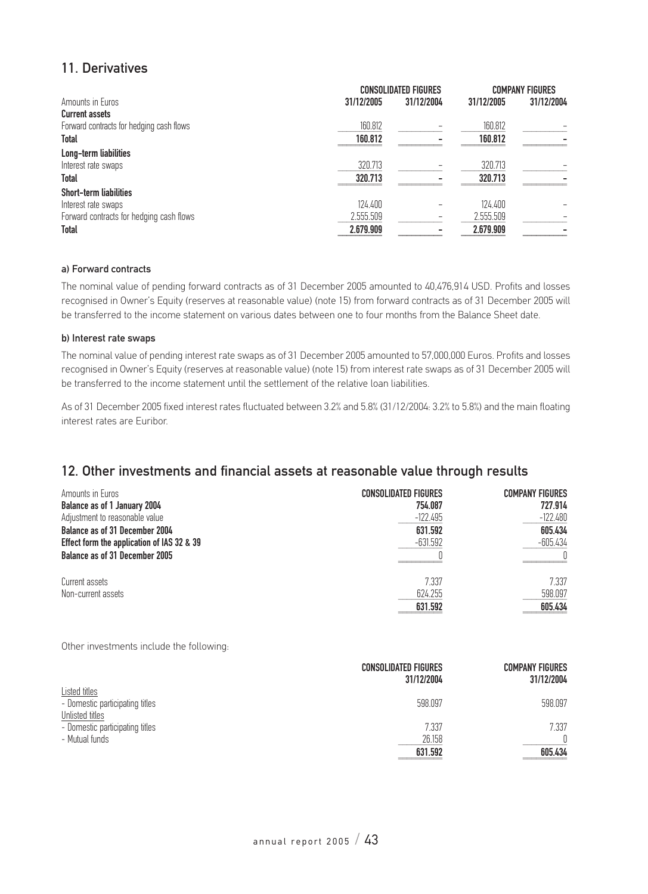## 11. Derivatives

| Amounts in Euros | CONSOLIDATED FIGURES 31/12/2005 | CONSOLIDATED FIGURES 31/12/2004 | COMPANY FIGURES 31/12/2005 | COMPANY FIGURES 31/12/2004 |
|---|---|---|---|---|
| **Current assets** | | | | |
| Forward contracts for hedging cash flows | 160.812 | - | 160.812 | - |
| **Total** | **160.812** | **-** | **160.812** | **-** |
| **Long-term liabilities** | | | | |
| Interest rate swaps | 320.713 | - | 320.713 | - |
| **Total** | **320.713** | **-** | **320.713** | **-** |
| **Short-term liabilities** | | | | |
| Interest rate swaps | 124.400 | - | 124.400 | - |
| Forward contracts for hedging cash flows | 2.555.509 | - | 2.555.509 | - |
| **Total** | **2.679.909** | **-** | **2.679.909** | **-** |

#### a) Forward contracts

The nominal value of pending forward contracts as of 31 December 2005 amounted to 40,476,914 USD. Profits and losses recognised in Owner's Equity (reserves at reasonable value) (note 15) from forward contracts as of 31 December 2005 will be transferred to the income statement on various dates between one to four months from the Balance Sheet date.

#### b) Interest rate swaps

The nominal value of pending interest rate swaps as of 31 December 2005 amounted to 57,000,000 Euros. Profits and losses recognised in Owner's Equity (reserves at reasonable value) (note 15) from interest rate swaps as of 31 December 2005 will be transferred to the income statement until the settlement of the relative loan liabilities.

As of 31 December 2005 fixed interest rates fluctuated between 3.2% and 5.8% (31/12/2004: 3.2% to 5.8%) and the main floating interest rates are Euribor.

## 12. Other investments and financial assets at reasonable value through results

| Amounts in Euros | CONSOLIDATED FIGURES | COMPANY FIGURES |
|---|---|---|
| **Balance as of 1 January 2004** | **754.087** | **727.914** |
| Adjustment to reasonable value | -122.495 | -122.480 |
| **Balance as of 31 December 2004** | **631.592** | **605.434** |
| **Effect form the application of IAS 32 & 39** | -631.592 | -605.434 |
| **Balance as of 31 December 2005** | 0 | 0 |
| | | |
| Current assets | 7.337 | 7.337 |
| Non-current assets | 624.255 | 598.097 |
| | **631.592** | **605.434** |

Other investments include the following:

| | CONSOLIDATED FIGURES 31/12/2004 | COMPANY FIGURES 31/12/2004 |
|---|---|---|
| Listed titles | | |
| - Domestic participating titles | 598.097 | 598.097 |
| Unlisted titles | | |
| - Domestic participating titles | 7.337 | 7.337 |
| - Mutual funds | 26.158 | 0 |
| | **631.592** | **605.434** |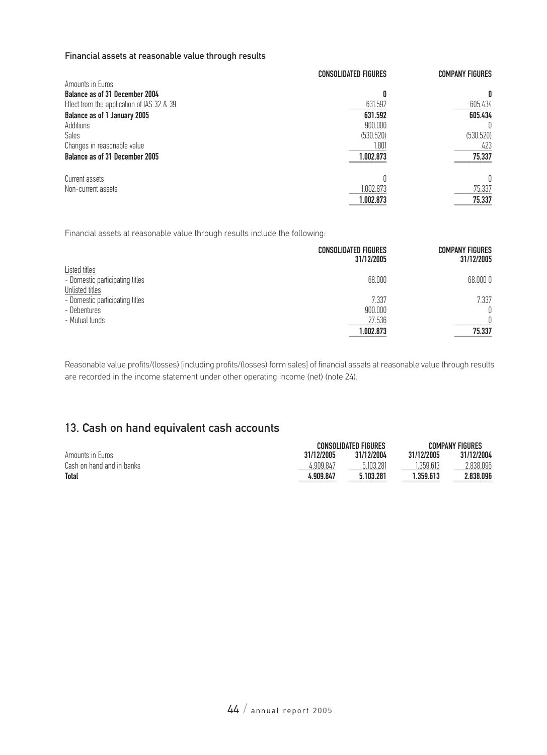### Financial assets at reasonable value through results

| Amounts in Euros | CONSOLIDATED FIGURES | COMPANY FIGURES |
|---|---|---|
| **Balance as of 31 December 2004** | **0** | **0** |
| Effect from the application of IAS 32 & 39 | 631.592 | 605.434 |
| **Balance as of 1 January 2005** | **631.592** | **605.434** |
| Additions | 900.000 | 0 |
| Sales | (530.520) | (530.520) |
| Changes in reasonable value | 1.801 | 423 |
| **Balance as of 31 December 2005** | **1.002.873** | **75.337** |
| | | |
| Current assets | 0 | 0 |
| Non-current assets | 1.002.873 | 75.337 |
| | **1.002.873** | **75.337** |

Financial assets at reasonable value through results include the following:

| | CONSOLIDATED FIGURES 31/12/2005 | COMPANY FIGURES 31/12/2005 |
|---|---|---|
| Listed titles | | |
| - Domestic participating titles | 68.000 | 68.000 0 |
| Unlisted titles | | |
| - Domestic participating titles | 7.337 | 7.337 |
| - Debentures | 900.000 | 0 |
| - Mutual funds | 27.536 | 0 |
| | **1.002.873** | **75.337** |

Reasonable value profits/(losses) [including profits/(losses) form sales] of financial assets at reasonable value through results are recorded in the income statement under other operating income (net) (note 24).

## 13. Cash on hand equivalent cash accounts

| | CONSOLIDATED FIGURES | | COMPANY FIGURES | |
|---|---|---|---|---|
| Amounts in Euros | 31/12/2005 | 31/12/2004 | 31/12/2005 | 31/12/2004 |
| Cash on hand and in banks | 4.909.847 | 5.103.281 | 1.359.613 | 2.838.096 |
| **Total** | **4.909.847** | **5.103.281** | **1.359.613** | **2.838.096** |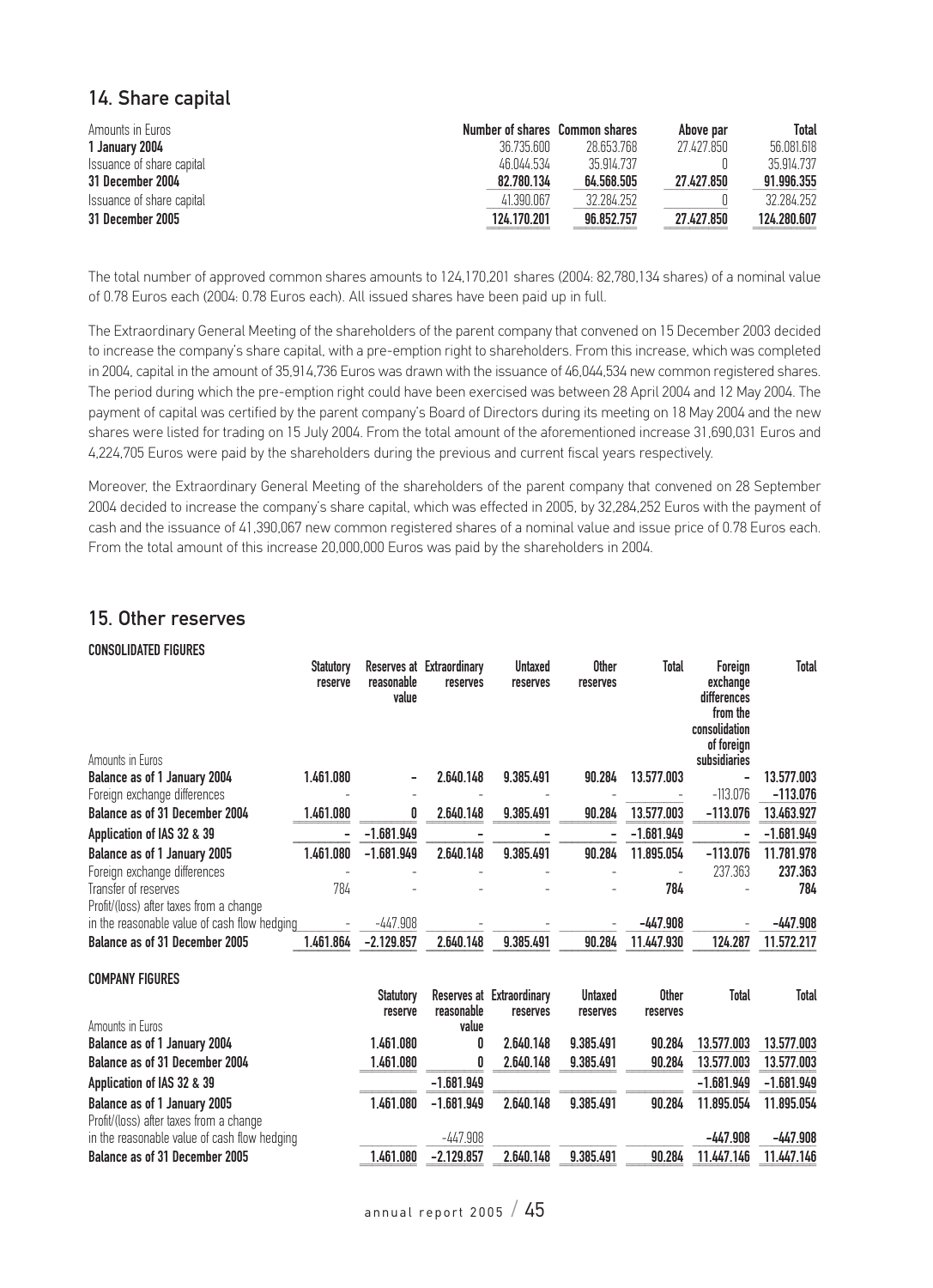## 14. Share capital

| Amounts in Euros | Number of shares | Common shares | Above par | Total |
|---|---|---|---|---|
| **1 January 2004** | 36.735.600 | 28.653.768 | 27.427.850 | 56.081.618 |
| Issuance of share capital | 46.044.534 | 35.914.737 | 0 | 35.914.737 |
| **31 December 2004** | **82.780.134** | **64.568.505** | **27.427.850** | **91.996.355** |
| Issuance of share capital | 41.390.067 | 32.284.252 | 0 | 32.284.252 |
| **31 December 2005** | **124.170.201** | **96.852.757** | **27.427.850** | **124.280.607** |

The total number of approved common shares amounts to 124,170,201 shares (2004: 82,780,134 shares) of a nominal value of 0.78 Euros each (2004: 0.78 Euros each). All issued shares have been paid up in full.

The Extraordinary General Meeting of the shareholders of the parent company that convened on 15 December 2003 decided to increase the company's share capital, with a pre-emption right to shareholders. From this increase, which was completed in 2004, capital in the amount of 35,914,736 Euros was drawn with the issuance of 46,044,534 new common registered shares. The period during which the pre-emption right could have been exercised was between 28 April 2004 and 12 May 2004. The payment of capital was certified by the parent company's Board of Directors during its meeting on 18 May 2004 and the new shares were listed for trading on 15 July 2004. From the total amount of the aforementioned increase 31,690,031 Euros and 4,224,705 Euros were paid by the shareholders during the previous and current fiscal years respectively.

Moreover, the Extraordinary General Meeting of the shareholders of the parent company that convened on 28 September 2004 decided to increase the company's share capital, which was effected in 2005, by 32,284,252 Euros with the payment of cash and the issuance of 41,390,067 new common registered shares of a nominal value and issue price of 0.78 Euros each. From the total amount of this increase 20,000,000 Euros was paid by the shareholders in 2004.

## 15. Other reserves

**CONSOLIDATED FIGURES**

| Amounts in Euros | Statutory reserve | Reserves at reasonable value | Extraordinary reserves | Untaxed reserves | Other reserves | Total | Foreign exchange differences from the consolidation of foreign subsidiaries | Total |
|---|---|---|---|---|---|---|---|---|
| **Balance as of 1 January 2004** | **1.461.080** | **-** | **2.640.148** | **9.385.491** | **90.284** | **13.577.003** | **-** | **13.577.003** |
| Foreign exchange differences | - | - | - | - | - | - | -113.076 | **-113.076** |
| **Balance as of 31 December 2004** | **1.461.080** | **0** | **2.640.148** | **9.385.491** | **90.284** | **13.577.003** | **-113.076** | **13.463.927** |
| **Application of IAS 32 & 39** | **-** | **-1.681.949** | **-** | **-** | **-** | **-1.681.949** | **-** | **-1.681.949** |
| **Balance as of 1 January 2005** | **1.461.080** | **-1.681.949** | **2.640.148** | **9.385.491** | **90.284** | **11.895.054** | **-113.076** | **11.781.978** |
| Foreign exchange differences | - | - | - | - | - | - | 237.363 | **237.363** |
| Transfer of reserves | 784 | - | - | - | - | **784** | - | **784** |
| Profit/(loss) after taxes from a change in the reasonable value of cash flow hedging | - | -447.908 | - | - | - | **-447.908** | - | **-447.908** |
| **Balance as of 31 December 2005** | **1.461.864** | **-2.129.857** | **2.640.148** | **9.385.491** | **90.284** | **11.447.930** | **124.287** | **11.572.217** |

**COMPANY FIGURES**

| Amounts in Euros | Statutory reserve | Reserves at reasonable value | Extraordinary reserves | Untaxed reserves | Other reserves | Total | Total |
|---|---|---|---|---|---|---|---|
| **Balance as of 1 January 2004** | **1.461.080** | **0** | **2.640.148** | **9.385.491** | **90.284** | **13.577.003** | **13.577.003** |
| **Balance as of 31 December 2004** | **1.461.080** | **0** | **2.640.148** | **9.385.491** | **90.284** | **13.577.003** | **13.577.003** |
| **Application of IAS 32 & 39** | | **-1.681.949** | | | | **-1.681.949** | **-1.681.949** |
| **Balance as of 1 January 2005** | **1.461.080** | **-1.681.949** | **2.640.148** | **9.385.491** | **90.284** | **11.895.054** | **11.895.054** |
| Profit/(loss) after taxes from a change in the reasonable value of cash flow hedging | | -447.908 | | | | **-447.908** | **-447.908** |
| **Balance as of 31 December 2005** | **1.461.080** | **-2.129.857** | **2.640.148** | **9.385.491** | **90.284** | **11.447.146** | **11.447.146** |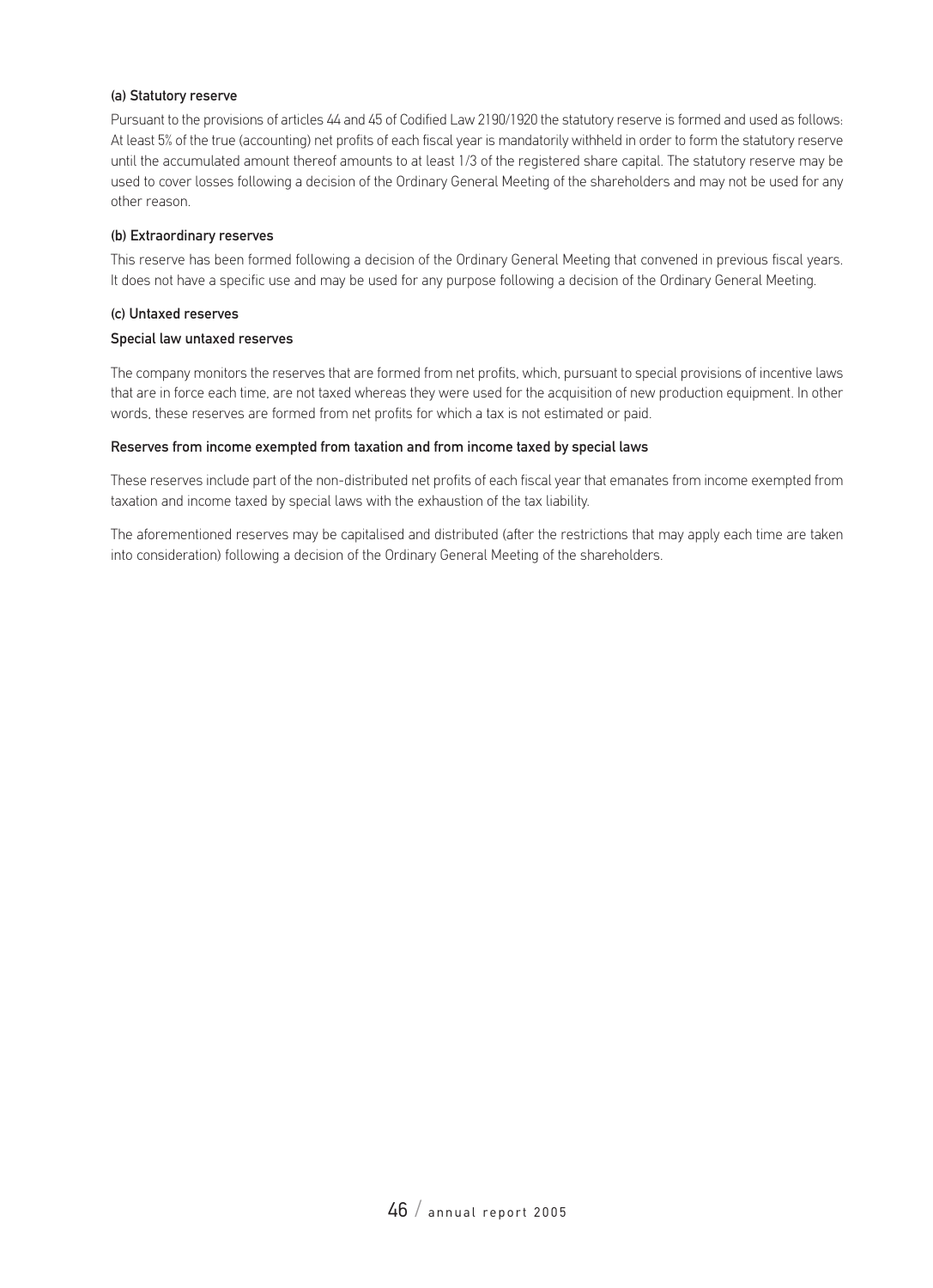#### (a) Statutory reserve

Pursuant to the provisions of articles 44 and 45 of Codified Law 2190/1920 the statutory reserve is formed and used as follows: At least 5% of the true (accounting) net profits of each fiscal year is mandatorily withheld in order to form the statutory reserve until the accumulated amount thereof amounts to at least 1/3 of the registered share capital. The statutory reserve may be used to cover losses following a decision of the Ordinary General Meeting of the shareholders and may not be used for any other reason.

#### (b) Extraordinary reserves

This reserve has been formed following a decision of the Ordinary General Meeting that convened in previous fiscal years. It does not have a specific use and may be used for any purpose following a decision of the Ordinary General Meeting.

#### (c) Untaxed reserves

#### Special law untaxed reserves

The company monitors the reserves that are formed from net profits, which, pursuant to special provisions of incentive laws that are in force each time, are not taxed whereas they were used for the acquisition of new production equipment. In other words, these reserves are formed from net profits for which a tax is not estimated or paid.

#### Reserves from income exempted from taxation and from income taxed by special laws

These reserves include part of the non-distributed net profits of each fiscal year that emanates from income exempted from taxation and income taxed by special laws with the exhaustion of the tax liability.

The aforementioned reserves may be capitalised and distributed (after the restrictions that may apply each time are taken into consideration) following a decision of the Ordinary General Meeting of the shareholders.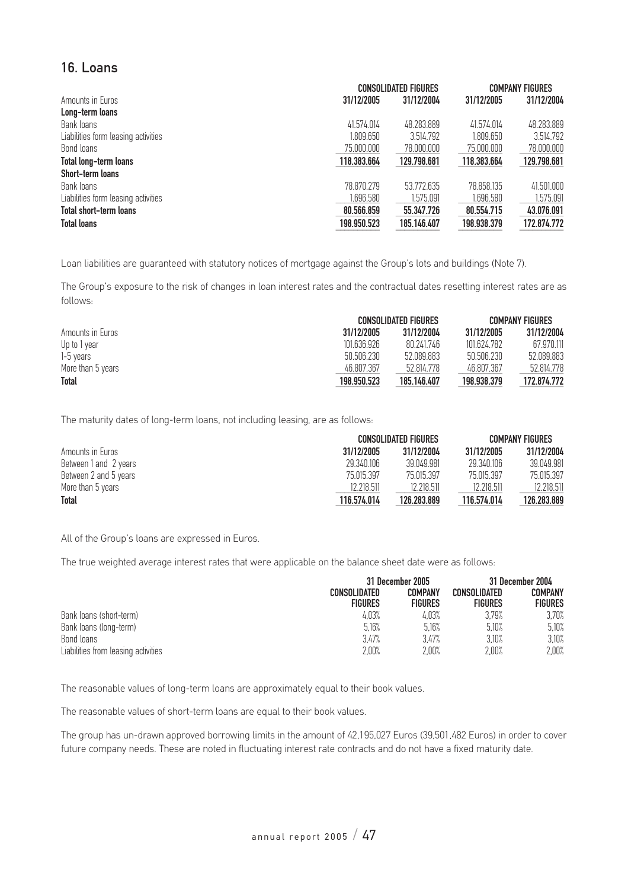## 16. Loans

| | CONSOLIDATED FIGURES | | COMPANY FIGURES | |
|---|---|---|---|---|
| Amounts in Euros | 31/12/2005 | 31/12/2004 | 31/12/2005 | 31/12/2004 |
| **Long-term loans** | | | | |
| Bank loans | 41.574.014 | 48.283.889 | 41.574.014 | 48.283.889 |
| Liabilities form leasing activities | 1.809.650 | 3.514.792 | 1.809.650 | 3.514.792 |
| Bond loans | 75.000.000 | 78.000.000 | 75.000.000 | 78.000.000 |
| **Total long-term loans** | **118.383.664** | **129.798.681** | **118.383.664** | **129.798.681** |
| **Short-term loans** | | | | |
| Bank loans | 78.870.279 | 53.772.635 | 78.858.135 | 41.501.000 |
| Liabilities form leasing activities | 1.696.580 | 1.575.091 | 1.696.580 | 1.575.091 |
| **Total short-term loans** | **80.566.859** | **55.347.726** | **80.554.715** | **43.076.091** |
| **Total loans** | **198.950.523** | **185.146.407** | **198.938.379** | **172.874.772** |

Loan liabilities are guaranteed with statutory notices of mortgage against the Group's lots and buildings (Note 7).

The Group's exposure to the risk of changes in loan interest rates and the contractual dates resetting interest rates are as follows:

| | CONSOLIDATED FIGURES | | COMPANY FIGURES | |
|---|---|---|---|---|
| Amounts in Euros | 31/12/2005 | 31/12/2004 | 31/12/2005 | 31/12/2004 |
| Up to 1 year | 101.636.926 | 80.241.746 | 101.624.782 | 67.970.111 |
| 1-5 years | 50.506.230 | 52.089.883 | 50.506.230 | 52.089.883 |
| More than 5 years | 46.807.367 | 52.814.778 | 46.807.367 | 52.814.778 |
| **Total** | **198.950.523** | **185.146.407** | **198.938.379** | **172.874.772** |

The maturity dates of long-term loans, not including leasing, are as follows:

| | CONSOLIDATED FIGURES | | COMPANY FIGURES | |
|---|---|---|---|---|
| Amounts in Euros | 31/12/2005 | 31/12/2004 | 31/12/2005 | 31/12/2004 |
| Between 1 and 2 years | 29.340.106 | 39.049.981 | 29.340.106 | 39.049.981 |
| Between 2 and 5 years | 75.015.397 | 75.015.397 | 75.015.397 | 75.015.397 |
| More than 5 years | 12.218.511 | 12.218.511 | 12.218.511 | 12.218.511 |
| **Total** | **116.574.014** | **126.283.889** | **116.574.014** | **126.283.889** |

All of the Group's loans are expressed in Euros.

The true weighted average interest rates that were applicable on the balance sheet date were as follows:

| | 31 December 2005 | | 31 December 2004 | |
|---|---|---|---|---|
| | CONSOLIDATED FIGURES | COMPANY FIGURES | CONSOLIDATED FIGURES | COMPANY FIGURES |
| Bank loans (short-term) | 4,03% | 4,03% | 3,79% | 3,70% |
| Bank loans (long-term) | 5,16% | 5,16% | 5,10% | 5,10% |
| Bond loans | 3,47% | 3,47% | 3,10% | 3,10% |
| Liabilities from leasing activities | 2,00% | 2,00% | 2,00% | 2,00% |

The reasonable values of long-term loans are approximately equal to their book values.

The reasonable values of short-term loans are equal to their book values.

The group has un-drawn approved borrowing limits in the amount of 42,195,027 Euros (39,501,482 Euros) in order to cover future company needs. These are noted in fluctuating interest rate contracts and do not have a fixed maturity date.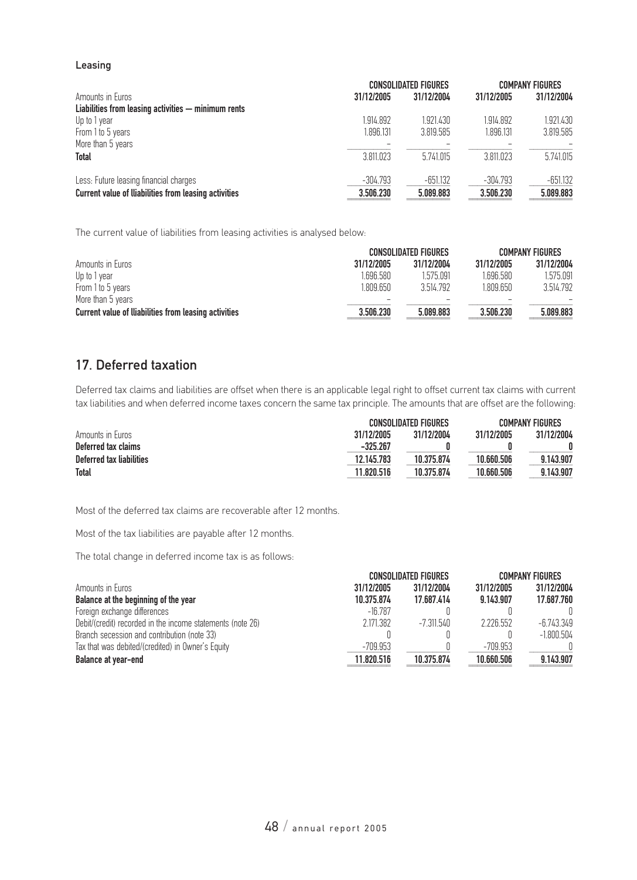### Leasing

| Amounts in Euros | CONSOLIDATED FIGURES | | COMPANY FIGURES | |
|---|---|---|---|---|
| | 31/12/2005 | 31/12/2004 | 31/12/2005 | 31/12/2004 |
| **Liabilities from leasing activities — minimum rents** | | | | |
| Up to 1 year | 1.914.892 | 1.921.430 | 1.914.892 | 1.921.430 |
| From 1 to 5 years | 1.896.131 | 3.819.585 | 1.896.131 | 3.819.585 |
| More than 5 years | – | – | – | – |
| **Total** | 3.811.023 | 5.741.015 | 3.811.023 | 5.741.015 |
| Less: Future leasing financial charges | -304.793 | -651.132 | -304.793 | -651.132 |
| **Current value of lliabilities from leasing activities** | **3.506.230** | **5.089.883** | **3.506.230** | **5.089.883** |

The current value of liabilities from leasing activities is analysed below:

| Amounts in Euros | CONSOLIDATED FIGURES | | COMPANY FIGURES | |
|---|---|---|---|---|
| | 31/12/2005 | 31/12/2004 | 31/12/2005 | 31/12/2004 |
| Up to 1 year | 1.696.580 | 1.575.091 | 1.696.580 | 1.575.091 |
| From 1 to 5 years | 1.809.650 | 3.514.792 | 1.809.650 | 3.514.792 |
| More than 5 years | – | – | – | – |
| **Current value of lliabilities from leasing activities** | **3.506.230** | **5.089.883** | **3.506.230** | **5.089.883** |

## 17. Deferred taxation

Deferred tax claims and liabilities are offset when there is an applicable legal right to offset current tax claims with current tax liabilities and when deferred income taxes concern the same tax principle. The amounts that are offset are the following:

| Amounts in Euros | CONSOLIDATED FIGURES | | COMPANY FIGURES | |
|---|---|---|---|---|
| | 31/12/2005 | 31/12/2004 | 31/12/2005 | 31/12/2004 |
| **Deferred tax claims** | **-325.267** | **0** | **0** | **0** |
| **Deferred tax liabilities** | **12.145.783** | **10.375.874** | **10.660.506** | **9.143.907** |
| **Total** | **11.820.516** | **10.375.874** | **10.660.506** | **9.143.907** |

Most of the deferred tax claims are recoverable after 12 months.

Most of the tax liabilities are payable after 12 months.

The total change in deferred income tax is as follows:

| Amounts in Euros | CONSOLIDATED FIGURES | | COMPANY FIGURES | |
|---|---|---|---|---|
| | 31/12/2005 | 31/12/2004 | 31/12/2005 | 31/12/2004 |
| **Balance at the beginning of the year** | **10.375.874** | **17.687.414** | **9.143.907** | **17.687.760** |
| Foreign exchange differences | -16.787 | 0 | 0 | 0 |
| Debit/(credit) recorded in the income statements (note 26) | 2.171.382 | -7.311.540 | 2.226.552 | -6.743.349 |
| Branch secession and contribution (note 33) | 0 | 0 | 0 | -1.800.504 |
| Tax that was debited/(credited) in Owner's Equity | -709.953 | 0 | -709.953 | 0 |
| **Balance at year-end** | **11.820.516** | **10.375.874** | **10.660.506** | **9.143.907** |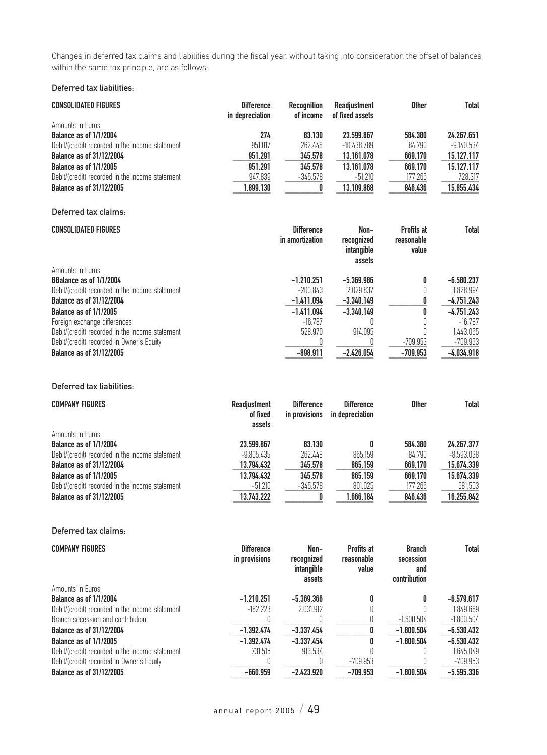Changes in deferred tax claims and liabilities during the fiscal year, without taking into consideration the offset of balances within the same tax principle, are as follows:

**Deferred tax liabilities:**

| CONSOLIDATED FIGURES | Difference in depreciation | Recognition of income | Readjustment of fixed assets | Other | Total |
|---|---|---|---|---|---|
| Amounts in Euros | | | | | |
| **Balance as of 1/1/2004** | **274** | **83.130** | **23.599.867** | **584.380** | **24.267.651** |
| Debit/(credit) recorded in the income statement | 951.017 | 262.448 | -10.438.789 | 84.790 | -9.140.534 |
| **Balance as of 31/12/2004** | **951.291** | **345.578** | **13.161.078** | **669.170** | **15.127.117** |
| **Balance as of 1/1/2005** | **951.291** | **345.578** | **13.161.078** | **669.170** | **15.127.117** |
| Debit/(credit) recorded in the income statement | 947.839 | -345.578 | -51.210 | 177.266 | 728.317 |
| **Balance as of 31/12/2005** | **1.899.130** | **0** | **13.109.868** | **846.436** | **15.855.434** |

**Deferred tax claims:**

| CONSOLIDATED FIGURES | Difference in amortization | Non-recognized intangible assets | Profits at reasonable value | Total |
|---|---|---|---|---|
| Amounts in Euros | | | | |
| **BBalance as of 1/1/2004** | **-1.210.251** | **-5.369.986** | **0** | **-6.580.237** |
| Debit/(credit) recorded in the income statement | -200.843 | 2.029.837 | 0 | 1.828.994 |
| **Balance as of 31/12/2004** | **-1.411.094** | **-3.340.149** | **0** | **-4.751.243** |
| **Balance as of 1/1/2005** | **-1.411.094** | **-3.340.149** | **0** | **-4.751.243** |
| Foreign exchange differences | -16.787 | 0 | 0 | -16.787 |
| Debit/(credit) recorded in the income statement | 528.970 | 914.095 | 0 | 1.443.065 |
| Debit/(credit) recorded in Owner's Equity | 0 | 0 | -709.953 | -709.953 |
| **Balance as of 31/12/2005** | **-898.911** | **-2.426.054** | **-709.953** | **-4.034.918** |

**Deferred tax liabilities:**

| COMPANY FIGURES | Readjustment of fixed assets | Difference in provisions | Difference in depreciation | Other | Total |
|---|---|---|---|---|---|
| Amounts in Euros | | | | | |
| **Balance as of 1/1/2004** | **23.599.867** | **83.130** | **0** | **584.380** | **24.267.377** |
| Debit/(credit) recorded in the income statement | -9.805.435 | 262.448 | 865.159 | 84.790 | -8.593.038 |
| **Balance as of 31/12/2004** | **13.794.432** | **345.578** | **865.159** | **669.170** | **15.674.339** |
| **Balance as of 1/1/2005** | **13.794.432** | **345.578** | **865.159** | **669.170** | **15.674.339** |
| Debit/(credit) recorded in the income statement | -51.210 | -345.578 | 801.025 | 177.266 | 581.503 |
| **Balance as of 31/12/2005** | **13.743.222** | **0** | **1.666.184** | **846.436** | **16.255.842** |

**Deferred tax claims:**

| COMPANY FIGURES | Difference in provisions | Non-recognized intangible assets | Profits at reasonable value | Branch secession and contribution | Total |
|---|---|---|---|---|---|
| Amounts in Euros | | | | | |
| **Balance as of 1/1/2004** | **-1.210.251** | **-5.369.366** | **0** | **0** | **-6.579.617** |
| Debit/(credit) recorded in the income statement | -182.223 | 2.031.912 | 0 | 0 | 1.849.689 |
| Branch secession and contribution | 0 | 0 | 0 | -1.800.504 | -1.800.504 |
| **Balance as of 31/12/2004** | **-1.392.474** | **-3.337.454** | **0** | **-1.800.504** | **-6.530.432** |
| **Balance as of 1/1/2005** | **-1.392.474** | **-3.337.454** | **0** | **-1.800.504** | **-6.530.432** |
| Debit/(credit) recorded in the income statement | 731.515 | 913.534 | 0 | 0 | 1.645.049 |
| Debit/(credit) recorded in Owner's Equity | 0 | 0 | -709.953 | 0 | -709.953 |
| **Balance as of 31/12/2005** | **-660.959** | **-2.423.920** | **-709.953** | **-1.800.504** | **-5.595.336** |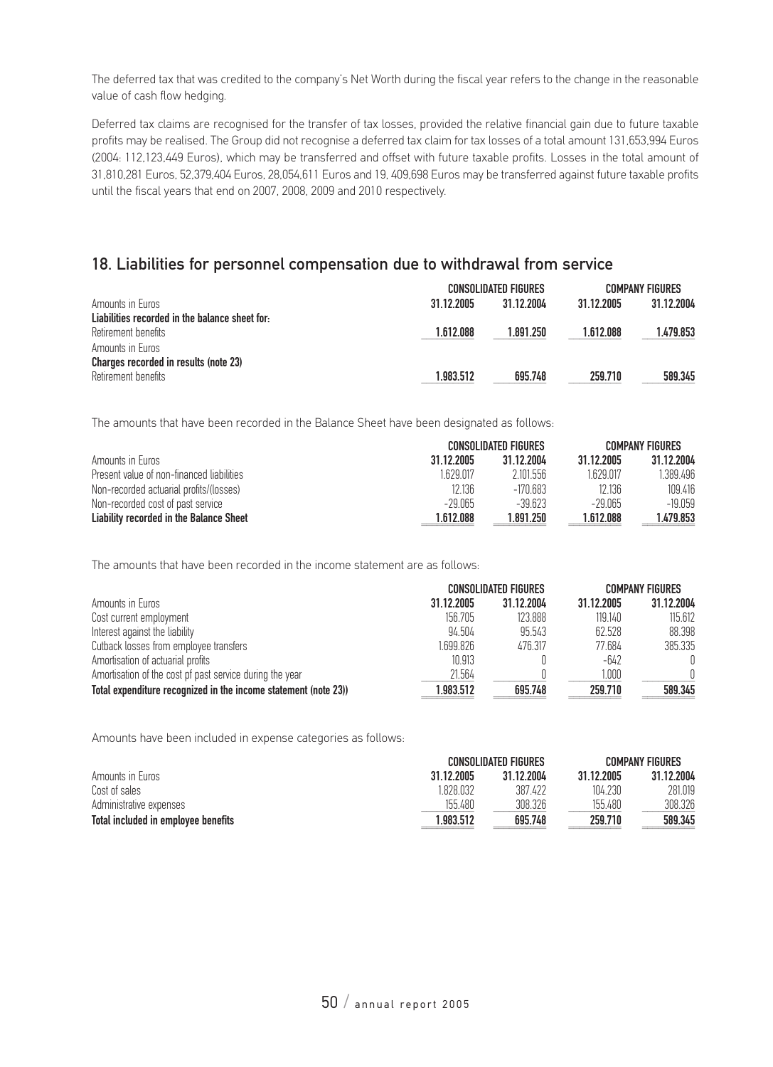The deferred tax that was credited to the company's Net Worth during the fiscal year refers to the change in the reasonable value of cash flow hedging.

Deferred tax claims are recognised for the transfer of tax losses, provided the relative financial gain due to future taxable profits may be realised. The Group did not recognise a deferred tax claim for tax losses of a total amount 131,653,994 Euros (2004: 112,123,449 Euros), which may be transferred and offset with future taxable profits. Losses in the total amount of 31,810,281 Euros, 52,379,404 Euros, 28,054,611 Euros and 19, 409,698 Euros may be transferred against future taxable profits until the fiscal years that end on 2007, 2008, 2009 and 2010 respectively.

## 18. Liabilities for personnel compensation due to withdrawal from service

| | CONSOLIDATED FIGURES | | COMPANY FIGURES | |
|---|---|---|---|---|
| Amounts in Euros | 31.12.2005 | 31.12.2004 | 31.12.2005 | 31.12.2004 |
| **Liabilities recorded in the balance sheet for:** | | | | |
| Retirement benefits | **1.612.088** | **1.891.250** | **1.612.088** | **1.479.853** |
| Amounts in Euros | | | | |
| **Charges recorded in results (note 23)** | | | | |
| Retirement benefits | **1.983.512** | **695.748** | **259.710** | **589.345** |

The amounts that have been recorded in the Balance Sheet have been designated as follows:

| | CONSOLIDATED FIGURES | | COMPANY FIGURES | |
|---|---|---|---|---|
| Amounts in Euros | 31.12.2005 | 31.12.2004 | 31.12.2005 | 31.12.2004 |
| Present value of non-financed liabilities | 1.629.017 | 2.101.556 | 1.629.017 | 1.389.496 |
| Non-recorded actuarial profits/(losses) | 12.136 | -170.683 | 12.136 | 109.416 |
| Non-recorded cost of past service | -29.065 | -39.623 | -29.065 | -19.059 |
| **Liability recorded in the Balance Sheet** | **1.612.088** | **1.891.250** | **1.612.088** | **1.479.853** |

The amounts that have been recorded in the income statement are as follows:

| | CONSOLIDATED FIGURES | | COMPANY FIGURES | |
|---|---|---|---|---|
| Amounts in Euros | 31.12.2005 | 31.12.2004 | 31.12.2005 | 31.12.2004 |
| Cost current employment | 156.705 | 123.888 | 119.140 | 115.612 |
| Interest against the liability | 94.504 | 95.543 | 62.528 | 88.398 |
| Cutback losses from employee transfers | 1.699.826 | 476.317 | 77.684 | 385.335 |
| Amortisation of actuarial profits | 10.913 | 0 | -642 | 0 |
| Amortisation of the cost pf past service during the year | 21.564 | 0 | 1.000 | 0 |
| **Total expenditure recognized in the income statement (note 23))** | **1.983.512** | **695.748** | **259.710** | **589.345** |

Amounts have been included in expense categories as follows:

| | CONSOLIDATED FIGURES | | COMPANY FIGURES | |
|---|---|---|---|---|
| Amounts in Euros | 31.12.2005 | 31.12.2004 | 31.12.2005 | 31.12.2004 |
| Cost of sales | 1.828.032 | 387.422 | 104.230 | 281.019 |
| Administrative expenses | 155.480 | 308.326 | 155.480 | 308.326 |
| **Total included in employee benefits** | **1.983.512** | **695.748** | **259.710** | **589.345** |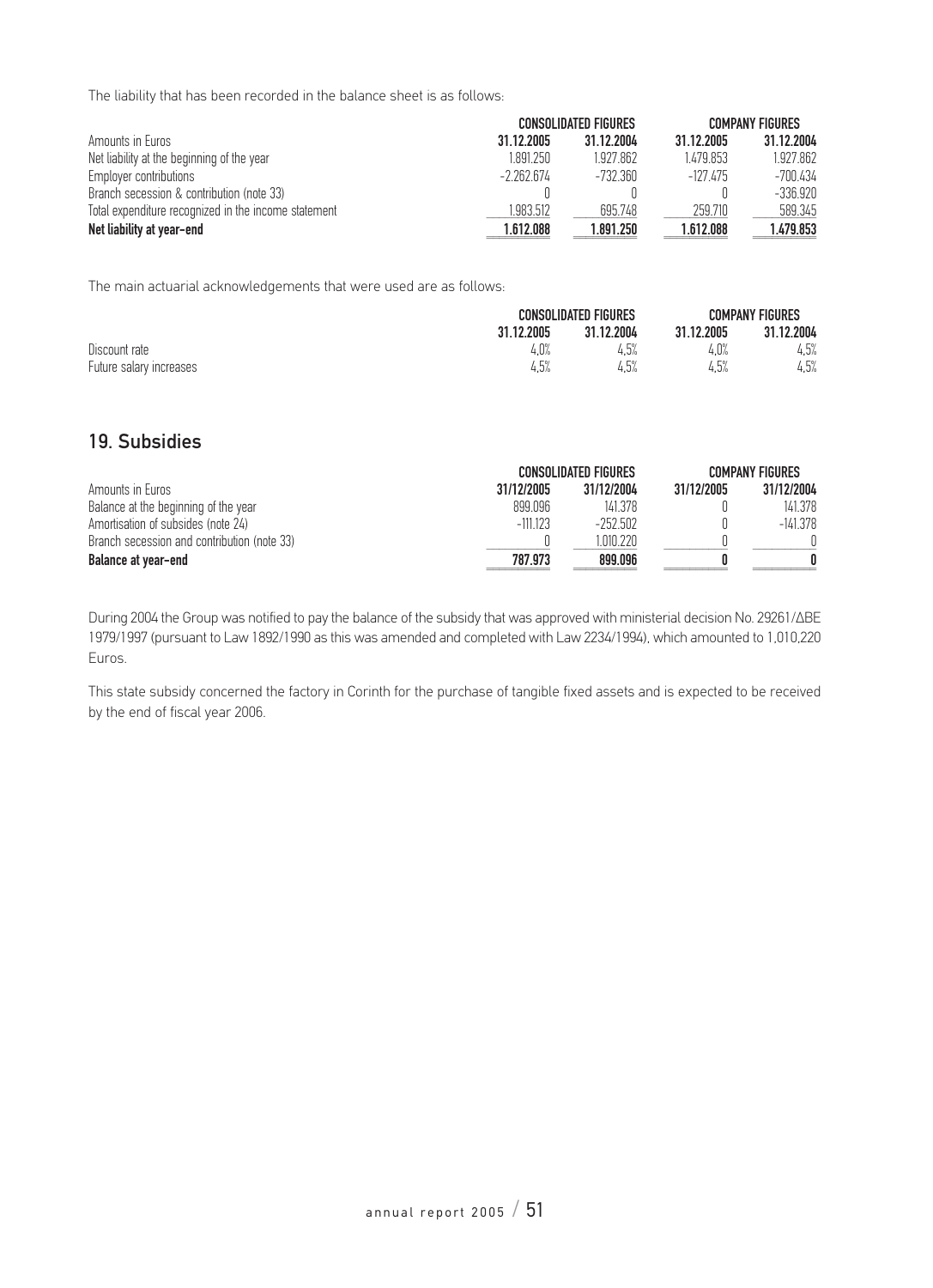The liability that has been recorded in the balance sheet is as follows:

| | CONSOLIDATED FIGURES | | COMPANY FIGURES | |
|---|---|---|---|---|
| Amounts in Euros | 31.12.2005 | 31.12.2004 | 31.12.2005 | 31.12.2004 |
| Net liability at the beginning of the year | 1.891.250 | 1.927.862 | 1.479.853 | 1.927.862 |
| Employer contributions | -2.262.674 | -732.360 | -127.475 | -700.434 |
| Branch secession & contribution (note 33) | 0 | 0 | 0 | -336.920 |
| Total expenditure recognized in the income statement | 1.983.512 | 695.748 | 259.710 | 589.345 |
| **Net liability at year-end** | **1.612.088** | **1.891.250** | **1.612.088** | **1.479.853** |

The main actuarial acknowledgements that were used are as follows:

| | CONSOLIDATED FIGURES | | COMPANY FIGURES | |
|---|---|---|---|---|
| | 31.12.2005 | 31.12.2004 | 31.12.2005 | 31.12.2004 |
| Discount rate | 4,0% | 4,5% | 4,0% | 4,5% |
| Future salary increases | 4,5% | 4,5% | 4,5% | 4,5% |

## 19. Subsidies

| | CONSOLIDATED FIGURES | | COMPANY FIGURES | |
|---|---|---|---|---|
| Amounts in Euros | 31/12/2005 | 31/12/2004 | 31/12/2005 | 31/12/2004 |
| Balance at the beginning of the year | 899.096 | 141.378 | 0 | 141.378 |
| Amortisation of subsides (note 24) | -111.123 | -252.502 | 0 | -141.378 |
| Branch secession and contribution (note 33) | 0 | 1.010.220 | 0 | 0 |
| **Balance at year-end** | **787.973** | **899.096** | **0** | **0** |

During 2004 the Group was notified to pay the balance of the subsidy that was approved with ministerial decision No. 29261/ΔΒΕ 1979/1997 (pursuant to Law 1892/1990 as this was amended and completed with Law 2234/1994), which amounted to 1,010,220 Euros.

This state subsidy concerned the factory in Corinth for the purchase of tangible fixed assets and is expected to be received by the end of fiscal year 2006.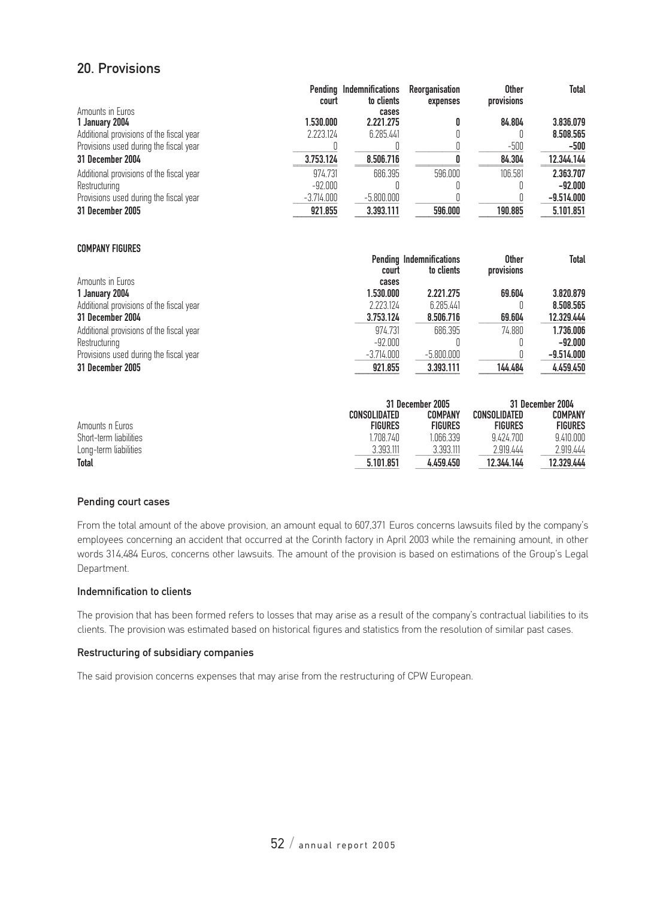## 20. Provisions

| Amounts in Euros | Pending court cases | Indemnifications to clients | Reorganisation expenses | Other provisions | Total |
|---|---|---|---|---|---|
| **1 January 2004** | **1.530.000** | **2.221.275** | **0** | **84.804** | **3.836.079** |
| Additional provisions of the fiscal year | 2.223.124 | 6.285.441 | 0 | 0 | **8.508.565** |
| Provisions used during the fiscal year | 0 | 0 | 0 | -500 | **-500** |
| **31 December 2004** | **3.753.124** | **8.506.716** | **0** | **84.304** | **12.344.144** |
| Additional provisions of the fiscal year | 974.731 | 686.395 | 596.000 | 106.581 | **2.363.707** |
| Restructuring | -92.000 | 0 | 0 | 0 | **-92.000** |
| Provisions used during the fiscal year | -3.714.000 | -5.800.000 | 0 | 0 | **-9.514.000** |
| **31 December 2005** | **921.855** | **3.393.111** | **596.000** | **190.885** | **5.101.851** |

**COMPANY FIGURES**

| Amounts in Euros | Pending court cases | Indemnifications to clients | Other provisions | Total |
|---|---|---|---|---|
| **1 January 2004** | **1.530.000** | **2.221.275** | **69.604** | **3.820.879** |
| Additional provisions of the fiscal year | 2.223.124 | 6.285.441 | 0 | **8.508.565** |
| **31 December 2004** | **3.753.124** | **8.506.716** | **69.604** | **12.329.444** |
| Additional provisions of the fiscal year | 974.731 | 686.395 | 74.880 | **1.736.006** |
| Restructuring | -92.000 | 0 | 0 | **-92.000** |
| Provisions used during the fiscal year | -3.714.000 | -5.800.000 | 0 | **-9.514.000** |
| **31 December 2005** | **921.855** | **3.393.111** | **144.484** | **4.459.450** |

| | 31 December 2005 | | 31 December 2004 | |
|---|---|---|---|---|
| Amounts n Euros | CONSOLIDATED FIGURES | COMPANY FIGURES | CONSOLIDATED FIGURES | COMPANY FIGURES |
| Short-term liabilities | 1.708.740 | 1.066.339 | 9.424.700 | 9.410.000 |
| Long-term liabilities | 3.393.111 | 3.393.111 | 2.919.444 | 2.919.444 |
| **Total** | **5.101.851** | **4.459.450** | **12.344.144** | **12.329.444** |

### Pending court cases

From the total amount of the above provision, an amount equal to 607,371 Euros concerns lawsuits filed by the company's employees concerning an accident that occurred at the Corinth factory in April 2003 while the remaining amount, in other words 314,484 Euros, concerns other lawsuits. The amount of the provision is based on estimations of the Group's Legal Department.

### Indemnification to clients

The provision that has been formed refers to losses that may arise as a result of the company's contractual liabilities to its clients. The provision was estimated based on historical figures and statistics from the resolution of similar past cases.

### Restructuring of subsidiary companies

The said provision concerns expenses that may arise from the restructuring of CPW European.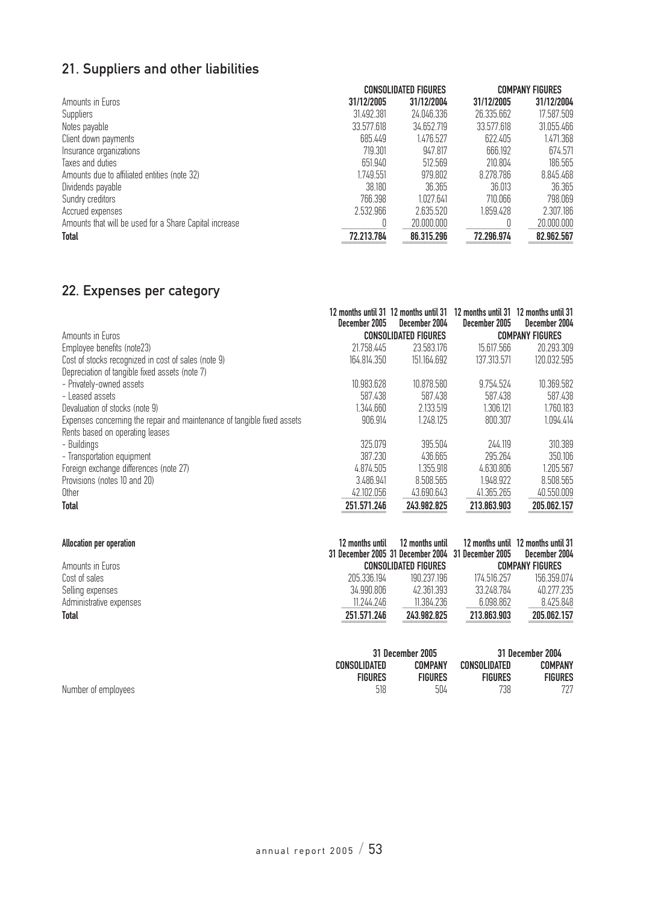## 21. Suppliers and other liabilities

| Amounts in Euros | CONSOLIDATED FIGURES 31/12/2005 | CONSOLIDATED FIGURES 31/12/2004 | COMPANY FIGURES 31/12/2005 | COMPANY FIGURES 31/12/2004 |
|---|---|---|---|---|
| Suppliers | 31.492.381 | 24.046.336 | 26.335.662 | 17.587.509 |
| Notes payable | 33.577.618 | 34.652.719 | 33.577.618 | 31.055.466 |
| Client down payments | 685.449 | 1.476.527 | 622.405 | 1.471.368 |
| Insurance organizations | 719.301 | 947.817 | 666.192 | 674.571 |
| Taxes and duties | 651.940 | 512.569 | 210.804 | 186.565 |
| Amounts due to affiliated entities (note 32) | 1.749.551 | 979.802 | 8.278.786 | 8.845.468 |
| Dividends payable | 38.180 | 36.365 | 36.013 | 36.365 |
| Sundry creditors | 766.398 | 1.027.641 | 710.066 | 798.069 |
| Accrued expenses | 2.532.966 | 2.635.520 | 1.859.428 | 2.307.186 |
| Amounts that will be used for a Share Capital increase | 0 | 20.000.000 | 0 | 20.000.000 |
| **Total** | **72.213.784** | **86.315.296** | **72.296.974** | **82.962.567** |

## 22. Expenses per category

| Amounts in Euros | CONSOLIDATED FIGURES 12 months until 31 December 2005 | CONSOLIDATED FIGURES 12 months until 31 December 2004 | COMPANY FIGURES 12 months until 31 December 2005 | COMPANY FIGURES 12 months until 31 December 2004 |
|---|---|---|---|---|
| Employee benefits (note23) | 21.758.445 | 23.583.176 | 15.617.566 | 20.293.309 |
| Cost of stocks recognized in cost of sales (note 9) | 164.814.350 | 151.164.692 | 137.313.571 | 120.032.595 |
| Depreciation of tangible fixed assets (note 7) | | | | |
| - Privately-owned assets | 10.983.628 | 10.878.580 | 9.754.524 | 10.369.582 |
| - Leased assets | 587.438 | 587.438 | 587.438 | 587.438 |
| Devaluation of stocks (note 9) | 1.344.660 | 2.133.519 | 1.306.121 | 1.760.183 |
| Expenses concerning the repair and maintenance of tangible fixed assets | 906.914 | 1.248.125 | 800.307 | 1.094.414 |
| Rents based on operating leases | | | | |
| - Buildings | 325.079 | 395.504 | 244.119 | 310.389 |
| - Transportation equipment | 387.230 | 436.665 | 295.264 | 350.106 |
| Foreign exchange differences (note 27) | 4.874.505 | 1.355.918 | 4.630.806 | 1.205.567 |
| Provisions (notes 10 and 20) | 3.486.941 | 8.508.565 | 1.948.922 | 8.508.565 |
| Other | 42.102.056 | 43.690.643 | 41.365.265 | 40.550.009 |
| **Total** | **251.571.246** | **243.982.825** | **213.863.903** | **205.062.157** |

| **Allocation per operation** Amounts in Euros | CONSOLIDATED FIGURES 12 months until 31 December 2005 | CONSOLIDATED FIGURES 12 months until 31 December 2004 | COMPANY FIGURES 12 months until 31 December 2005 | COMPANY FIGURES 12 months until 31 December 2004 |
|---|---|---|---|---|
| Cost of sales | 205.336.194 | 190.237.196 | 174.516.257 | 156.359.074 |
| Selling expenses | 34.990.806 | 42.361.393 | 33.248.784 | 40.277.235 |
| Administrative expenses | 11.244.246 | 11.384.236 | 6.098.862 | 8.425.848 |
| **Total** | **251.571.246** | **243.982.825** | **213.863.903** | **205.062.157** |

| | 31 December 2005 CONSOLIDATED FIGURES | 31 December 2005 COMPANY FIGURES | 31 December 2004 CONSOLIDATED FIGURES | 31 December 2004 COMPANY FIGURES |
|---|---|---|---|---|
| Number of employees | 518 | 504 | 738 | 727 |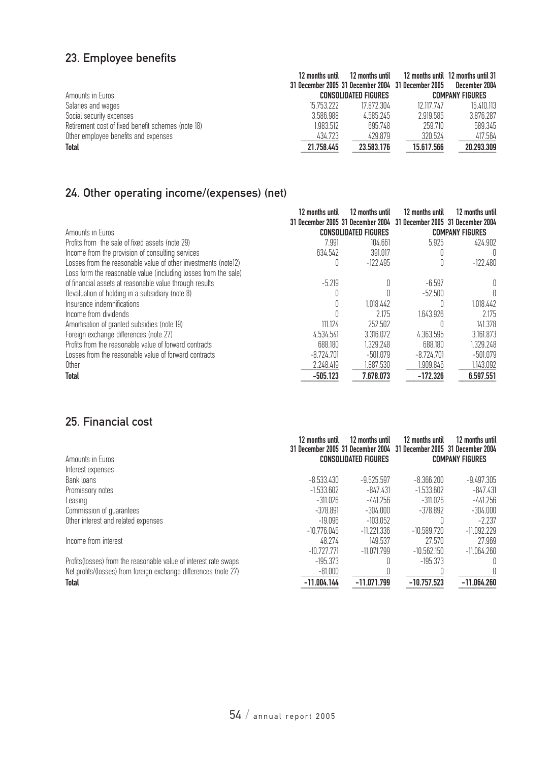## 23. Employee benefits

| Amounts in Euros | 12 months until 31 December 2005 | 12 months until 31 December 2004 | 12 months until 31 December 2005 | 12 months until 31 December 2004 |
|---|---|---|---|---|
| | CONSOLIDATED FIGURES | | COMPANY FIGURES | |
| Salaries and wages | 15.753.222 | 17.872.304 | 12.117.747 | 15.410.113 |
| Social security expenses | 3.586.988 | 4.585.245 | 2.919.585 | 3.876.287 |
| Retirement cost of fixed benefit schemes (note 18) | 1.983.512 | 695.748 | 259.710 | 589.345 |
| Other employee benefits and expenses | 434.723 | 429.879 | 320.524 | 417.564 |
| **Total** | **21.758.445** | **23.583.176** | **15.617.566** | **20.293.309** |

## 24. Other operating income/(expenses) (net)

| Amounts in Euros | 12 months until 31 December 2005 | 12 months until 31 December 2004 | 12 months until 31 December 2005 | 12 months until 31 December 2004 |
|---|---|---|---|---|
| | CONSOLIDATED FIGURES | | COMPANY FIGURES | |
| Profits from the sale of fixed assets (note 29) | 7.991 | 104.661 | 5.925 | 424.902 |
| Income from the provision of consulting services | 634.542 | 391.017 | 0 | 0 |
| Losses from the reasonable value of other investments (note12) | 0 | -122.495 | 0 | -122.480 |
| Loss form the reasonable value (including losses from the sale) of financial assets at reasonable value through results | -5.219 | 0 | -6.597 | 0 |
| Devaluation of holding in a subsidiary (note 8) | 0 | 0 | -52.500 | 0 |
| Insurance indemnifications | 0 | 1.018.442 | 0 | 1.018.442 |
| Income from dividends | 0 | 2.175 | 1.643.926 | 2.175 |
| Amortisation of granted subsidies (note 19) | 111.124 | 252.502 | 0 | 141.378 |
| Foreign exchange differences (note 27) | 4.534.541 | 3.316.072 | 4.363.595 | 3.161.873 |
| Profits from the reasonable value of forward contracts | 688.180 | 1.329.248 | 688.180 | 1.329.248 |
| Losses from the reasonable value of forward contracts | -8.724.701 | -501.079 | -8.724.701 | -501.079 |
| Other | 2.248.419 | 1.887.530 | 1.909.846 | 1.143.092 |
| **Total** | **-505.123** | **7.678.073** | **-172.326** | **6.597.551** |

## 25. Financial cost

| Amounts in Euros | 12 months until 31 December 2005 | 12 months until 31 December 2004 | 12 months until 31 December 2005 | 12 months until 31 December 2004 |
|---|---|---|---|---|
| | CONSOLIDATED FIGURES | | COMPANY FIGURES | |
| Interest expenses | | | | |
| Bank loans | -8.533.430 | -9.525.597 | -8.366.200 | -9.497.305 |
| Promissory notes | -1.533.602 | -847.431 | -1.533.602 | -847.431 |
| Leasing | -311.026 | -441.256 | -311.026 | -441.256 |
| Commission of guarantees | -378.891 | -304.000 | -378.892 | -304.000 |
| Other interest and related expenses | -19.096 | -103.052 | 0 | -2.237 |
| | -10.776.045 | -11.221.336 | -10.589.720 | -11.092.229 |
| Income from interest | 48.274 | 149.537 | 27.570 | 27.969 |
| | -10.727.771 | -11.071.799 | -10.562.150 | -11.064.260 |
| Profits(losses) from the reasonable value of interest rate swaps | -195.373 | 0 | -195.373 | 0 |
| Net profits/(losses) from foreign exchange differences (note 27) | -81.000 | 0 | 0 | 0 |
| **Total** | **-11.004.144** | **-11.071.799** | **-10.757.523** | **-11.064.260** |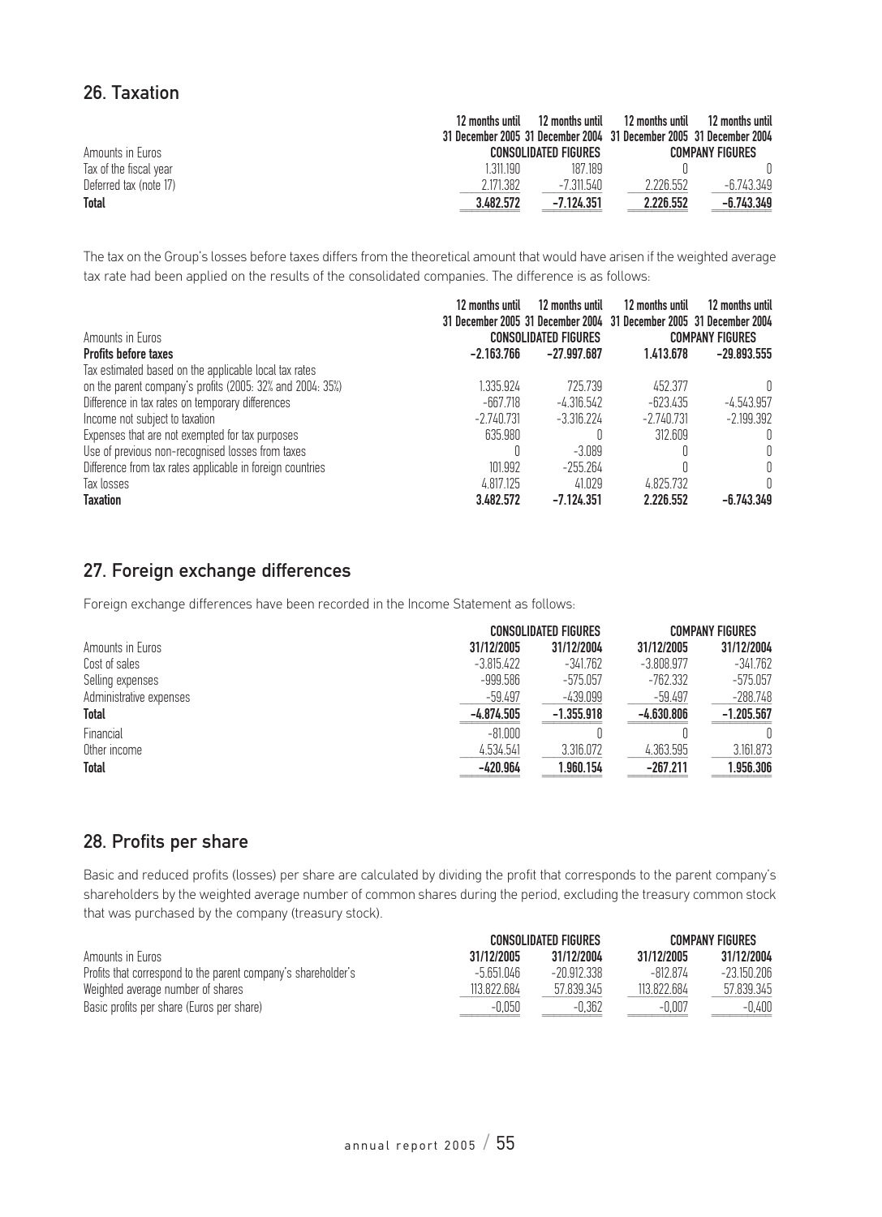## 26. Taxation

| Amounts in Euros | 12 months until 31 December 2005 | 12 months until 31 December 2004 | 12 months until 31 December 2005 | 12 months until 31 December 2004 |
|---|---|---|---|---|
| | CONSOLIDATED FIGURES | | COMPANY FIGURES | |
| Tax of the fiscal year | 1.311.190 | 187.189 | 0 | 0 |
| Deferred tax (note 17) | 2.171.382 | -7.311.540 | 2.226.552 | -6.743.349 |
| **Total** | **3.482.572** | **-7.124.351** | **2.226.552** | **-6.743.349** |

The tax on the Group's losses before taxes differs from the theoretical amount that would have arisen if the weighted average tax rate had been applied on the results of the consolidated companies. The difference is as follows:

| Amounts in Euros | 12 months until 31 December 2005 | 12 months until 31 December 2004 | 12 months until 31 December 2005 | 12 months until 31 December 2004 |
|---|---|---|---|---|
| | CONSOLIDATED FIGURES | | COMPANY FIGURES | |
| **Profits before taxes** | **-2.163.766** | **-27.997.687** | **1.413.678** | **-29.893.555** |
| Tax estimated based on the applicable local tax rates on the parent company's profits (2005: 32% and 2004: 35%) | 1.335.924 | 725.739 | 452.377 | 0 |
| Difference in tax rates on temporary differences | -667.718 | -4.316.542 | -623.435 | -4.543.957 |
| Income not subject to taxation | -2.740.731 | -3.316.224 | -2.740.731 | -2.199.392 |
| Expenses that are not exempted for tax purposes | 635.980 | 0 | 312.609 | 0 |
| Use of previous non-recognised losses from taxes | 0 | -3.089 | 0 | 0 |
| Difference from tax rates applicable in foreign countries | 101.992 | -255.264 | 0 | 0 |
| Tax losses | 4.817.125 | 41.029 | 4.825.732 | 0 |
| **Taxation** | **3.482.572** | **-7.124.351** | **2.226.552** | **-6.743.349** |

## 27. Foreign exchange differences

Foreign exchange differences have been recorded in the Income Statement as follows:

| | CONSOLIDATED FIGURES | | COMPANY FIGURES | |
|---|---|---|---|---|
| Amounts in Euros | 31/12/2005 | 31/12/2004 | 31/12/2005 | 31/12/2004 |
| Cost of sales | -3.815.422 | -341.762 | -3.808.977 | -341.762 |
| Selling expenses | -999.586 | -575.057 | -762.332 | -575.057 |
| Administrative expenses | -59.497 | -439.099 | -59.497 | -288.748 |
| **Total** | **-4.874.505** | **-1.355.918** | **-4.630.806** | **-1.205.567** |
| Financial | -81.000 | 0 | 0 | 0 |
| Other income | 4.534.541 | 3.316.072 | 4.363.595 | 3.161.873 |
| **Total** | **-420.964** | **1.960.154** | **-267.211** | **1.956.306** |

## 28. Profits per share

Basic and reduced profits (losses) per share are calculated by dividing the profit that corresponds to the parent company's shareholders by the weighted average number of common shares during the period, excluding the treasury common stock that was purchased by the company (treasury stock).

| | CONSOLIDATED FIGURES | | COMPANY FIGURES | |
|---|---|---|---|---|
| Amounts in Euros | 31/12/2005 | 31/12/2004 | 31/12/2005 | 31/12/2004 |
| Profits that correspond to the parent company's shareholder's | -5.651.046 | -20.912.338 | -812.874 | -23.150.206 |
| Weighted average number of shares | 113.822.684 | 57.839.345 | 113.822.684 | 57.839.345 |
| Basic profits per share (Euros per share) | -0,050 | -0,362 | -0,007 | -0,400 |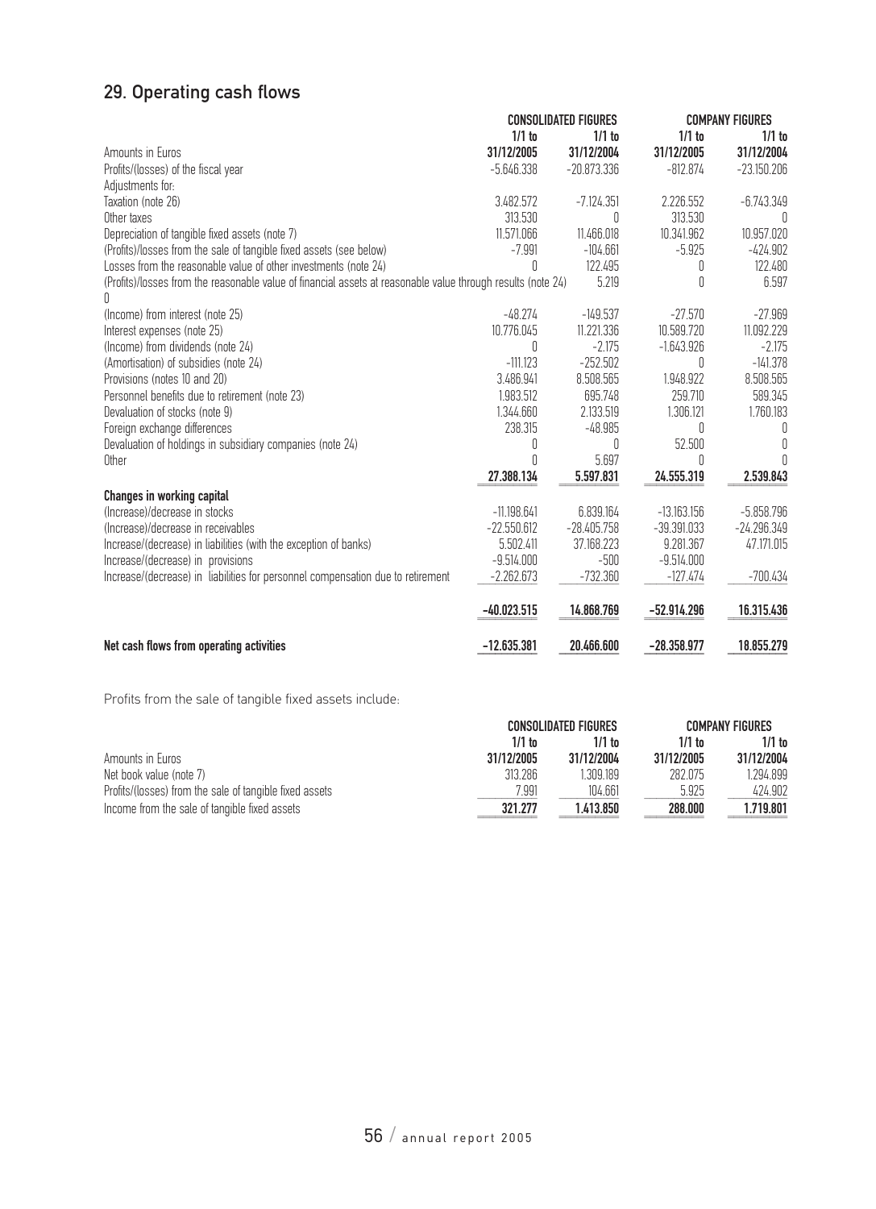## 29. Operating cash flows

| | CONSOLIDATED FIGURES | | COMPANY FIGURES | |
|---|---|---|---|---|
| Amounts in Euros | 1/1 to 31/12/2005 | 1/1 to 31/12/2004 | 1/1 to 31/12/2005 | 1/1 to 31/12/2004 |
| Profits/(losses) of the fiscal year | -5.646.338 | -20.873.336 | -812.874 | -23.150.206 |
| Adjustments for: | | | | |
| Taxation (note 26) | 3.482.572 | -7.124.351 | 2.226.552 | -6.743.349 |
| Other taxes | 313.530 | 0 | 313.530 | 0 |
| Depreciation of tangible fixed assets (note 7) | 11.571.066 | 11.466.018 | 10.341.962 | 10.957.020 |
| (Profits)/losses from the sale of tangible fixed assets (see below) | -7.991 | -104.661 | -5.925 | -424.902 |
| Losses from the reasonable value of other investments (note 24) | 0 | 122.495 | 0 | 122.480 |
| (Profits)/losses from the reasonable value of financial assets at reasonable value through results (note 24) | 0 | 5.219 | 0 | 6.597 |
| (Income) from interest (note 25) | -48.274 | -149.537 | -27.570 | -27.969 |
| Interest expenses (note 25) | 10.776.045 | 11.221.336 | 10.589.720 | 11.092.229 |
| (Income) from dividends (note 24) | 0 | -2.175 | -1.643.926 | -2.175 |
| (Amortisation) of subsidies (note 24) | -111.123 | -252.502 | 0 | -141.378 |
| Provisions (notes 10 and 20) | 3.486.941 | 8.508.565 | 1.948.922 | 8.508.565 |
| Personnel benefits due to retirement (note 23) | 1.983.512 | 695.748 | 259.710 | 589.345 |
| Devaluation of stocks (note 9) | 1.344.660 | 2.133.519 | 1.306.121 | 1.760.183 |
| Foreign exchange differences | 238.315 | -48.985 | 0 | 0 |
| Devaluation of holdings in subsidiary companies (note 24) | 0 | 0 | 52.500 | 0 |
| Other | 0 | 5.697 | 0 | 0 |
| | 27.388.134 | 5.597.831 | 24.555.319 | 2.539.843 |
| **Changes in working capital** | | | | |
| (Increase)/decrease in stocks | -11.198.641 | 6.839.164 | -13.163.156 | -5.858.796 |
| (Increase)/decrease in receivables | -22.550.612 | -28.405.758 | -39.391.033 | -24.296.349 |
| Increase/(decrease) in liabilities (with the exception of banks) | 5.502.411 | 37.168.223 | 9.281.367 | 47.171.015 |
| Increase/(decrease) in provisions | -9.514.000 | -500 | -9.514.000 | |
| Increase/(decrease) in liabilities for personnel compensation due to retirement | -2.262.673 | -732.360 | -127.474 | -700.434 |
| | -40.023.515 | 14.868.769 | -52.914.296 | 16.315.436 |
| **Net cash flows from operating activities** | **-12.635.381** | **20.466.600** | **-28.358.977** | **18.855.279** |

Profits from the sale of tangible fixed assets include:

| | CONSOLIDATED FIGURES | | COMPANY FIGURES | |
|---|---|---|---|---|
| Amounts in Euros | 1/1 to 31/12/2005 | 1/1 to 31/12/2004 | 1/1 to 31/12/2005 | 1/1 to 31/12/2004 |
| Net book value (note 7) | 313.286 | 1.309.189 | 282.075 | 1.294.899 |
| Profits/(losses) from the sale of tangible fixed assets | 7.991 | 104.661 | 5.925 | 424.902 |
| Income from the sale of tangible fixed assets | **321.277** | **1.413.850** | **288.000** | **1.719.801** |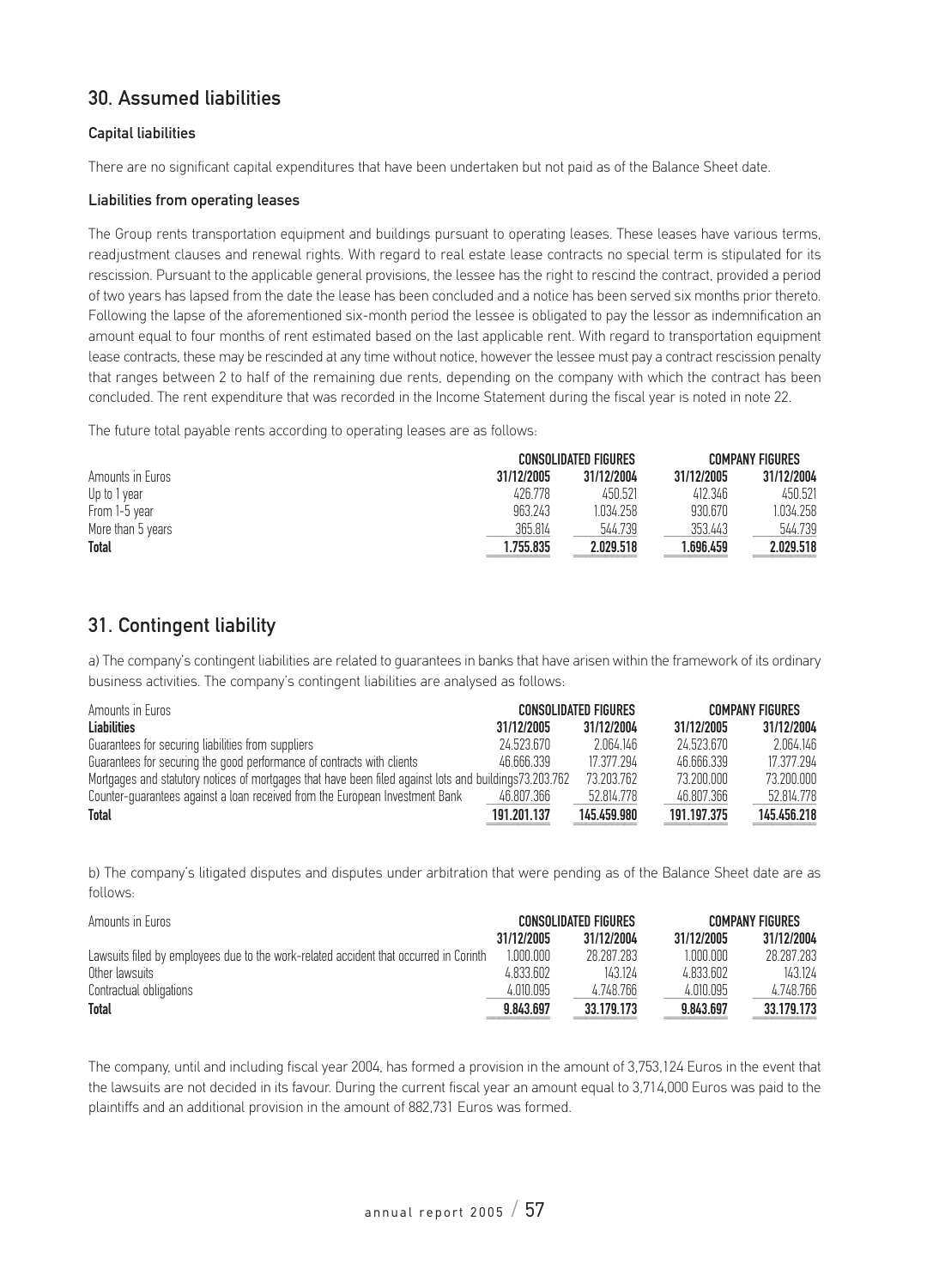## 30. Assumed liabilities

### Capital liabilities

There are no significant capital expenditures that have been undertaken but not paid as of the Balance Sheet date.

### Liabilities from operating leases

The Group rents transportation equipment and buildings pursuant to operating leases. These leases have various terms, readjustment clauses and renewal rights. With regard to real estate lease contracts no special term is stipulated for its rescission. Pursuant to the applicable general provisions, the lessee has the right to rescind the contract, provided a period of two years has lapsed from the date the lease has been concluded and a notice has been served six months prior thereto. Following the lapse of the aforementioned six-month period the lessee is obligated to pay the lessor as indemnification an amount equal to four months of rent estimated based on the last applicable rent. With regard to transportation equipment lease contracts, these may be rescinded at any time without notice, however the lessee must pay a contract rescission penalty that ranges between 2 to half of the remaining due rents, depending on the company with which the contract has been concluded. The rent expenditure that was recorded in the Income Statement during the fiscal year is noted in note 22.

The future total payable rents according to operating leases are as follows:

| | CONSOLIDATED FIGURES | | COMPANY FIGURES | |
|---|---|---|---|---|
| Amounts in Euros | 31/12/2005 | 31/12/2004 | 31/12/2005 | 31/12/2004 |
| Up to 1 year | 426.778 | 450.521 | 412.346 | 450.521 |
| From 1-5 year | 963.243 | 1.034.258 | 930.670 | 1.034.258 |
| More than 5 years | 365.814 | 544.739 | 353.443 | 544.739 |
| **Total** | **1.755.835** | **2.029.518** | **1.696.459** | **2.029.518** |

## 31. Contingent liability

a) The company's contingent liabilities are related to guarantees in banks that have arisen within the framework of its ordinary business activities. The company's contingent liabilities are analysed as follows:

| Amounts in Euros | CONSOLIDATED FIGURES | | COMPANY FIGURES | |
|---|---|---|---|---|
| **Liabilities** | **31/12/2005** | **31/12/2004** | **31/12/2005** | **31/12/2004** |
| Guarantees for securing liabilities from suppliers | 24.523.670 | 2.064.146 | 24.523.670 | 2.064.146 |
| Guarantees for securing the good performance of contracts with clients | 46.666.339 | 17.377.294 | 46.666.339 | 17.377.294 |
| Mortgages and statutory notices of mortgages that have been filed against lots and buildings | 73.203.762 | 73.203.762 | 73.200.000 | 73.200.000 |
| Counter-guarantees against a loan received from the European Investment Bank | 46.807.366 | 52.814.778 | 46.807.366 | 52.814.778 |
| **Total** | **191.201.137** | **145.459.980** | **191.197.375** | **145.456.218** |

b) The company's litigated disputes and disputes under arbitration that were pending as of the Balance Sheet date are as follows:

| Amounts in Euros | CONSOLIDATED FIGURES | | COMPANY FIGURES | |
|---|---|---|---|---|
| | 31/12/2005 | 31/12/2004 | 31/12/2005 | 31/12/2004 |
| Lawsuits filed by employees due to the work-related accident that occurred in Corinth | 1.000.000 | 28.287.283 | 1.000.000 | 28.287.283 |
| Other lawsuits | 4.833.602 | 143.124 | 4.833.602 | 143.124 |
| Contractual obligations | 4.010.095 | 4.748.766 | 4.010.095 | 4.748.766 |
| **Total** | **9.843.697** | **33.179.173** | **9.843.697** | **33.179.173** |

The company, until and including fiscal year 2004, has formed a provision in the amount of 3,753,124 Euros in the event that the lawsuits are not decided in its favour. During the current fiscal year an amount equal to 3,714,000 Euros was paid to the plaintiffs and an additional provision in the amount of 882,731 Euros was formed.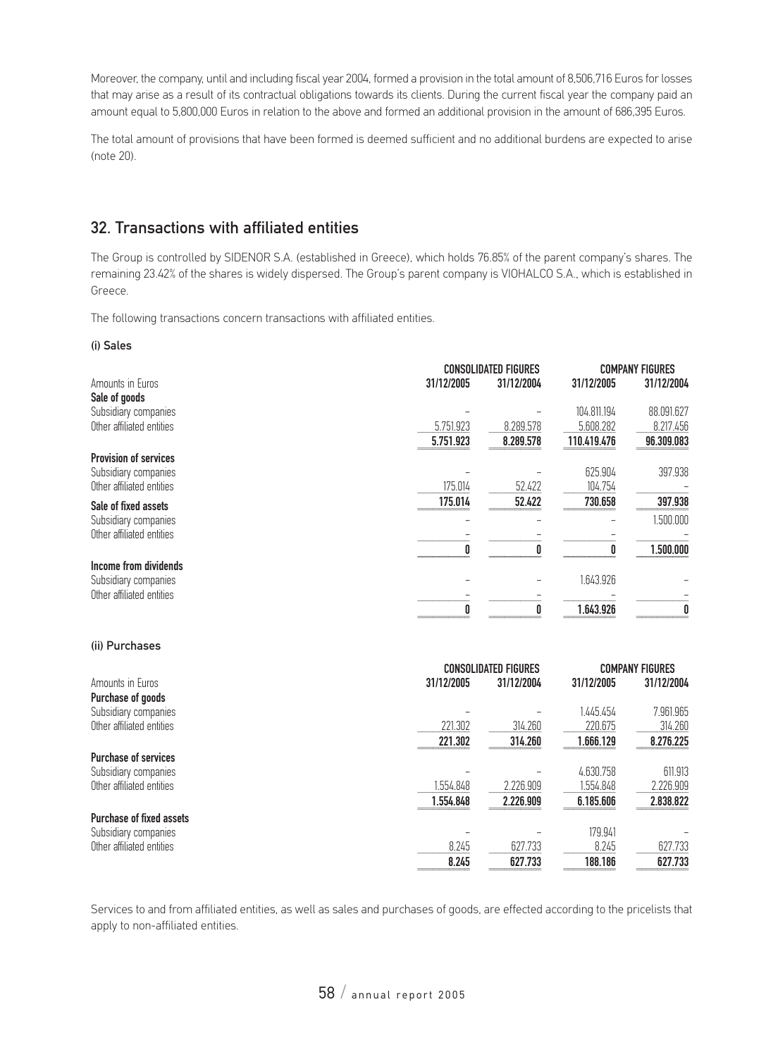Moreover, the company, until and including fiscal year 2004, formed a provision in the total amount of 8,506,716 Euros for losses that may arise as a result of its contractual obligations towards its clients. During the current fiscal year the company paid an amount equal to 5,800,000 Euros in relation to the above and formed an additional provision in the amount of 686,395 Euros.

The total amount of provisions that have been formed is deemed sufficient and no additional burdens are expected to arise (note 20).

## 32. Transactions with affiliated entities

The Group is controlled by SIDENOR S.A. (established in Greece), which holds 76.85% of the parent company's shares. The remaining 23.42% of the shares is widely dispersed. The Group's parent company is VIOHALCO S.A., which is established in Greece.

The following transactions concern transactions with affiliated entities.

### (i) Sales

| | CONSOLIDATED FIGURES | | COMPANY FIGURES | |
|---|---|---|---|---|
| Amounts in Euros | 31/12/2005 | 31/12/2004 | 31/12/2005 | 31/12/2004 |
| **Sale of goods** | | | | |
| Subsidiary companies | – | – | 104.811.194 | 88.091.627 |
| Other affiliated entities | 5.751.923 | 8.289.578 | 5.608.282 | 8.217.456 |
| | **5.751.923** | **8.289.578** | **110.419.476** | **96.309.083** |
| **Provision of services** | | | | |
| Subsidiary companies | – | – | 625.904 | 397.938 |
| Other affiliated entities | 175.014 | 52.422 | 104.754 | – |
| | **175.014** | **52.422** | **730.658** | **397.938** |
| **Sale of fixed assets** | | | | |
| Subsidiary companies | – | – | – | 1.500.000 |
| Other affiliated entities | – | – | – | – |
| | **0** | **0** | **0** | **1.500.000** |
| **Income from dividends** | | | | |
| Subsidiary companies | – | – | 1.643.926 | – |
| Other affiliated entities | – | – | – | – |
| | **0** | **0** | **1.643.926** | **0** |

### (ii) Purchases

| | CONSOLIDATED FIGURES | | COMPANY FIGURES | |
|---|---|---|---|---|
| Amounts in Euros | 31/12/2005 | 31/12/2004 | 31/12/2005 | 31/12/2004 |
| **Purchase of goods** | | | | |
| Subsidiary companies | – | – | 1.445.454 | 7.961.965 |
| Other affiliated entities | 221.302 | 314.260 | 220.675 | 314.260 |
| | **221.302** | **314.260** | **1.666.129** | **8.276.225** |
| **Purchase of services** | | | | |
| Subsidiary companies | – | – | 4.630.758 | 611.913 |
| Other affiliated entities | 1.554.848 | 2.226.909 | 1.554.848 | 2.226.909 |
| | **1.554.848** | **2.226.909** | **6.185.606** | **2.838.822** |
| **Purchase of fixed assets** | | | | |
| Subsidiary companies | – | – | 179.941 | – |
| Other affiliated entities | 8.245 | 627.733 | 8.245 | 627.733 |
| | **8.245** | **627.733** | **188.186** | **627.733** |

Services to and from affiliated entities, as well as sales and purchases of goods, are effected according to the pricelists that apply to non-affiliated entities.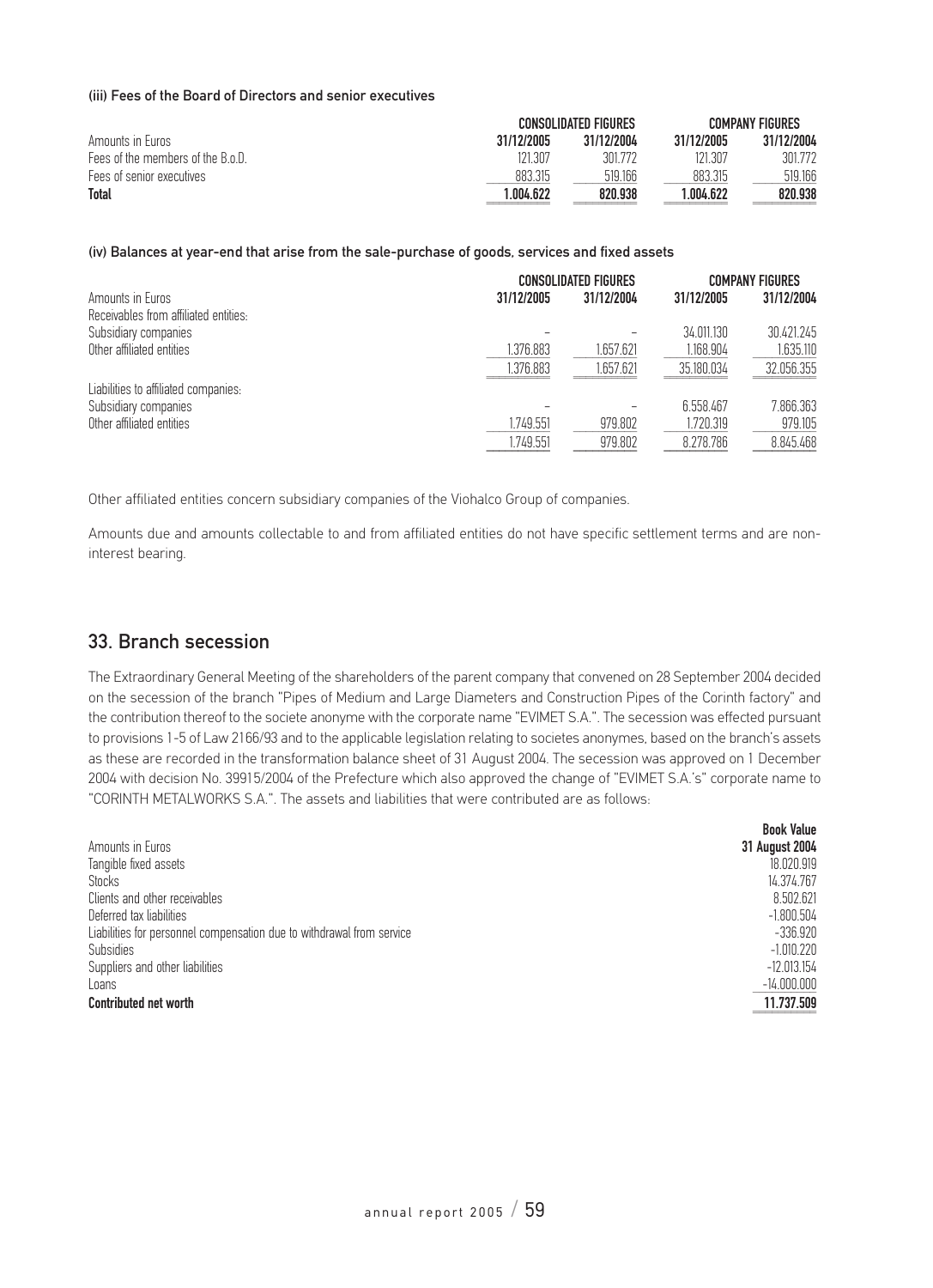#### (iii) Fees of the Board of Directors and senior executives

| Amounts in Euros | CONSOLIDATED FIGURES | | COMPANY FIGURES | |
|---|---|---|---|---|
| | 31/12/2005 | 31/12/2004 | 31/12/2005 | 31/12/2004 |
| Fees of the members of the B.o.D. | 121.307 | 301.772 | 121.307 | 301.772 |
| Fees of senior executives | 883.315 | 519.166 | 883.315 | 519.166 |
| **Total** | **1.004.622** | **820.938** | **1.004.622** | **820.938** |

#### (iv) Balances at year-end that arise from the sale-purchase of goods, services and fixed assets

| Amounts in Euros | CONSOLIDATED FIGURES | | COMPANY FIGURES | |
|---|---|---|---|---|
| | 31/12/2005 | 31/12/2004 | 31/12/2005 | 31/12/2004 |
| Receivables from affiliated entities: | | | | |
| Subsidiary companies | – | – | 34.011.130 | 30.421.245 |
| Other affiliated entities | 1.376.883 | 1.657.621 | 1.168.904 | 1.635.110 |
| | 1.376.883 | 1.657.621 | 35.180.034 | 32.056.355 |
| Liabilities to affiliated companies: | | | | |
| Subsidiary companies | – | – | 6.558.467 | 7.866.363 |
| Other affiliated entities | 1.749.551 | 979.802 | 1.720.319 | 979.105 |
| | 1.749.551 | 979.802 | 8.278.786 | 8.845.468 |

Other affiliated entities concern subsidiary companies of the Viohalco Group of companies.

Amounts due and amounts collectable to and from affiliated entities do not have specific settlement terms and are non-interest bearing.

## 33. Branch secession

The Extraordinary General Meeting of the shareholders of the parent company that convened on 28 September 2004 decided on the secession of the branch "Pipes of Medium and Large Diameters and Construction Pipes of the Corinth factory" and the contribution thereof to the societe anonyme with the corporate name "EVIMET S.A.". The secession was effected pursuant to provisions 1-5 of Law 2166/93 and to the applicable legislation relating to societes anonymes, based on the branch's assets as these are recorded in the transformation balance sheet of 31 August 2004. The secession was approved on 1 December 2004 with decision No. 39915/2004 of the Prefecture which also approved the change of "EVIMET S.A.'s" corporate name to "CORINTH METALWORKS S.A.". The assets and liabilities that were contributed are as follows:

| Amounts in Euros | Book Value 31 August 2004 |
|---|---|
| Tangible fixed assets | 18.020.919 |
| Stocks | 14.374.767 |
| Clients and other receivables | 8.502.621 |
| Deferred tax liabilities | -1.800.504 |
| Liabilities for personnel compensation due to withdrawal from service | -336.920 |
| Subsidies | -1.010.220 |
| Suppliers and other liabilities | -12.013.154 |
| Loans | -14.000.000 |
| **Contributed net worth** | **11.737.509** |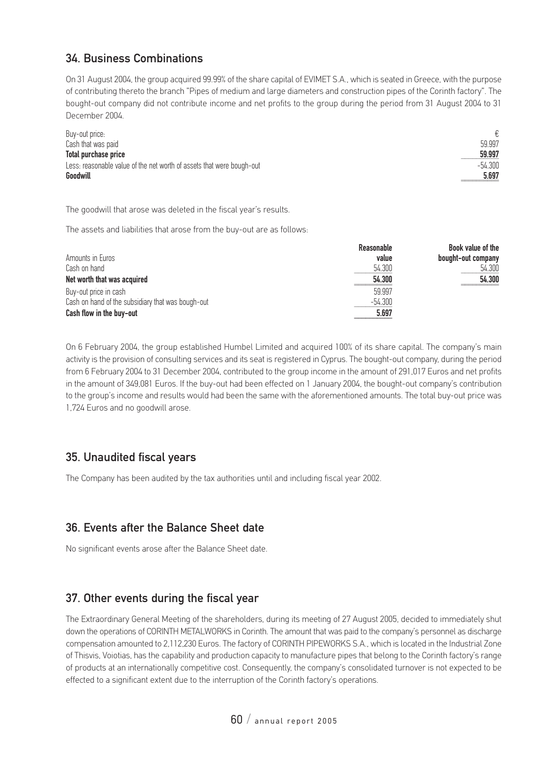## 34. Business Combinations

On 31 August 2004, the group acquired 99.99% of the share capital of EVIMET S.A., which is seated in Greece, with the purpose of contributing thereto the branch "Pipes of medium and large diameters and construction pipes of the Corinth factory". The bought-out company did not contribute income and net profits to the group during the period from 31 August 2004 to 31 December 2004.

| | |
|---|---|
| Buy-out price: | € |
| Cash that was paid | 59.997 |
| **Total purchase price** | **59.997** |
| Less: reasonable value of the net worth of assets that were bough-out | -54.300 |
| **Goodwill** | **5.697** |

The goodwill that arose was deleted in the fiscal year's results.

The assets and liabilities that arose from the buy-out are as follows:

| Amounts in Euros | Reasonable value | Book value of the bought-out company |
|---|---|---|
| Cash on hand | 54.300 | 54.300 |
| **Net worth that was acquired** | **54.300** | **54.300** |
| Buy-out price in cash | 59.997 | |
| Cash on hand of the subsidiary that was bough-out | -54.300 | |
| **Cash flow in the buy-out** | **5.697** | |

On 6 February 2004, the group established Humbel Limited and acquired 100% of its share capital. The company's main activity is the provision of consulting services and its seat is registered in Cyprus. The bought-out company, during the period from 6 February 2004 to 31 December 2004, contributed to the group income in the amount of 291,017 Euros and net profits in the amount of 349,081 Euros. If the buy-out had been effected on 1 January 2004, the bought-out company's contribution to the group's income and results would had been the same with the aforementioned amounts. The total buy-out price was 1,724 Euros and no goodwill arose.

## 35. Unaudited fiscal years

The Company has been audited by the tax authorities until and including fiscal year 2002.

## 36. Events after the Balance Sheet date

No significant events arose after the Balance Sheet date.

## 37. Other events during the fiscal year

The Extraordinary General Meeting of the shareholders, during its meeting of 27 August 2005, decided to immediately shut down the operations of CORINTH METALWORKS in Corinth. The amount that was paid to the company's personnel as discharge compensation amounted to 2,112,230 Euros. The factory of CORINTH PIPEWORKS S.A., which is located in the Industrial Zone of Thisvis, Voiotias, has the capability and production capacity to manufacture pipes that belong to the Corinth factory's range of products at an internationally competitive cost. Consequently, the company's consolidated turnover is not expected to be effected to a significant extent due to the interruption of the Corinth factory's operations.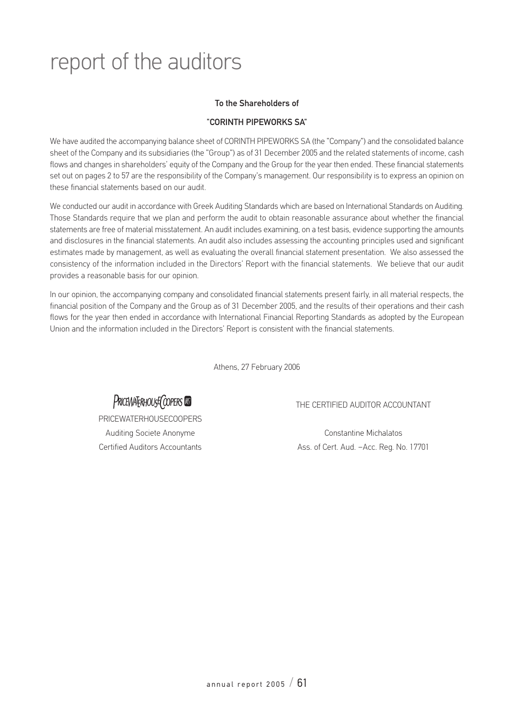# report of the auditors

**To the Shareholders of**

**"CORINTH PIPEWORKS SA"**

We have audited the accompanying balance sheet of CORINTH PIPEWORKS SA (the "Company") and the consolidated balance sheet of the Company and its subsidiaries (the "Group") as of 31 December 2005 and the related statements of income, cash flows and changes in shareholders' equity of the Company and the Group for the year then ended. These financial statements set out on pages 2 to 57 are the responsibility of the Company's management. Our responsibility is to express an opinion on these financial statements based on our audit.

We conducted our audit in accordance with Greek Auditing Standards which are based on International Standards on Auditing. Those Standards require that we plan and perform the audit to obtain reasonable assurance about whether the financial statements are free of material misstatement. An audit includes examining, on a test basis, evidence supporting the amounts and disclosures in the financial statements. An audit also includes assessing the accounting principles used and significant estimates made by management, as well as evaluating the overall financial statement presentation. We also assessed the consistency of the information included in the Directors' Report with the financial statements. We believe that our audit provides a reasonable basis for our opinion.

In our opinion, the accompanying company and consolidated financial statements present fairly, in all material respects, the financial position of the Company and the Group as of 31 December 2005, and the results of their operations and their cash flows for the year then ended in accordance with International Financial Reporting Standards as adopted by the European Union and the information included in the Directors' Report is consistent with the financial statements.

Athens, 27 February 2006

PRICEWATERHOUSECOOPERS
Auditing Societe Anonyme
Certified Auditors Accountants

THE CERTIFIED AUDITOR ACCOUNTANT

Constantine Michalatos
Ass. of Cert. Aud. –Acc. Reg. No. 17701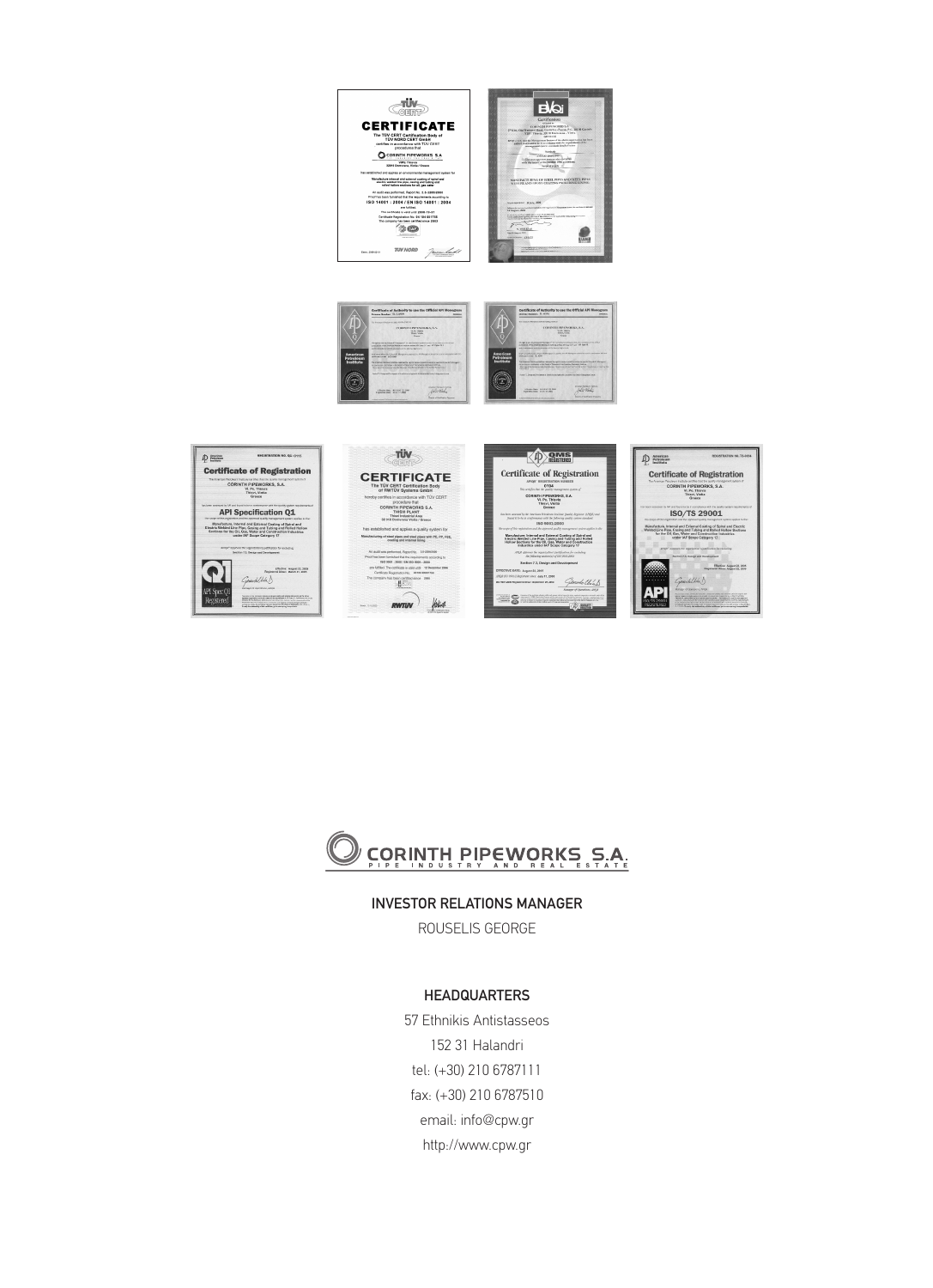CORINTH PIPEWORKS S.A.
PIPE INDUSTRY AND REAL ESTATE

INVESTOR RELATIONS MANAGER

ROUSELIS GEORGE

HEADQUARTERS

57 Ethnikis Antistasseos

152 31 Halandri

tel: (+30) 210 6787111

fax: (+30) 210 6787510

email: info@cpw.gr

http://www.cpw.gr